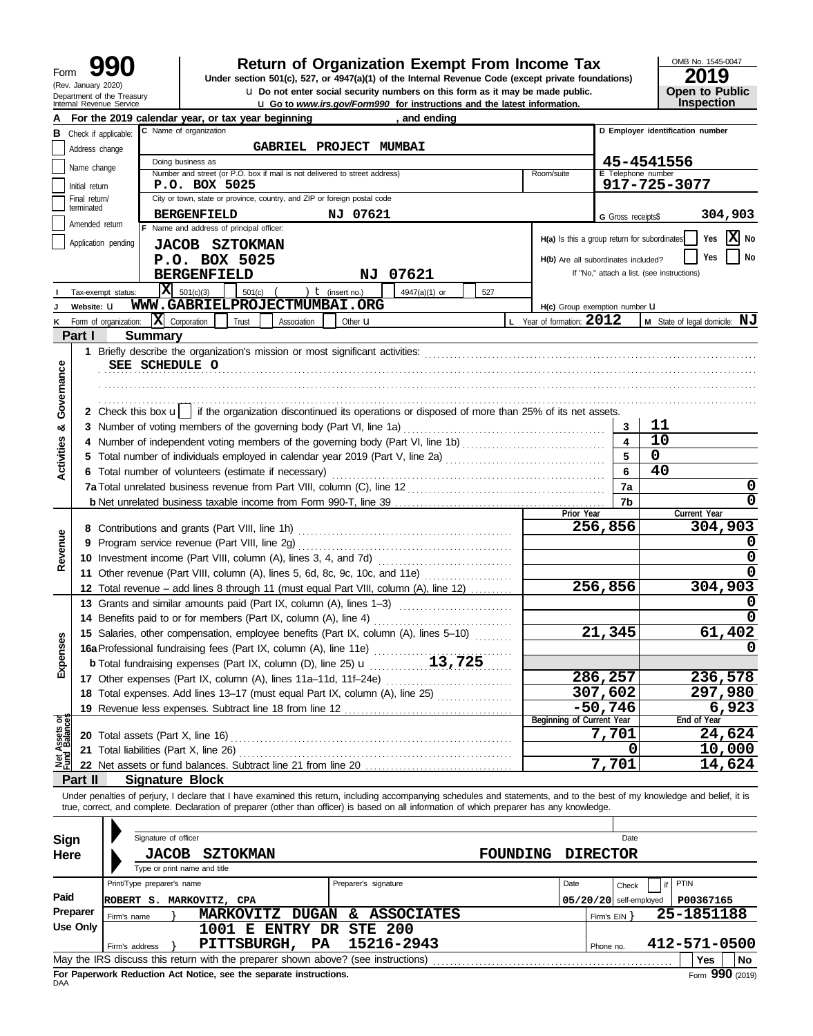Form **990** (Rev. January 2020) Department of the Treasury Internal Revenue Service

# Return of Organization Exempt From Income Tax

**Under section 501(c), 527, or 4947(a)(1) of the Internal Revenue Code (except private foundations)**

u Do not enter social security numbers on this form as it may be made public.

u Go to *www.irs.gov/Form990* for instructions and the latest information.

OMB No. 1545-0047 **2019** **Open to Public Inspection**

**A** For the 2019 calendar year, or tax year beginning , and ending

**B** Check if applicable: Address change; Name change; Initial return; Final return/terminated; Amended return; Application pending

**C** Name of organization: **GABRIEL PROJECT MUMBAI**

Doing business as

Number and street (or P.O. box if mail is not delivered to street address): **P.O. BOX 5025** Room/suite

City or town, state or province, country, and ZIP or foreign postal code: **BERGENFIELD NJ 07621**

**D** Employer identification number: **45-4541556**

**E** Telephone number: **917-725-3077**

**G** Gross receipts$ **304,903**

**F** Name and address of principal officer: **JACOB SZTOKMAN, P.O. BOX 5025, BERGENFIELD NJ 07621**

H(a) Is this a group return for subordinates? Yes [ ] No [X]

H(b) Are all subordinates included? Yes [ ] No [ ] If "No," attach a list. (see instructions)

**I** Tax-exempt status: [X] 501(c)(3) [ ] 501(c) ( ) t (insert no.) [ ] 4947(a)(1) or [ ] 527

**J** Website: u **WWW.GABRIELPROJECTMUMBAI.ORG**

H(c) Group exemption number u

**K** Form of organization: [X] Corporation [ ] Trust [ ] Association [ ] Other u

**L** Year of formation: **2012** **M** State of legal domicile: **NJ**

## Part I Summary

**Activities & Governance**

1 Briefly describe the organization's mission or most significant activities: **SEE SCHEDULE O**

2 Check this box u [ ] if the organization discontinued its operations or disposed of more than 25% of its net assets.

| | | |
|---|---|---|
| 3 Number of voting members of the governing body (Part VI, line 1a) | 3 | 11 |
| 4 Number of independent voting members of the governing body (Part VI, line 1b) | 4 | 10 |
| 5 Total number of individuals employed in calendar year 2019 (Part V, line 2a) | 5 | 0 |
| 6 Total number of volunteers (estimate if necessary) | 6 | 40 |
| 7a Total unrelated business revenue from Part VIII, column (C), line 12 | 7a | 0 |
| b Net unrelated business taxable income from Form 990-T, line 39 | 7b | 0 |

| | Prior Year | Current Year |
|---|---|---|
| **Revenue** | | |
| 8 Contributions and grants (Part VIII, line 1h) | 256,856 | 304,903 |
| 9 Program service revenue (Part VIII, line 2g) | | 0 |
| 10 Investment income (Part VIII, column (A), lines 3, 4, and 7d) | | 0 |
| 11 Other revenue (Part VIII, column (A), lines 5, 6d, 8c, 9c, 10c, and 11e) | | 0 |
| 12 Total revenue – add lines 8 through 11 (must equal Part VIII, column (A), line 12) | 256,856 | 304,903 |
| **Expenses** | | |
| 13 Grants and similar amounts paid (Part IX, column (A), lines 1–3) | | 0 |
| 14 Benefits paid to or for members (Part IX, column (A), line 4) | | 0 |
| 15 Salaries, other compensation, employee benefits (Part IX, column (A), lines 5–10) | 21,345 | 61,402 |
| 16a Professional fundraising fees (Part IX, column (A), line 11e) | | 0 |
| b Total fundraising expenses (Part IX, column (D), line 25) u 13,725 | | |
| 17 Other expenses (Part IX, column (A), lines 11a–11d, 11f–24e) | 286,257 | 236,578 |
| 18 Total expenses. Add lines 13–17 (must equal Part IX, column (A), line 25) | 307,602 | 297,980 |
| 19 Revenue less expenses. Subtract line 18 from line 12 | -50,746 | 6,923 |

| **Net Assets or Fund Balances** | Beginning of Current Year | End of Year |
|---|---|---|
| 20 Total assets (Part X, line 16) | 7,701 | 24,624 |
| 21 Total liabilities (Part X, line 26) | 0 | 10,000 |
| 22 Net assets or fund balances. Subtract line 21 from line 20 | 7,701 | 14,624 |

## Part II Signature Block

Under penalties of perjury, I declare that I have examined this return, including accompanying schedules and statements, and to the best of my knowledge and belief, it is true, correct, and complete. Declaration of preparer (other than officer) is based on all information of which preparer has any knowledge.

**Sign Here**

Signature of officer Date

**JACOB SZTOKMAN FOUNDING DIRECTOR**

Type or print name and title

| **Paid Preparer Use Only** | | | |
|---|---|---|---|
| Print/Type preparer's name: ROBERT S. MARKOVITZ, CPA | Preparer's signature | Date: 05/20/20 | Check [ ] if self-employed; PTIN: P00367165 |
| Firm's name: MARKOVITZ DUGAN & ASSOCIATES | | | Firm's EIN: 25-1851188 |
| Firm's address: 1001 E ENTRY DR STE 200, PITTSBURGH, PA 15216-2943 | | | Phone no. 412-571-0500 |

May the IRS discuss this return with the preparer shown above? (see instructions) Yes No

**For Paperwork Reduction Act Notice, see the separate instructions.** Form **990** (2019)

DAA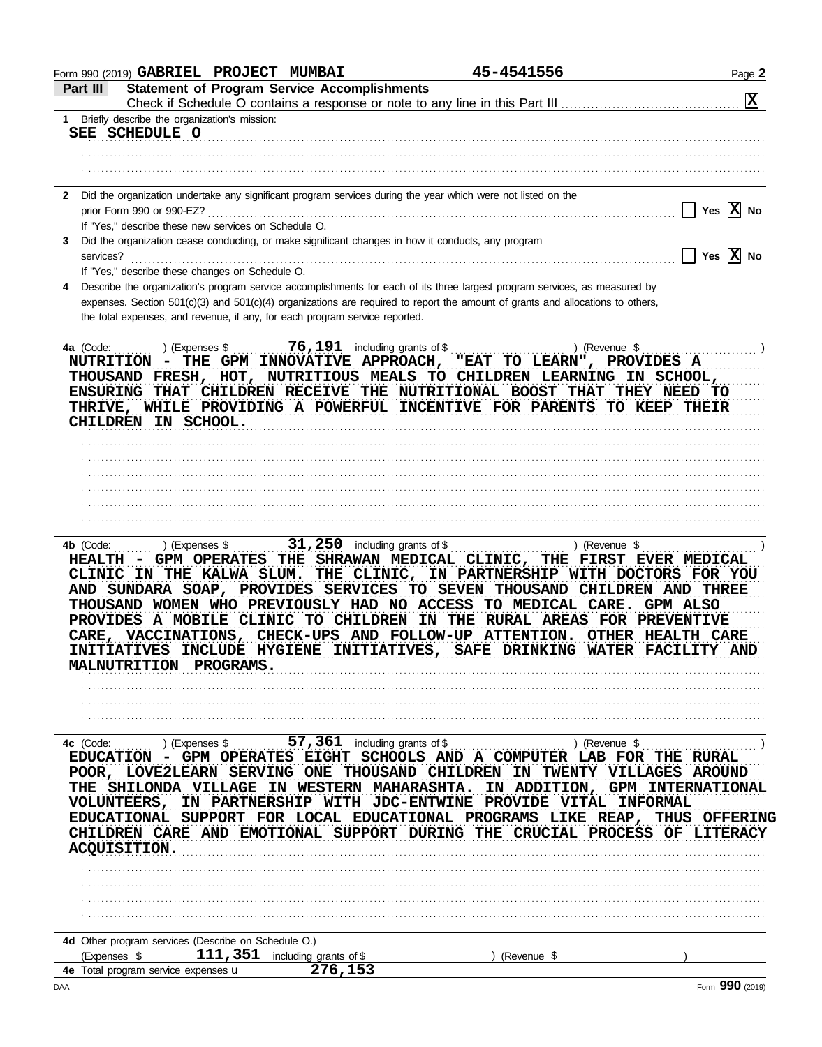Form 990 (2019) **GABRIEL PROJECT MUMBAI** **45-4541556** Page **2**

## Part III — Statement of Program Service Accomplishments

Check if Schedule O contains a response or note to any line in this Part III . . . . . . . . . . . . **[X]**

**1** Briefly describe the organization's mission:

**SEE SCHEDULE O**

**2** Did the organization undertake any significant program services during the year which were not listed on the prior Form 990 or 990-EZ? . . . . . . . . . . [ ] Yes **[X]** No

If "Yes," describe these new services on Schedule O.

**3** Did the organization cease conducting, or make significant changes in how it conducts, any program services? . . . . . . . . . . [ ] Yes **[X]** No

If "Yes," describe these changes on Schedule O.

**4** Describe the organization's program service accomplishments for each of its three largest program services, as measured by expenses. Section 501(c)(3) and 501(c)(4) organizations are required to report the amount of grants and allocations to others, the total expenses, and revenue, if any, for each program service reported.

**4a** (Code: ) (Expenses $ **76,191** including grants of $ ) (Revenue $ )

**NUTRITION - THE GPM INNOVATIVE APPROACH, "EAT TO LEARN", PROVIDES A THOUSAND FRESH, HOT, NUTRITIOUS MEALS TO CHILDREN LEARNING IN SCHOOL, ENSURING THAT CHILDREN RECEIVE THE NUTRITIONAL BOOST THAT THEY NEED TO THRIVE, WHILE PROVIDING A POWERFUL INCENTIVE FOR PARENTS TO KEEP THEIR CHILDREN IN SCHOOL.**

**4b** (Code: ) (Expenses $ **31,250** including grants of $ ) (Revenue $ )

**HEALTH - GPM OPERATES THE SHRAWAN MEDICAL CLINIC, THE FIRST EVER MEDICAL CLINIC IN THE KALWA SLUM. THE CLINIC, IN PARTNERSHIP WITH DOCTORS FOR YOU AND SUNDARA SOAP, PROVIDES SERVICES TO SEVEN THOUSAND CHILDREN AND THREE THOUSAND WOMEN WHO PREVIOUSLY HAD NO ACCESS TO MEDICAL CARE. GPM ALSO PROVIDES A MOBILE CLINIC TO CHILDREN IN THE RURAL AREAS FOR PREVENTIVE CARE, VACCINATIONS, CHECK-UPS AND FOLLOW-UP ATTENTION. OTHER HEALTH CARE INITIATIVES INCLUDE HYGIENE INITIATIVES, SAFE DRINKING WATER FACILITY AND MALNUTRITION PROGRAMS.**

**4c** (Code: ) (Expenses $ **57,361** including grants of $ ) (Revenue $ )

**EDUCATION - GPM OPERATES EIGHT SCHOOLS AND A COMPUTER LAB FOR THE RURAL POOR, LOVE2LEARN SERVING ONE THOUSAND CHILDREN IN TWENTY VILLAGES AROUND THE SHILONDA VILLAGE IN WESTERN MAHARASHTA. IN ADDITION, GPM INTERNATIONAL VOLUNTEERS, IN PARTNERSHIP WITH JDC-ENTWINE PROVIDE VITAL INFORMAL EDUCATIONAL SUPPORT FOR LOCAL EDUCATIONAL PROGRAMS LIKE REAP, THUS OFFERING CHILDREN CARE AND EMOTIONAL SUPPORT DURING THE CRUCIAL PROCESS OF LITERACY ACQUISITION.**

**4d** Other program services (Describe on Schedule O.)

(Expenses $ **111,351** including grants of $ ) (Revenue $ )

**4e** Total program service expenses **276,153**

DAA Form **990** (2019)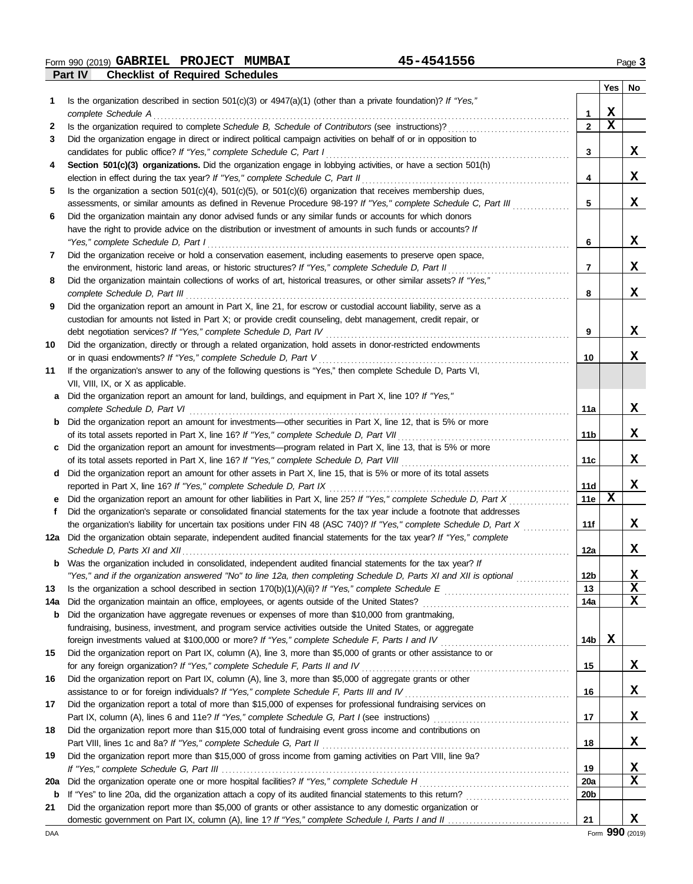Form 990 (2019) **GABRIEL PROJECT MUMBAI** **45-4541556** Page **3**

**Part IV Checklist of Required Schedules**

| | | | Yes | No |
|---|---|---|---|---|
| 1 | Is the organization described in section 501(c)(3) or 4947(a)(1) (other than a private foundation)? *If "Yes," complete Schedule A* | 1 | X | |
| 2 | Is the organization required to complete *Schedule B, Schedule of Contributors* (see instructions)? | 2 | X | |
| 3 | Did the organization engage in direct or indirect political campaign activities on behalf of or in opposition to candidates for public office? *If "Yes," complete Schedule C, Part I* | 3 | | X |
| 4 | **Section 501(c)(3) organizations.** Did the organization engage in lobbying activities, or have a section 501(h) election in effect during the tax year? *If "Yes," complete Schedule C, Part II* | 4 | | X |
| 5 | Is the organization a section 501(c)(4), 501(c)(5), or 501(c)(6) organization that receives membership dues, assessments, or similar amounts as defined in Revenue Procedure 98-19? *If "Yes," complete Schedule C, Part III* | 5 | | X |
| 6 | Did the organization maintain any donor advised funds or any similar funds or accounts for which donors have the right to provide advice on the distribution or investment of amounts in such funds or accounts? *If "Yes," complete Schedule D, Part I* | 6 | | X |
| 7 | Did the organization receive or hold a conservation easement, including easements to preserve open space, the environment, historic land areas, or historic structures? *If "Yes," complete Schedule D, Part II* | 7 | | X |
| 8 | Did the organization maintain collections of works of art, historical treasures, or other similar assets? *If "Yes," complete Schedule D, Part III* | 8 | | X |
| 9 | Did the organization report an amount in Part X, line 21, for escrow or custodial account liability, serve as a custodian for amounts not listed in Part X; or provide credit counseling, debt management, credit repair, or debt negotiation services? *If "Yes," complete Schedule D, Part IV* | 9 | | X |
| 10 | Did the organization, directly or through a related organization, hold assets in donor-restricted endowments or in quasi endowments? *If "Yes," complete Schedule D, Part V* | 10 | | X |
| 11 | If the organization's answer to any of the following questions is "Yes," then complete Schedule D, Parts VI, VII, VIII, IX, or X as applicable. | | | |
| a | Did the organization report an amount for land, buildings, and equipment in Part X, line 10? *If "Yes," complete Schedule D, Part VI* | 11a | | X |
| b | Did the organization report an amount for investments—other securities in Part X, line 12, that is 5% or more of its total assets reported in Part X, line 16? *If "Yes," complete Schedule D, Part VII* | 11b | | X |
| c | Did the organization report an amount for investments—program related in Part X, line 13, that is 5% or more of its total assets reported in Part X, line 16? *If "Yes," complete Schedule D, Part VIII* | 11c | | X |
| d | Did the organization report an amount for other assets in Part X, line 15, that is 5% or more of its total assets reported in Part X, line 16? *If "Yes," complete Schedule D, Part IX* | 11d | | X |
| e | Did the organization report an amount for other liabilities in Part X, line 25? *If "Yes," complete Schedule D, Part X* | 11e | X | |
| f | Did the organization's separate or consolidated financial statements for the tax year include a footnote that addresses the organization's liability for uncertain tax positions under FIN 48 (ASC 740)? *If "Yes," complete Schedule D, Part X* | 11f | | X |
| 12a | Did the organization obtain separate, independent audited financial statements for the tax year? *If "Yes," complete Schedule D, Parts XI and XII* | 12a | | X |
| b | Was the organization included in consolidated, independent audited financial statements for the tax year? *If "Yes," and if the organization answered "No" to line 12a, then completing Schedule D, Parts XI and XII is optional* | 12b | | X |
| 13 | Is the organization a school described in section 170(b)(1)(A)(ii)? *If "Yes," complete Schedule E* | 13 | | X |
| 14a | Did the organization maintain an office, employees, or agents outside of the United States? | 14a | | X |
| b | Did the organization have aggregate revenues or expenses of more than $10,000 from grantmaking, fundraising, business, investment, and program service activities outside the United States, or aggregate foreign investments valued at $100,000 or more? *If "Yes," complete Schedule F, Parts I and IV* | 14b | X | |
| 15 | Did the organization report on Part IX, column (A), line 3, more than $5,000 of grants or other assistance to or for any foreign organization? *If "Yes," complete Schedule F, Parts II and IV* | 15 | | X |
| 16 | Did the organization report on Part IX, column (A), line 3, more than $5,000 of aggregate grants or other assistance to or for foreign individuals? *If "Yes," complete Schedule F, Parts III and IV* | 16 | | X |
| 17 | Did the organization report a total of more than $15,000 of expenses for professional fundraising services on Part IX, column (A), lines 6 and 11e? *If "Yes," complete Schedule G, Part I* (see instructions) | 17 | | X |
| 18 | Did the organization report more than $15,000 total of fundraising event gross income and contributions on Part VIII, lines 1c and 8a? *If "Yes," complete Schedule G, Part II* | 18 | | X |
| 19 | Did the organization report more than $15,000 of gross income from gaming activities on Part VIII, line 9a? *If "Yes," complete Schedule G, Part III* | 19 | | X |
| 20a | Did the organization operate one or more hospital facilities? *If "Yes," complete Schedule H* | 20a | | X |
| b | If "Yes" to line 20a, did the organization attach a copy of its audited financial statements to this return? | 20b | | |
| 21 | Did the organization report more than $5,000 of grants or other assistance to any domestic organization or domestic government on Part IX, column (A), line 1? *If "Yes," complete Schedule I, Parts I and II* | 21 | | X |

DAA Form **990** (2019)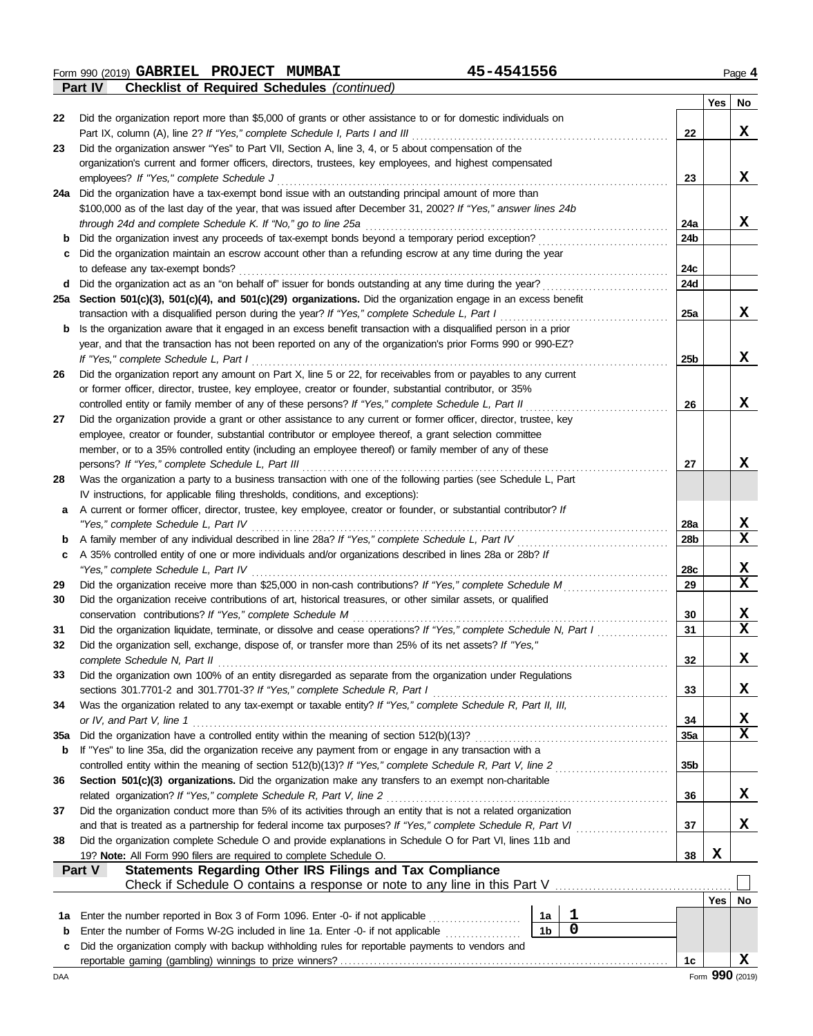Form 990 (2019) **GABRIEL PROJECT MUMBAI** **45-4541556** Page **4**

**Part IV** **Checklist of Required Schedules** *(continued)*

| | | | Yes | No |
|---|---|---|---|---|
| 22 | Did the organization report more than $5,000 of grants or other assistance to or for domestic individuals on Part IX, column (A), line 2? *If "Yes," complete Schedule I, Parts I and III* | 22 | | X |
| 23 | Did the organization answer "Yes" to Part VII, Section A, line 3, 4, or 5 about compensation of the organization's current and former officers, directors, trustees, key employees, and highest compensated employees? *If "Yes," complete Schedule J* | 23 | | X |
| 24a | Did the organization have a tax-exempt bond issue with an outstanding principal amount of more than $100,000 as of the last day of the year, that was issued after December 31, 2002? *If "Yes," answer lines 24b through 24d and complete Schedule K. If "No," go to line 25a* | 24a | | X |
| b | Did the organization invest any proceeds of tax-exempt bonds beyond a temporary period exception? | 24b | | |
| c | Did the organization maintain an escrow account other than a refunding escrow at any time during the year to defease any tax-exempt bonds? | 24c | | |
| d | Did the organization act as an "on behalf of" issuer for bonds outstanding at any time during the year? | 24d | | |
| 25a | **Section 501(c)(3), 501(c)(4), and 501(c)(29) organizations.** Did the organization engage in an excess benefit transaction with a disqualified person during the year? *If "Yes," complete Schedule L, Part I* | 25a | | X |
| b | Is the organization aware that it engaged in an excess benefit transaction with a disqualified person in a prior year, and that the transaction has not been reported on any of the organization's prior Forms 990 or 990-EZ? *If "Yes," complete Schedule L, Part I* | 25b | | X |
| 26 | Did the organization report any amount on Part X, line 5 or 22, for receivables from or payables to any current or former officer, director, trustee, key employee, creator or founder, substantial contributor, or 35% controlled entity or family member of any of these persons? *If "Yes," complete Schedule L, Part II* | 26 | | X |
| 27 | Did the organization provide a grant or other assistance to any current or former officer, director, trustee, key employee, creator or founder, substantial contributor or employee thereof, a grant selection committee member, or to a 35% controlled entity (including an employee thereof) or family member of any of these persons? *If "Yes," complete Schedule L, Part III* | 27 | | X |
| 28 | Was the organization a party to a business transaction with one of the following parties (see Schedule L, Part IV instructions, for applicable filing thresholds, conditions, and exceptions): | | | |
| a | A current or former officer, director, trustee, key employee, creator or founder, or substantial contributor? *If "Yes," complete Schedule L, Part IV* | 28a | | X |
| b | A family member of any individual described in line 28a? *If "Yes," complete Schedule L, Part IV* | 28b | | X |
| c | A 35% controlled entity of one or more individuals and/or organizations described in lines 28a or 28b? *If "Yes," complete Schedule L, Part IV* | 28c | | X |
| 29 | Did the organization receive more than $25,000 in non-cash contributions? *If "Yes," complete Schedule M* | 29 | | X |
| 30 | Did the organization receive contributions of art, historical treasures, or other similar assets, or qualified conservation contributions? *If "Yes," complete Schedule M* | 30 | | X |
| 31 | Did the organization liquidate, terminate, or dissolve and cease operations? *If "Yes," complete Schedule N, Part I* | 31 | | X |
| 32 | Did the organization sell, exchange, dispose of, or transfer more than 25% of its net assets? *If "Yes," complete Schedule N, Part II* | 32 | | X |
| 33 | Did the organization own 100% of an entity disregarded as separate from the organization under Regulations sections 301.7701-2 and 301.7701-3? *If "Yes," complete Schedule R, Part I* | 33 | | X |
| 34 | Was the organization related to any tax-exempt or taxable entity? *If "Yes," complete Schedule R, Part II, III, or IV, and Part V, line 1* | 34 | | X |
| 35a | Did the organization have a controlled entity within the meaning of section 512(b)(13)? | 35a | | X |
| b | If "Yes" to line 35a, did the organization receive any payment from or engage in any transaction with a controlled entity within the meaning of section 512(b)(13)? *If "Yes," complete Schedule R, Part V, line 2* | 35b | | |
| 36 | **Section 501(c)(3) organizations.** Did the organization make any transfers to an exempt non-charitable related organization? *If "Yes," complete Schedule R, Part V, line 2* | 36 | | X |
| 37 | Did the organization conduct more than 5% of its activities through an entity that is not a related organization and that is treated as a partnership for federal income tax purposes? *If "Yes," complete Schedule R, Part VI* | 37 | | X |
| 38 | Did the organization complete Schedule O and provide explanations in Schedule O for Part VI, lines 11b and 19? **Note:** All Form 990 filers are required to complete Schedule O. | 38 | X | |

**Part V** **Statements Regarding Other IRS Filings and Tax Compliance**

Check if Schedule O contains a response or note to any line in this Part V ☐

| | | | | | Yes | No |
|---|---|---|---|---|---|---|
| 1a | Enter the number reported in Box 3 of Form 1096. Enter -0- if not applicable | 1a | 1 | | | |
| b | Enter the number of Forms W-2G included in line 1a. Enter -0- if not applicable | 1b | 0 | | | |
| c | Did the organization comply with backup withholding rules for reportable payments to vendors and reportable gaming (gambling) winnings to prize winners? | | | 1c | | X |

DAA Form **990** (2019)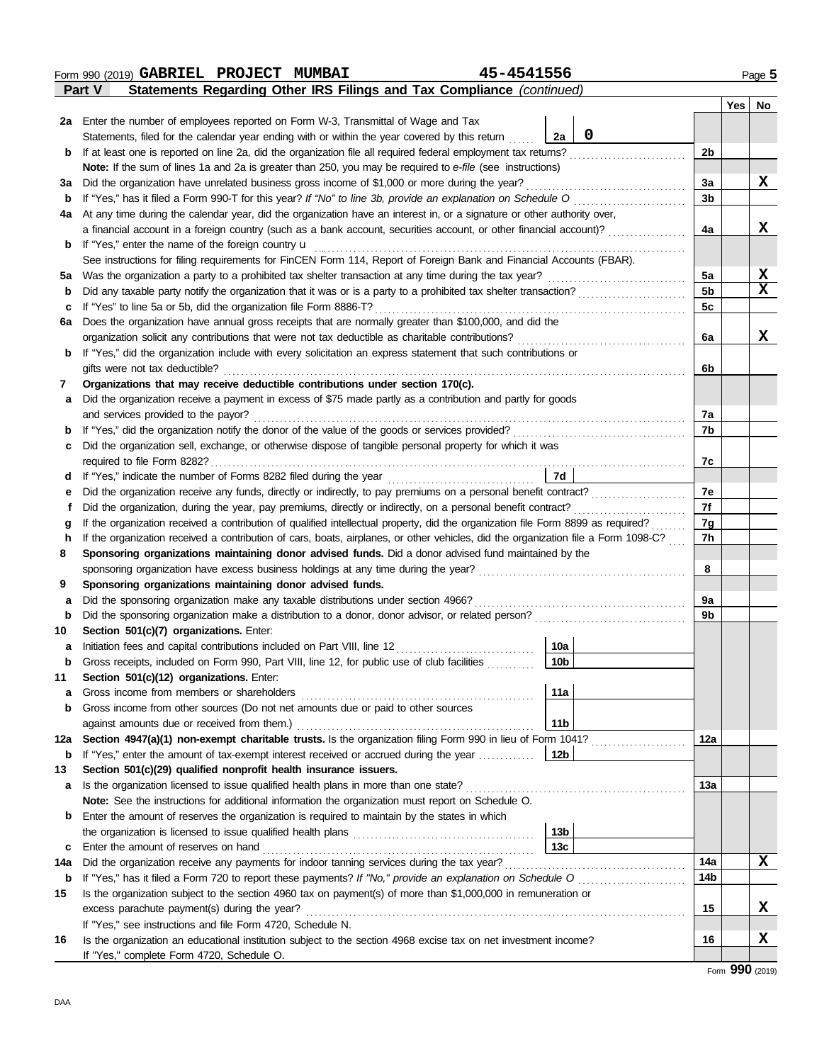Form 990 (2019) **GABRIEL PROJECT MUMBAI** **45-4541556** Page **5**

**Part V** **Statements Regarding Other IRS Filings and Tax Compliance** *(continued)*

| | | | | | Yes | No |
|---|---|---|---|---|---|---|
| **2a** | Enter the number of employees reported on Form W-3, Transmittal of Wage and Tax Statements, filed for the calendar year ending with or within the year covered by this return | **2a** | 0 | | | |
| **b** | If at least one is reported on line 2a, did the organization file all required federal employment tax returns? | | | **2b** | | |
| | **Note:** If the sum of lines 1a and 2a is greater than 250, you may be required to *e-file* (see instructions) | | | | | |
| **3a** | Did the organization have unrelated business gross income of $1,000 or more during the year? | | | **3a** | | X |
| **b** | If "Yes," has it filed a Form 990-T for this year? *If "No" to line 3b, provide an explanation on Schedule O* | | | **3b** | | |
| **4a** | At any time during the calendar year, did the organization have an interest in, or a signature or other authority over, a financial account in a foreign country (such as a bank account, securities account, or other financial account)? | | | **4a** | | X |
| **b** | If "Yes," enter the name of the foreign country u | | | | | |
| | See instructions for filing requirements for FinCEN Form 114, Report of Foreign Bank and Financial Accounts (FBAR). | | | | | |
| **5a** | Was the organization a party to a prohibited tax shelter transaction at any time during the tax year? | | | **5a** | | X |
| **b** | Did any taxable party notify the organization that it was or is a party to a prohibited tax shelter transaction? | | | **5b** | | X |
| **c** | If "Yes" to line 5a or 5b, did the organization file Form 8886-T? | | | **5c** | | |
| **6a** | Does the organization have annual gross receipts that are normally greater than $100,000, and did the organization solicit any contributions that were not tax deductible as charitable contributions? | | | **6a** | | X |
| **b** | If "Yes," did the organization include with every solicitation an express statement that such contributions or gifts were not tax deductible? | | | **6b** | | |
| **7** | **Organizations that may receive deductible contributions under section 170(c).** | | | | | |
| **a** | Did the organization receive a payment in excess of $75 made partly as a contribution and partly for goods and services provided to the payor? | | | **7a** | | |
| **b** | If "Yes," did the organization notify the donor of the value of the goods or services provided? | | | **7b** | | |
| **c** | Did the organization sell, exchange, or otherwise dispose of tangible personal property for which it was required to file Form 8282? | | | **7c** | | |
| **d** | If "Yes," indicate the number of Forms 8282 filed during the year | **7d** | | | | |
| **e** | Did the organization receive any funds, directly or indirectly, to pay premiums on a personal benefit contract? | | | **7e** | | |
| **f** | Did the organization, during the year, pay premiums, directly or indirectly, on a personal benefit contract? | | | **7f** | | |
| **g** | If the organization received a contribution of qualified intellectual property, did the organization file Form 8899 as required? | | | **7g** | | |
| **h** | If the organization received a contribution of cars, boats, airplanes, or other vehicles, did the organization file a Form 1098-C? | | | **7h** | | |
| **8** | **Sponsoring organizations maintaining donor advised funds.** Did a donor advised fund maintained by the sponsoring organization have excess business holdings at any time during the year? | | | **8** | | |
| **9** | **Sponsoring organizations maintaining donor advised funds.** | | | | | |
| **a** | Did the sponsoring organization make any taxable distributions under section 4966? | | | **9a** | | |
| **b** | Did the sponsoring organization make a distribution to a donor, donor advisor, or related person? | | | **9b** | | |
| **10** | **Section 501(c)(7) organizations.** Enter: | | | | | |
| **a** | Initiation fees and capital contributions included on Part VIII, line 12 | **10a** | | | | |
| **b** | Gross receipts, included on Form 990, Part VIII, line 12, for public use of club facilities | **10b** | | | | |
| **11** | **Section 501(c)(12) organizations.** Enter: | | | | | |
| **a** | Gross income from members or shareholders | **11a** | | | | |
| **b** | Gross income from other sources (Do not net amounts due or paid to other sources against amounts due or received from them.) | **11b** | | | | |
| **12a** | **Section 4947(a)(1) non-exempt charitable trusts.** Is the organization filing Form 990 in lieu of Form 1041? | | | **12a** | | |
| **b** | If "Yes," enter the amount of tax-exempt interest received or accrued during the year | **12b** | | | | |
| **13** | **Section 501(c)(29) qualified nonprofit health insurance issuers.** | | | | | |
| **a** | Is the organization licensed to issue qualified health plans in more than one state? | | | **13a** | | |
| | **Note:** See the instructions for additional information the organization must report on Schedule O. | | | | | |
| **b** | Enter the amount of reserves the organization is required to maintain by the states in which the organization is licensed to issue qualified health plans | **13b** | | | | |
| **c** | Enter the amount of reserves on hand | **13c** | | | | |
| **14a** | Did the organization receive any payments for indoor tanning services during the tax year? | | | **14a** | | X |
| **b** | If "Yes," has it filed a Form 720 to report these payments? *If "No," provide an explanation on Schedule O* | | | **14b** | | |
| **15** | Is the organization subject to the section 4960 tax on payment(s) of more than $1,000,000 in remuneration or excess parachute payment(s) during the year? | | | **15** | | X |
| | If "Yes," see instructions and file Form 4720, Schedule N. | | | | | |
| **16** | Is the organization an educational institution subject to the section 4968 excise tax on net investment income? | | | **16** | | X |
| | If "Yes," complete Form 4720, Schedule O. | | | | | |

Form **990** (2019)

DAA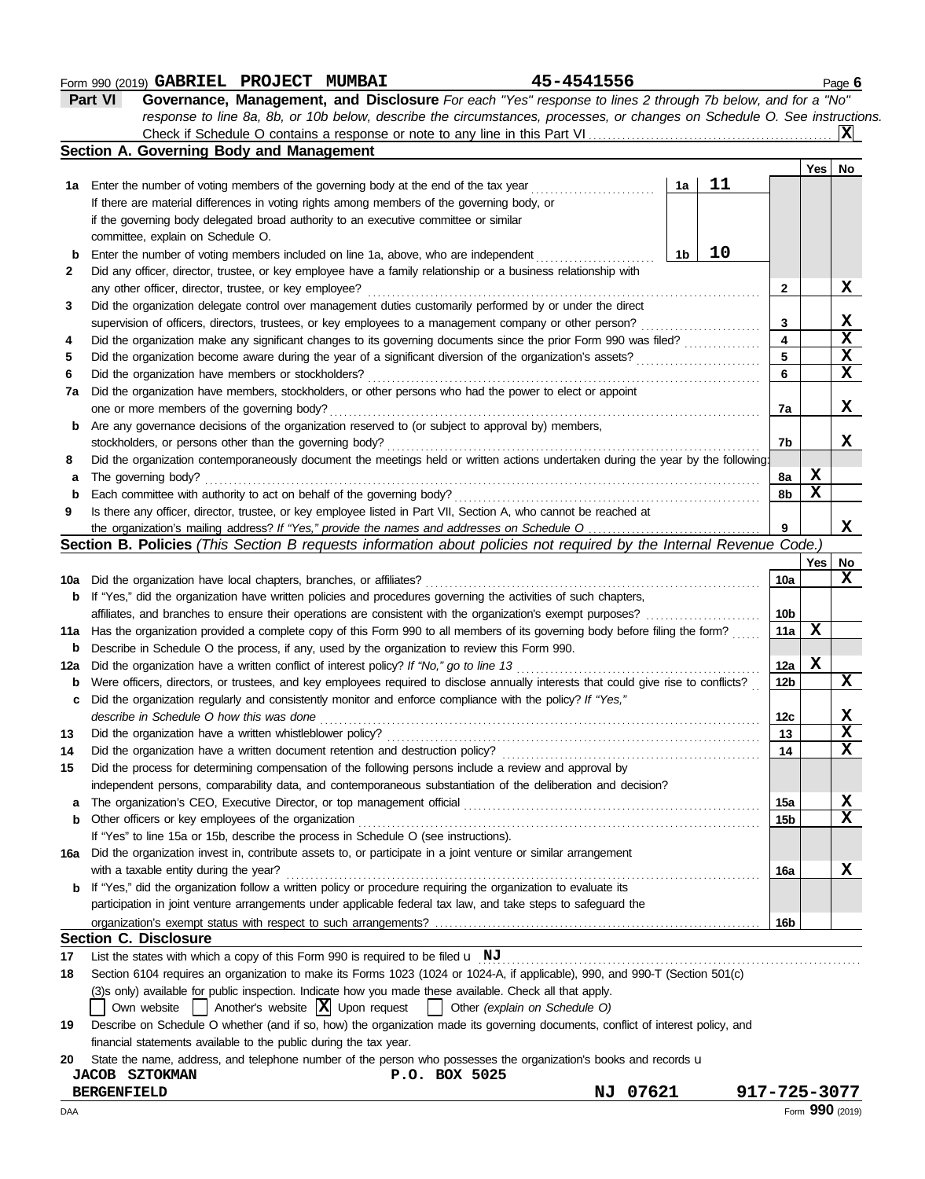Form 990 (2019) **GABRIEL PROJECT MUMBAI** **45-4541556** Page **6**

## Part VI Governance, Management, and Disclosure

*For each "Yes" response to lines 2 through 7b below, and for a "No" response to line 8a, 8b, or 10b below, describe the circumstances, processes, or changes on Schedule O. See instructions.*

Check if Schedule O contains a response or note to any line in this Part VI .......... **X**

### Section A. Governing Body and Management

| | | | | Yes | No |
|---|---|---|---|---|---|
| **1a** | Enter the number of voting members of the governing body at the end of the tax year ... **1a** **11** If there are material differences in voting rights among members of the governing body, or if the governing body delegated broad authority to an executive committee or similar committee, explain on Schedule O. | | | | |
| **b** | Enter the number of voting members included on line 1a, above, who are independent ... **1b** **10** | | | | |
| **2** | Did any officer, director, trustee, or key employee have a family relationship or a business relationship with any other officer, director, trustee, or key employee? | **2** | | | **X** |
| **3** | Did the organization delegate control over management duties customarily performed by or under the direct supervision of officers, directors, trustees, or key employees to a management company or other person? | **3** | | | **X** |
| **4** | Did the organization make any significant changes to its governing documents since the prior Form 990 was filed? | **4** | | | **X** |
| **5** | Did the organization become aware during the year of a significant diversion of the organization's assets? | **5** | | | **X** |
| **6** | Did the organization have members or stockholders? | **6** | | | **X** |
| **7a** | Did the organization have members, stockholders, or other persons who had the power to elect or appoint one or more members of the governing body? | **7a** | | | **X** |
| **b** | Are any governance decisions of the organization reserved to (or subject to approval by) members, stockholders, or persons other than the governing body? | **7b** | | | **X** |
| **8** | Did the organization contemporaneously document the meetings held or written actions undertaken during the year by the following: | | | | |
| **a** | The governing body? | **8a** | | **X** | |
| **b** | Each committee with authority to act on behalf of the governing body? | **8b** | | **X** | |
| **9** | Is there any officer, director, trustee, or key employee listed in Part VII, Section A, who cannot be reached at the organization's mailing address? *If "Yes," provide the names and addresses on Schedule O* | **9** | | | **X** |

### Section B. Policies *(This Section B requests information about policies not required by the Internal Revenue Code.)*

| | | | Yes | No |
|---|---|---|---|---|
| **10a** | Did the organization have local chapters, branches, or affiliates? | **10a** | | **X** |
| **b** | If "Yes," did the organization have written policies and procedures governing the activities of such chapters, affiliates, and branches to ensure their operations are consistent with the organization's exempt purposes? | **10b** | | |
| **11a** | Has the organization provided a complete copy of this Form 990 to all members of its governing body before filing the form? | **11a** | **X** | |
| **b** | Describe in Schedule O the process, if any, used by the organization to review this Form 990. | | | |
| **12a** | Did the organization have a written conflict of interest policy? *If "No," go to line 13* | **12a** | **X** | |
| **b** | Were officers, directors, or trustees, and key employees required to disclose annually interests that could give rise to conflicts? | **12b** | | **X** |
| **c** | Did the organization regularly and consistently monitor and enforce compliance with the policy? *If "Yes," describe in Schedule O how this was done* | **12c** | | **X** |
| **13** | Did the organization have a written whistleblower policy? | **13** | | **X** |
| **14** | Did the organization have a written document retention and destruction policy? | **14** | | **X** |
| **15** | Did the process for determining compensation of the following persons include a review and approval by independent persons, comparability data, and contemporaneous substantiation of the deliberation and decision? | | | |
| **a** | The organization's CEO, Executive Director, or top management official | **15a** | | **X** |
| **b** | Other officers or key employees of the organization | **15b** | | **X** |
| | If "Yes" to line 15a or 15b, describe the process in Schedule O (see instructions). | | | |
| **16a** | Did the organization invest in, contribute assets to, or participate in a joint venture or similar arrangement with a taxable entity during the year? | **16a** | | **X** |
| **b** | If "Yes," did the organization follow a written policy or procedure requiring the organization to evaluate its participation in joint venture arrangements under applicable federal tax law, and take steps to safeguard the organization's exempt status with respect to such arrangements? | **16b** | | |

### Section C. Disclosure

**17** List the states with which a copy of this Form 990 is required to be filed u **NJ**

**18** Section 6104 requires an organization to make its Forms 1023 (1024 or 1024-A, if applicable), 990, and 990-T (Section 501(c)(3)s only) available for public inspection. Indicate how you made these available. Check all that apply.

☐ Own website ☐ Another's website ☒ Upon request ☐ Other *(explain on Schedule O)*

**19** Describe on Schedule O whether (and if so, how) the organization made its governing documents, conflict of interest policy, and financial statements available to the public during the tax year.

**20** State the name, address, and telephone number of the person who possesses the organization's books and records u

**JACOB SZTOKMAN** **P.O. BOX 5025**
**BERGENFIELD** **NJ 07621** **917-725-3077**

DAA Form **990** (2019)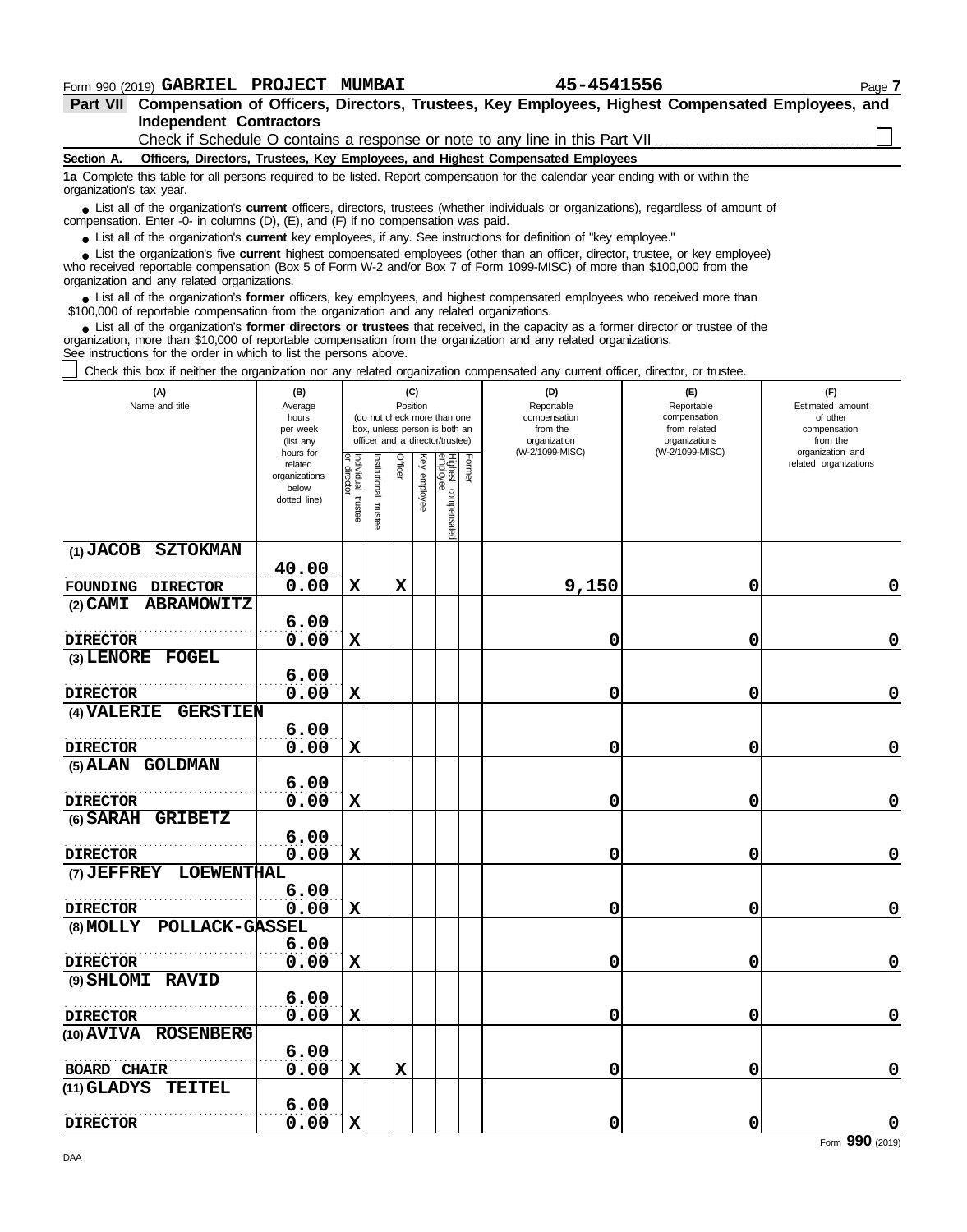Form 990 (2019) **GABRIEL PROJECT MUMBAI** **45-4541556**

**Part VII Compensation of Officers, Directors, Trustees, Key Employees, Highest Compensated Employees, and Independent Contractors**

Check if Schedule O contains a response or note to any line in this Part VII ☐

**Section A. Officers, Directors, Trustees, Key Employees, and Highest Compensated Employees**

**1a** Complete this table for all persons required to be listed. Report compensation for the calendar year ending with or within the organization's tax year.

- List all of the organization's **current** officers, directors, trustees (whether individuals or organizations), regardless of amount of compensation. Enter -0- in columns (D), (E), and (F) if no compensation was paid.
- List all of the organization's **current** key employees, if any. See instructions for definition of "key employee."
- List the organization's five **current** highest compensated employees (other than an officer, director, trustee, or key employee) who received reportable compensation (Box 5 of Form W-2 and/or Box 7 of Form 1099-MISC) of more than $100,000 from the organization and any related organizations.
- List all of the organization's **former** officers, key employees, and highest compensated employees who received more than $100,000 of reportable compensation from the organization and any related organizations.
- List all of the organization's **former directors or trustees** that received, in the capacity as a former director or trustee of the organization, more than $10,000 of reportable compensation from the organization and any related organizations.

See instructions for the order in which to list the persons above.

☐ Check this box if neither the organization nor any related organization compensated any current officer, director, or trustee.

| (A) Name and title | (B) Average hours per week (list any hours for related organizations below dotted line) | (C) Position: Individual trustee or director | Institutional trustee | Officer | Key employee | Highest compensated employee | Former | (D) Reportable compensation from the organization (W-2/1099-MISC) | (E) Reportable compensation from related organizations (W-2/1099-MISC) | (F) Estimated amount of other compensation from the organization and related organizations |
|---|---|---|---|---|---|---|---|---|---|---|
| (1) JACOB SZTOKMAN<br>FOUNDING DIRECTOR | 40.00<br>0.00 | X | | X | | | | 9,150 | 0 | 0 |
| (2) CAMI ABRAMOWITZ<br>DIRECTOR | 6.00<br>0.00 | X | | | | | | 0 | 0 | 0 |
| (3) LENORE FOGEL<br>DIRECTOR | 6.00<br>0.00 | X | | | | | | 0 | 0 | 0 |
| (4) VALERIE GERSTIEN<br>DIRECTOR | 6.00<br>0.00 | X | | | | | | 0 | 0 | 0 |
| (5) ALAN GOLDMAN<br>DIRECTOR | 6.00<br>0.00 | X | | | | | | 0 | 0 | 0 |
| (6) SARAH GRIBETZ<br>DIRECTOR | 6.00<br>0.00 | X | | | | | | 0 | 0 | 0 |
| (7) JEFFREY LOEWENTHAL<br>DIRECTOR | 6.00<br>0.00 | X | | | | | | 0 | 0 | 0 |
| (8) MOLLY POLLACK-GASSEL<br>DIRECTOR | 6.00<br>0.00 | X | | | | | | 0 | 0 | 0 |
| (9) SHLOMI RAVID<br>DIRECTOR | 6.00<br>0.00 | X | | | | | | 0 | 0 | 0 |
| (10) AVIVA ROSENBERG<br>BOARD CHAIR | 6.00<br>0.00 | X | | X | | | | 0 | 0 | 0 |
| (11) GLADYS TEITEL<br>DIRECTOR | 6.00<br>0.00 | X | | | | | | 0 | 0 | 0 |

Form **990** (2019)

DAA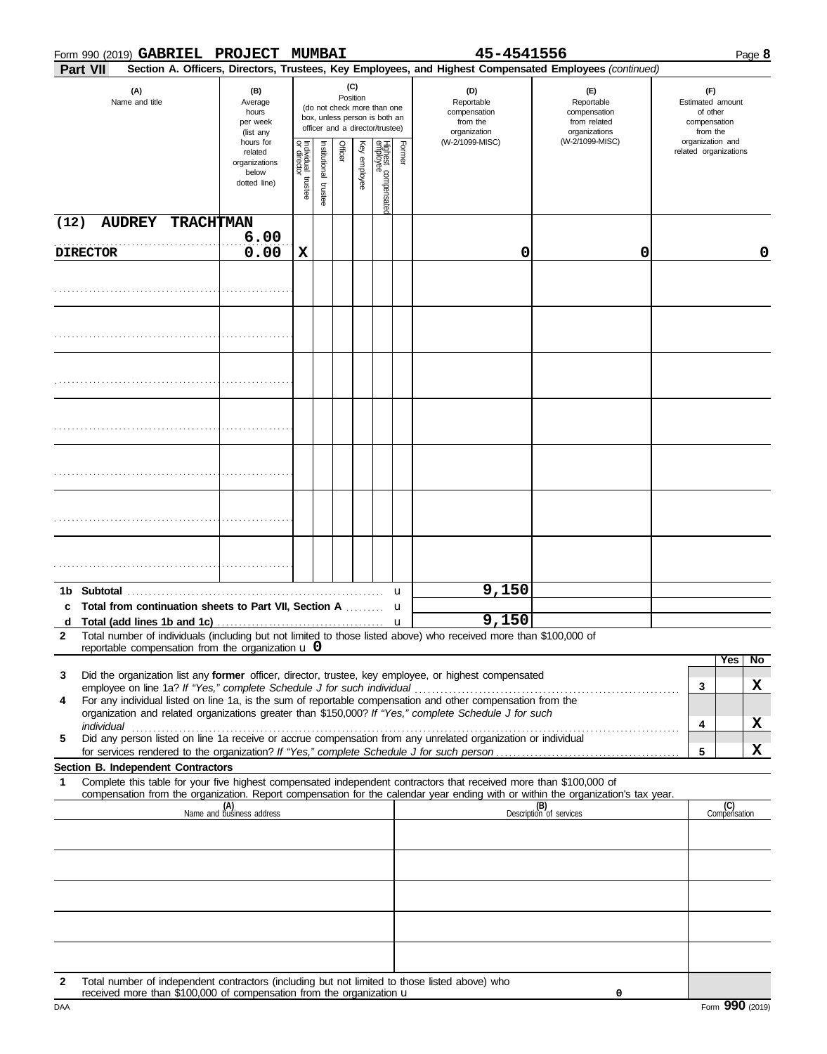Form 990 (2019) **GABRIEL PROJECT MUMBAI** **45-4541556** Page **8**

**Part VII** **Section A. Officers, Directors, Trustees, Key Employees, and Highest Compensated Employees** *(continued)*

| (A) Name and title | (B) Average hours per week (list any hours for related organizations below dotted line) | (C) Position: Individual trustee or director | Institutional trustee | Officer | Key employee | Highest compensated employee | Former | (D) Reportable compensation from the organization (W-2/1099-MISC) | (E) Reportable compensation from related organizations (W-2/1099-MISC) | (F) Estimated amount of other compensation from the organization and related organizations |
|---|---|---|---|---|---|---|---|---|---|---|
| (12) AUDREY TRACHTMAN / DIRECTOR | 6.00 / 0.00 | X | | | | | | 0 | 0 | 0 |
| | | | | | | | | | | |
| | | | | | | | | | | |
| | | | | | | | | | | |
| | | | | | | | | | | |
| | | | | | | | | | | |
| | | | | | | | | | | |
| | | | | | | | | | | |

| | | (D) | (E) | (F) |
|---|---|---|---|---|
| 1b | Subtotal | 9,150 | | |
| c | Total from continuation sheets to Part VII, Section A | | | |
| d | Total (add lines 1b and 1c) | 9,150 | | |

**2** Total number of individuals (including but not limited to those listed above) who received more than $100,000 of reportable compensation from the organization u **0**

| | | | Yes | No |
|---|---|---|---|---|
| **3** | Did the organization list any **former** officer, director, trustee, key employee, or highest compensated employee on line 1a? *If "Yes," complete Schedule J for such individual* | 3 | | X |
| **4** | For any individual listed on line 1a, is the sum of reportable compensation and other compensation from the organization and related organizations greater than $150,000? *If "Yes," complete Schedule J for such individual* | 4 | | X |
| **5** | Did any person listed on line 1a receive or accrue compensation from any unrelated organization or individual for services rendered to the organization? *If "Yes," complete Schedule J for such person* | 5 | | X |

**Section B. Independent Contractors**

**1** Complete this table for your five highest compensated independent contractors that received more than $100,000 of compensation from the organization. Report compensation for the calendar year ending with or within the organization's tax year.

| (A) Name and business address | (B) Description of services | (C) Compensation |
|---|---|---|
| | | |
| | | |
| | | |
| | | |
| | | |

**2** Total number of independent contractors (including but not limited to those listed above) who received more than $100,000 of compensation from the organization u 0

DAA Form **990** (2019)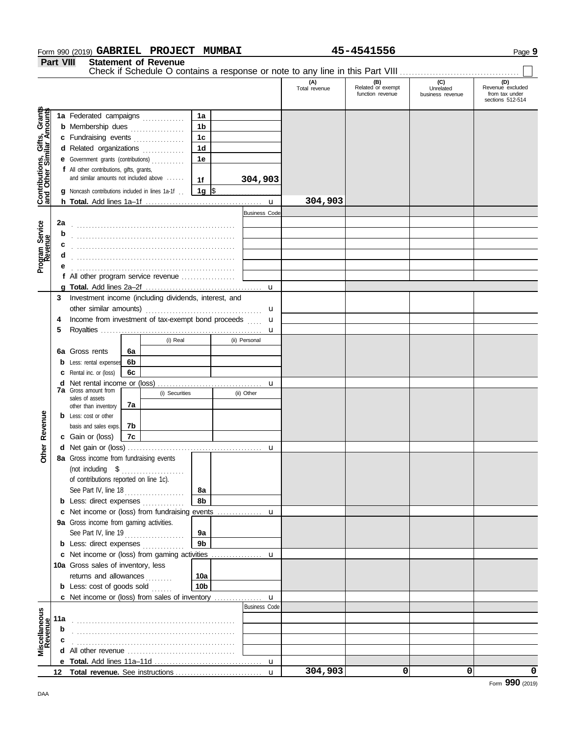Form 990 (2019) **GABRIEL PROJECT MUMBAI** **45-4541556** Page **9**

**Part VIII** **Statement of Revenue**

Check if Schedule O contains a response or note to any line in this Part VIII ☐

| | | | (A) Total revenue | (B) Related or exempt function revenue | (C) Unrelated business revenue | (D) Revenue excluded from tax under sections 512-514 |
|---|---|---|---|---|---|---|
| **Contributions, Gifts, Grants and Other Similar Amounts** | 1a Federated campaigns | 1a | | | | |
| | b Membership dues | 1b | | | | |
| | c Fundraising events | 1c | | | | |
| | d Related organizations | 1d | | | | |
| | e Government grants (contributions) | 1e | | | | |
| | f All other contributions, gifts, grants, and similar amounts not included above | 1f 304,903 | | | | |
| | g Noncash contributions included in lines 1a-1f | 1g $ | | | | |
| | h **Total.** Add lines 1a–1f | u | 304,903 | | | |
| **Program Service Revenue** | | Business Code | | | | |
| | 2a | | | | | |
| | b | | | | | |
| | c | | | | | |
| | d | | | | | |
| | e | | | | | |
| | f All other program service revenue | | | | | |
| | g **Total.** Add lines 2a–2f | u | | | | |
| **Other Revenue** | 3 Investment income (including dividends, interest, and other similar amounts) | u | | | | |
| | 4 Income from investment of tax-exempt bond proceeds | u | | | | |
| | 5 Royalties | u | | | | |
| | | (i) Real / (ii) Personal | | | | |
| | 6a Gross rents | 6a | | | | |
| | b Less: rental expenses | 6b | | | | |
| | c Rental inc. or (loss) | 6c | | | | |
| | d Net rental income or (loss) | u | | | | |
| | | (i) Securities / (ii) Other | | | | |
| | 7a Gross amount from sales of assets other than inventory | 7a | | | | |
| | b Less: cost or other basis and sales exps. | 7b | | | | |
| | c Gain or (loss) | 7c | | | | |
| | d Net gain or (loss) | u | | | | |
| | 8a Gross income from fundraising events (not including $ of contributions reported on line 1c). See Part IV, line 18 | 8a | | | | |
| | b Less: direct expenses | 8b | | | | |
| | c Net income or (loss) from fundraising events | u | | | | |
| | 9a Gross income from gaming activities. See Part IV, line 19 | 9a | | | | |
| | b Less: direct expenses | 9b | | | | |
| | c Net income or (loss) from gaming activities | u | | | | |
| | 10a Gross sales of inventory, less returns and allowances | 10a | | | | |
| | b Less: cost of goods sold | 10b | | | | |
| | c Net income or (loss) from sales of inventory | u | | | | |
| **Miscellaneous Revenue** | | Business Code | | | | |
| | 11a | | | | | |
| | b | | | | | |
| | c | | | | | |
| | d All other revenue | | | | | |
| | e **Total.** Add lines 11a–11d | u | | | | |
| | 12 **Total revenue.** See instructions | u | 304,903 | 0 | 0 | 0 |

Form **990** (2019)

DAA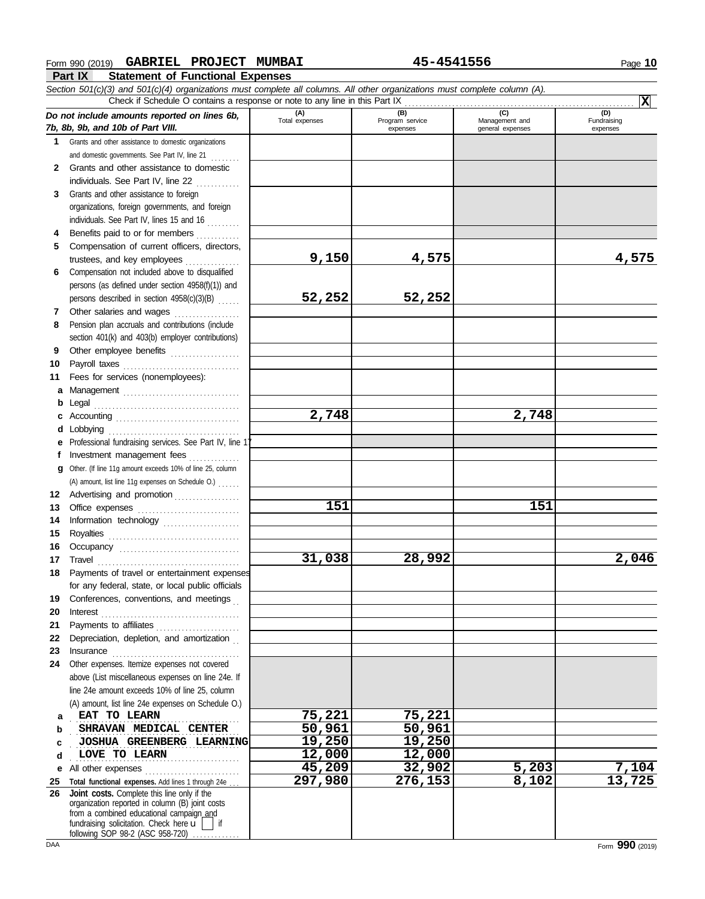Form 990 (2019) **GABRIEL PROJECT MUMBAI** **45-4541556** Page **10**

## Part IX Statement of Functional Expenses

*Section 501(c)(3) and 501(c)(4) organizations must complete all columns. All other organizations must complete column (A).*

Check if Schedule O contains a response or note to any line in this Part IX ....... **X**

| *Do not include amounts reported on lines 6b, 7b, 8b, 9b, and 10b of Part VIII.* | (A) Total expenses | (B) Program service expenses | (C) Management and general expenses | (D) Fundraising expenses |
|---|---|---|---|---|
| **1** Grants and other assistance to domestic organizations and domestic governments. See Part IV, line 21 | | | | |
| **2** Grants and other assistance to domestic individuals. See Part IV, line 22 | | | | |
| **3** Grants and other assistance to foreign organizations, foreign governments, and foreign individuals. See Part IV, lines 15 and 16 | | | | |
| **4** Benefits paid to or for members | | | | |
| **5** Compensation of current officers, directors, trustees, and key employees | 9,150 | 4,575 | | 4,575 |
| **6** Compensation not included above to disqualified persons (as defined under section 4958(f)(1)) and persons described in section 4958(c)(3)(B) | 52,252 | 52,252 | | |
| **7** Other salaries and wages | | | | |
| **8** Pension plan accruals and contributions (include section 401(k) and 403(b) employer contributions) | | | | |
| **9** Other employee benefits | | | | |
| **10** Payroll taxes | | | | |
| **11** Fees for services (nonemployees): | | | | |
| **a** Management | | | | |
| **b** Legal | | | | |
| **c** Accounting | 2,748 | | 2,748 | |
| **d** Lobbying | | | | |
| **e** Professional fundraising services. See Part IV, line 17 | | | | |
| **f** Investment management fees | | | | |
| **g** Other. (If line 11g amount exceeds 10% of line 25, column (A) amount, list line 11g expenses on Schedule O.) | | | | |
| **12** Advertising and promotion | | | | |
| **13** Office expenses | 151 | | 151 | |
| **14** Information technology | | | | |
| **15** Royalties | | | | |
| **16** Occupancy | | | | |
| **17** Travel | 31,038 | 28,992 | | 2,046 |
| **18** Payments of travel or entertainment expenses for any federal, state, or local public officials | | | | |
| **19** Conferences, conventions, and meetings | | | | |
| **20** Interest | | | | |
| **21** Payments to affiliates | | | | |
| **22** Depreciation, depletion, and amortization | | | | |
| **23** Insurance | | | | |
| **24** Other expenses. Itemize expenses not covered above (List miscellaneous expenses on line 24e. If line 24e amount exceeds 10% of line 25, column (A) amount, list line 24e expenses on Schedule O.) | | | | |
| **a** EAT TO LEARN | 75,221 | 75,221 | | |
| **b** SHRAVAN MEDICAL CENTER | 50,961 | 50,961 | | |
| **c** JOSHUA GREENBERG LEARNING | 19,250 | 19,250 | | |
| **d** LOVE TO LEARN | 12,000 | 12,000 | | |
| **e** All other expenses | 45,209 | 32,902 | 5,203 | 7,104 |
| **25** **Total functional expenses.** Add lines 1 through 24e | 297,980 | 276,153 | 8,102 | 13,725 |
| **26** **Joint costs.** Complete this line only if the organization reported in column (B) joint costs from a combined educational campaign and fundraising solicitation. Check here ☐ if following SOP 98-2 (ASC 958-720) | | | | |

DAA Form **990** (2019)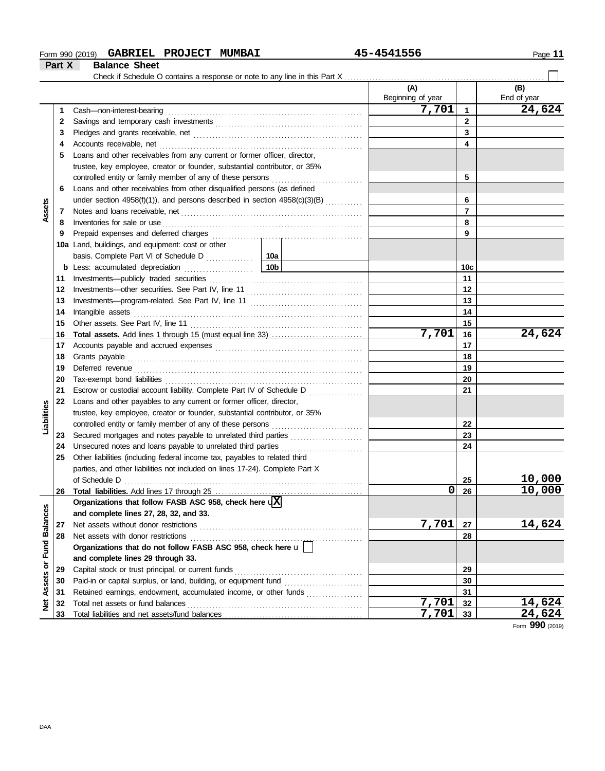Form 990 (2019) **GABRIEL PROJECT MUMBAI** 45-4541556

## Part X Balance Sheet

Check if Schedule O contains a response or note to any line in this Part X ☐

| | | | (A) Beginning of year | | (B) End of year |
|---|---|---|---|---|---|
| Assets | 1 | Cash—non-interest-bearing | 7,701 | 1 | 24,624 |
| | 2 | Savings and temporary cash investments | | 2 | |
| | 3 | Pledges and grants receivable, net | | 3 | |
| | 4 | Accounts receivable, net | | 4 | |
| | 5 | Loans and other receivables from any current or former officer, director, trustee, key employee, creator or founder, substantial contributor, or 35% controlled entity or family member of any of these persons | | 5 | |
| | 6 | Loans and other receivables from other disqualified persons (as defined under section 4958(f)(1)), and persons described in section 4958(c)(3)(B) | | 6 | |
| | 7 | Notes and loans receivable, net | | 7 | |
| | 8 | Inventories for sale or use | | 8 | |
| | 9 | Prepaid expenses and deferred charges | | 9 | |
| | 10a | Land, buildings, and equipment: cost or other basis. Complete Part VI of Schedule D ... 10a | | | |
| | b | Less: accumulated depreciation ... 10b | | 10c | |
| | 11 | Investments—publicly traded securities | | 11 | |
| | 12 | Investments—other securities. See Part IV, line 11 | | 12 | |
| | 13 | Investments—program-related. See Part IV, line 11 | | 13 | |
| | 14 | Intangible assets | | 14 | |
| | 15 | Other assets. See Part IV, line 11 | | 15 | |
| | 16 | **Total assets.** Add lines 1 through 15 (must equal line 33) | 7,701 | 16 | 24,624 |
| Liabilities | 17 | Accounts payable and accrued expenses | | 17 | |
| | 18 | Grants payable | | 18 | |
| | 19 | Deferred revenue | | 19 | |
| | 20 | Tax-exempt bond liabilities | | 20 | |
| | 21 | Escrow or custodial account liability. Complete Part IV of Schedule D | | 21 | |
| | 22 | Loans and other payables to any current or former officer, director, trustee, key employee, creator or founder, substantial contributor, or 35% controlled entity or family member of any of these persons | | 22 | |
| | 23 | Secured mortgages and notes payable to unrelated third parties | | 23 | |
| | 24 | Unsecured notes and loans payable to unrelated third parties | | 24 | |
| | 25 | Other liabilities (including federal income tax, payables to related third parties, and other liabilities not included on lines 17-24). Complete Part X of Schedule D | | 25 | 10,000 |
| | 26 | **Total liabilities.** Add lines 17 through 25 | 0 | 26 | 10,000 |
| Net Assets or Fund Balances | | **Organizations that follow FASB ASC 958, check here** ☒ **and complete lines 27, 28, 32, and 33.** | | | |
| | 27 | Net assets without donor restrictions | 7,701 | 27 | 14,624 |
| | 28 | Net assets with donor restrictions | | 28 | |
| | | **Organizations that do not follow FASB ASC 958, check here** ☐ **and complete lines 29 through 33.** | | | |
| | 29 | Capital stock or trust principal, or current funds | | 29 | |
| | 30 | Paid-in or capital surplus, or land, building, or equipment fund | | 30 | |
| | 31 | Retained earnings, endowment, accumulated income, or other funds | | 31 | |
| | 32 | Total net assets or fund balances | 7,701 | 32 | 14,624 |
| | 33 | Total liabilities and net assets/fund balances | 7,701 | 33 | 24,624 |

Form **990** (2019)

DAA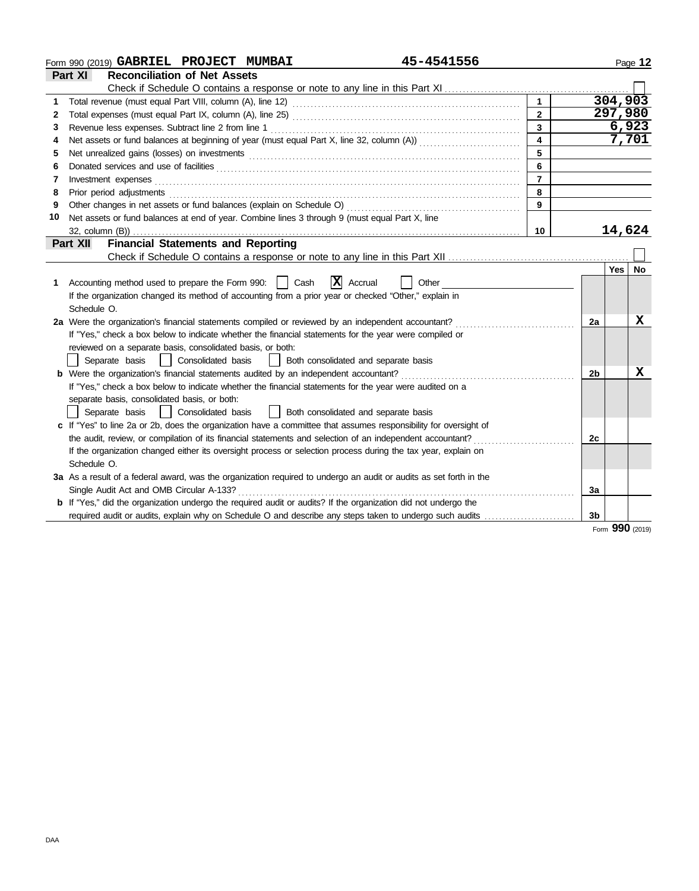Form 990 (2019) **GABRIEL PROJECT MUMBAI** **45-4541556**

## Part XI Reconciliation of Net Assets

Check if Schedule O contains a response or note to any line in this Part XI ☐

| | | | |
|---|---|---|---|
| 1 | Total revenue (must equal Part VIII, column (A), line 12) | 1 | 304,903 |
| 2 | Total expenses (must equal Part IX, column (A), line 25) | 2 | 297,980 |
| 3 | Revenue less expenses. Subtract line 2 from line 1 | 3 | 6,923 |
| 4 | Net assets or fund balances at beginning of year (must equal Part X, line 32, column (A)) | 4 | 7,701 |
| 5 | Net unrealized gains (losses) on investments | 5 | |
| 6 | Donated services and use of facilities | 6 | |
| 7 | Investment expenses | 7 | |
| 8 | Prior period adjustments | 8 | |
| 9 | Other changes in net assets or fund balances (explain on Schedule O) | 9 | |
| 10 | Net assets or fund balances at end of year. Combine lines 3 through 9 (must equal Part X, line 32, column (B)) | 10 | 14,624 |

## Part XII Financial Statements and Reporting

Check if Schedule O contains a response or note to any line in this Part XII ☐

| | | | Yes | No |
|---|---|---|---|---|
| 1 | Accounting method used to prepare the Form 990: ☐ Cash ☒ Accrual ☐ Other<br>If the organization changed its method of accounting from a prior year or checked "Other," explain in Schedule O. | | | |
| 2a | Were the organization's financial statements compiled or reviewed by an independent accountant?<br>If "Yes," check a box below to indicate whether the financial statements for the year were compiled or reviewed on a separate basis, consolidated basis, or both:<br>☐ Separate basis ☐ Consolidated basis ☐ Both consolidated and separate basis | 2a | | X |
| b | Were the organization's financial statements audited by an independent accountant?<br>If "Yes," check a box below to indicate whether the financial statements for the year were audited on a separate basis, consolidated basis, or both:<br>☐ Separate basis ☐ Consolidated basis ☐ Both consolidated and separate basis | 2b | | X |
| c | If "Yes" to line 2a or 2b, does the organization have a committee that assumes responsibility for oversight of the audit, review, or compilation of its financial statements and selection of an independent accountant?<br>If the organization changed either its oversight process or selection process during the tax year, explain on Schedule O. | 2c | | |
| 3a | As a result of a federal award, was the organization required to undergo an audit or audits as set forth in the Single Audit Act and OMB Circular A-133? | 3a | | |
| b | If "Yes," did the organization undergo the required audit or audits? If the organization did not undergo the required audit or audits, explain why on Schedule O and describe any steps taken to undergo such audits | 3b | | |

Form **990** (2019)

DAA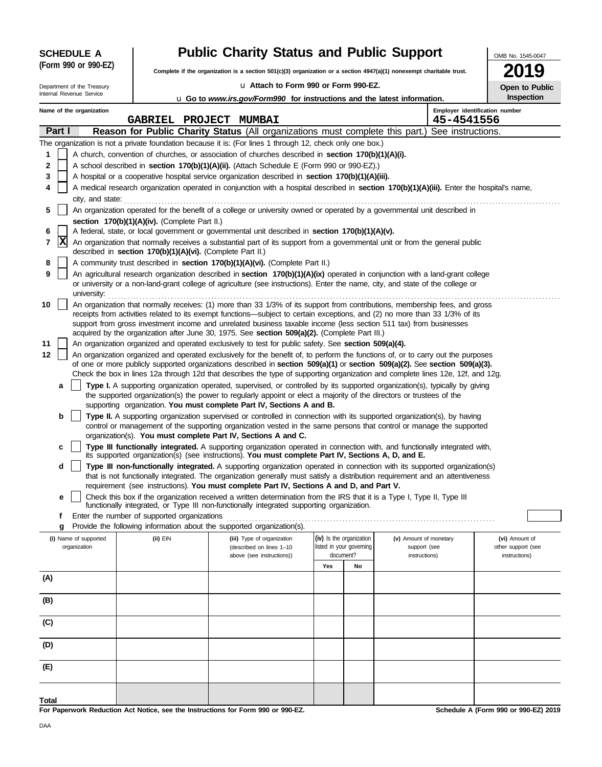**SCHEDULE A**
**(Form 990 or 990-EZ)**

Department of the Treasury
Internal Revenue Service

# Public Charity Status and Public Support

**Complete if the organization is a section 501(c)(3) organization or a section 4947(a)(1) nonexempt charitable trust.**

u **Attach to Form 990 or Form 990-EZ.**

u **Go to *www.irs.gov/Form990* for instructions and the latest information.**

OMB No. 1545-0047

**2019**

**Open to Public Inspection**

Name of the organization: **GABRIEL PROJECT MUMBAI**

Employer identification number: **45-4541556**

**Part I** **Reason for Public Charity Status** (All organizations must complete this part.) See instructions.

The organization is not a private foundation because it is: (For lines 1 through 12, check only one box.)

1 [ ] A church, convention of churches, or association of churches described in **section 170(b)(1)(A)(i).**

2 [ ] A school described in **section 170(b)(1)(A)(ii).** (Attach Schedule E (Form 990 or 990-EZ).)

3 [ ] A hospital or a cooperative hospital service organization described in **section 170(b)(1)(A)(iii).**

4 [ ] A medical research organization operated in conjunction with a hospital described in **section 170(b)(1)(A)(iii).** Enter the hospital's name, city, and state:

5 [ ] An organization operated for the benefit of a college or university owned or operated by a governmental unit described in **section 170(b)(1)(A)(iv).** (Complete Part II.)

6 [ ] A federal, state, or local government or governmental unit described in **section 170(b)(1)(A)(v).**

7 [X] An organization that normally receives a substantial part of its support from a governmental unit or from the general public described in **section 170(b)(1)(A)(vi).** (Complete Part II.)

8 [ ] A community trust described in **section 170(b)(1)(A)(vi).** (Complete Part II.)

9 [ ] An agricultural research organization described in **section 170(b)(1)(A)(ix)** operated in conjunction with a land-grant college or university or a non-land-grant college of agriculture (see instructions). Enter the name, city, and state of the college or university:

10 [ ] An organization that normally receives: (1) more than 33 1/3% of its support from contributions, membership fees, and gross receipts from activities related to its exempt functions—subject to certain exceptions, and (2) no more than 33 1/3% of its support from gross investment income and unrelated business taxable income (less section 511 tax) from businesses acquired by the organization after June 30, 1975. See **section 509(a)(2).** (Complete Part III.)

11 [ ] An organization organized and operated exclusively to test for public safety. See **section 509(a)(4).**

12 [ ] An organization organized and operated exclusively for the benefit of, to perform the functions of, or to carry out the purposes of one or more publicly supported organizations described in **section 509(a)(1)** or **section 509(a)(2).** See **section 509(a)(3).** Check the box in lines 12a through 12d that describes the type of supporting organization and complete lines 12e, 12f, and 12g.

a [ ] **Type I.** A supporting organization operated, supervised, or controlled by its supported organization(s), typically by giving the supported organization(s) the power to regularly appoint or elect a majority of the directors or trustees of the supporting organization. **You must complete Part IV, Sections A and B.**

b [ ] **Type II.** A supporting organization supervised or controlled in connection with its supported organization(s), by having control or management of the supporting organization vested in the same persons that control or manage the supported organization(s). **You must complete Part IV, Sections A and C.**

c [ ] **Type III functionally integrated.** A supporting organization operated in connection with, and functionally integrated with, its supported organization(s) (see instructions). **You must complete Part IV, Sections A, D, and E.**

d [ ] **Type III non-functionally integrated.** A supporting organization operated in connection with its supported organization(s) that is not functionally integrated. The organization generally must satisfy a distribution requirement and an attentiveness requirement (see instructions). **You must complete Part IV, Sections A and D, and Part V.**

e [ ] Check this box if the organization received a written determination from the IRS that it is a Type I, Type II, Type III functionally integrated, or Type III non-functionally integrated supporting organization.

f Enter the number of supported organizations

g Provide the following information about the supported organization(s).

| (i) Name of supported organization | (ii) EIN | (iii) Type of organization (described on lines 1–10 above (see instructions)) | (iv) Is the organization listed in your governing document? | | (v) Amount of monetary support (see instructions) | (vi) Amount of other support (see instructions) |
|---|---|---|---|---|---|---|
| | | | Yes | No | | |
| (A) | | | | | | |
| (B) | | | | | | |
| (C) | | | | | | |
| (D) | | | | | | |
| (E) | | | | | | |
| **Total** | | | | | | |

**For Paperwork Reduction Act Notice, see the Instructions for Form 990 or 990-EZ.**

**Schedule A (Form 990 or 990-EZ) 2019**

DAA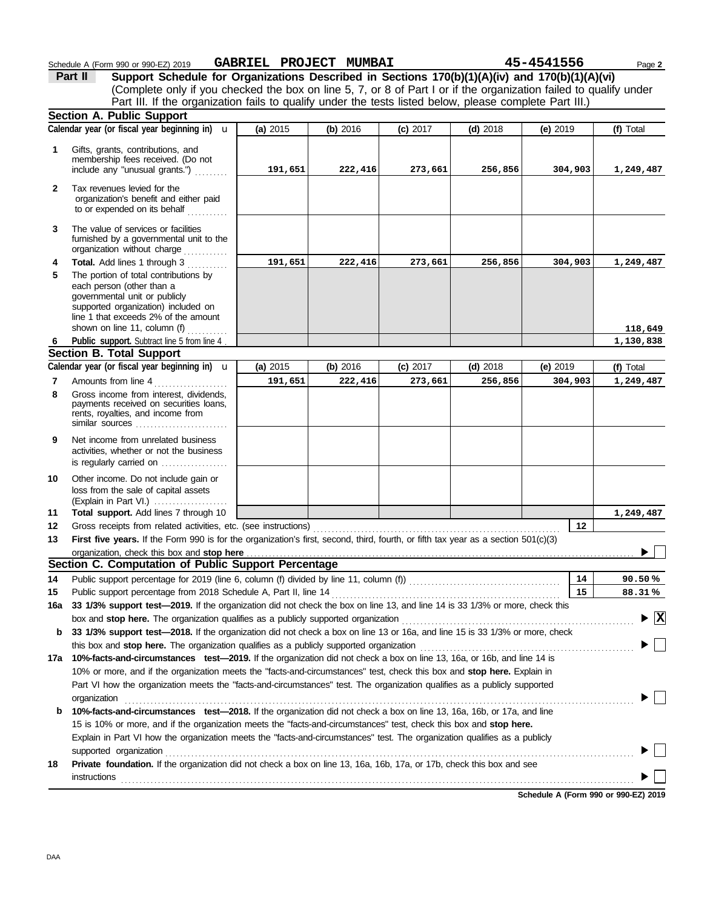Schedule A (Form 990 or 990-EZ) 2019 **GABRIEL PROJECT MUMBAI** **45-4541556** Page **2**

**Part II** **Support Schedule for Organizations Described in Sections 170(b)(1)(A)(iv) and 170(b)(1)(A)(vi)**
(Complete only if you checked the box on line 5, 7, or 8 of Part I or if the organization failed to qualify under Part III. If the organization fails to qualify under the tests listed below, please complete Part III.)

## Section A. Public Support

| Calendar year (or fiscal year beginning in) | (a) 2015 | (b) 2016 | (c) 2017 | (d) 2018 | (e) 2019 | (f) Total |
|---|---|---|---|---|---|---|
| **1** Gifts, grants, contributions, and membership fees received. (Do not include any "unusual grants.") | 191,651 | 222,416 | 273,661 | 256,856 | 304,903 | 1,249,487 |
| **2** Tax revenues levied for the organization's benefit and either paid to or expended on its behalf | | | | | | |
| **3** The value of services or facilities furnished by a governmental unit to the organization without charge | | | | | | |
| **4** **Total.** Add lines 1 through 3 | 191,651 | 222,416 | 273,661 | 256,856 | 304,903 | 1,249,487 |
| **5** The portion of total contributions by each person (other than a governmental unit or publicly supported organization) included on line 1 that exceeds 2% of the amount shown on line 11, column (f) | | | | | | 118,649 |
| **6** **Public support.** Subtract line 5 from line 4 | | | | | | 1,130,838 |

## Section B. Total Support

| Calendar year (or fiscal year beginning in) | (a) 2015 | (b) 2016 | (c) 2017 | (d) 2018 | (e) 2019 | (f) Total |
|---|---|---|---|---|---|---|
| **7** Amounts from line 4 | 191,651 | 222,416 | 273,661 | 256,856 | 304,903 | 1,249,487 |
| **8** Gross income from interest, dividends, payments received on securities loans, rents, royalties, and income from similar sources | | | | | | |
| **9** Net income from unrelated business activities, whether or not the business is regularly carried on | | | | | | |
| **10** Other income. Do not include gain or loss from the sale of capital assets (Explain in Part VI.) | | | | | | |
| **11** **Total support.** Add lines 7 through 10 | | | | | | 1,249,487 |

**12** Gross receipts from related activities, etc. (see instructions) **12**

**13** **First five years.** If the Form 990 is for the organization's first, second, third, fourth, or fifth tax year as a section 501(c)(3) organization, check this box and **stop here** ☐

## Section C. Computation of Public Support Percentage

**14** Public support percentage for 2019 (line 6, column (f) divided by line 11, column (f)) **14** **90.50 %**

**15** Public support percentage from 2018 Schedule A, Part II, line 14 **15** **88.31 %**

**16a** **33 1/3% support test—2019.** If the organization did not check the box on line 13, and line 14 is 33 1/3% or more, check this box and **stop here.** The organization qualifies as a publicly supported organization ☒

**b** **33 1/3% support test—2018.** If the organization did not check a box on line 13 or 16a, and line 15 is 33 1/3% or more, check this box and **stop here.** The organization qualifies as a publicly supported organization ☐

**17a** **10%-facts-and-circumstances test—2019.** If the organization did not check a box on line 13, 16a, or 16b, and line 14 is 10% or more, and if the organization meets the "facts-and-circumstances" test, check this box and **stop here.** Explain in Part VI how the organization meets the "facts-and-circumstances" test. The organization qualifies as a publicly supported organization ☐

**b** **10%-facts-and-circumstances test—2018.** If the organization did not check a box on line 13, 16a, 16b, or 17a, and line 15 is 10% or more, and if the organization meets the "facts-and-circumstances" test, check this box and **stop here.** Explain in Part VI how the organization meets the "facts-and-circumstances" test. The organization qualifies as a publicly supported organization ☐

**18** **Private foundation.** If the organization did not check a box on line 13, 16a, 16b, 17a, or 17b, check this box and see instructions ☐

**Schedule A (Form 990 or 990-EZ) 2019**

DAA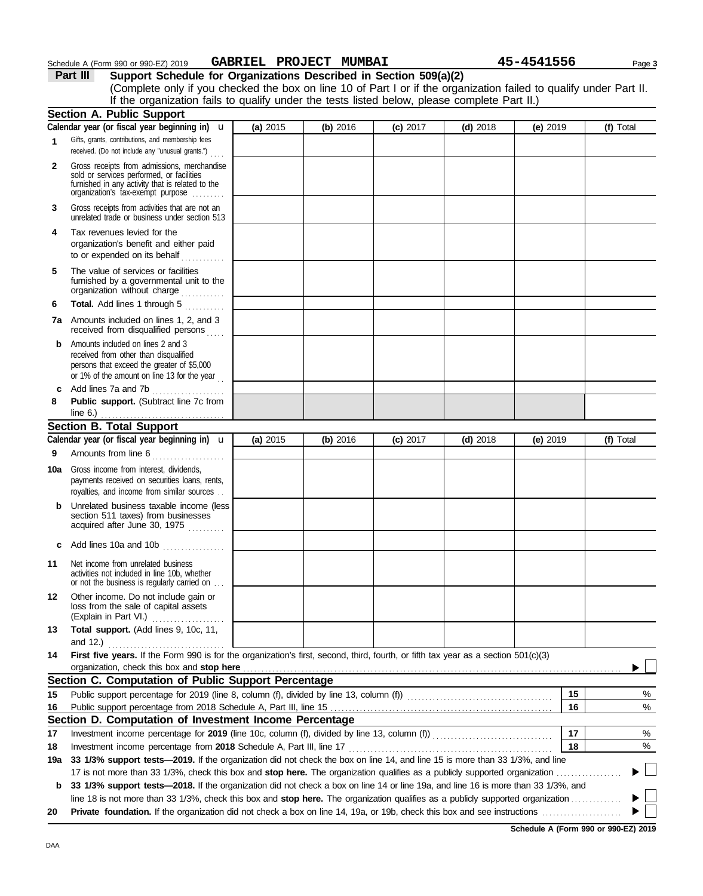Schedule A (Form 990 or 990-EZ) 2019 **GABRIEL PROJECT MUMBAI** **45-4541556**

**Part III** **Support Schedule for Organizations Described in Section 509(a)(2)**

(Complete only if you checked the box on line 10 of Part I or if the organization failed to qualify under Part II. If the organization fails to qualify under the tests listed below, please complete Part II.)

## Section A. Public Support

| Calendar year (or fiscal year beginning in) | (a) 2015 | (b) 2016 | (c) 2017 | (d) 2018 | (e) 2019 | (f) Total |
|---|---|---|---|---|---|---|
| **1** Gifts, grants, contributions, and membership fees received. (Do not include any "unusual grants.") | | | | | | |
| **2** Gross receipts from admissions, merchandise sold or services performed, or facilities furnished in any activity that is related to the organization's tax-exempt purpose | | | | | | |
| **3** Gross receipts from activities that are not an unrelated trade or business under section 513 | | | | | | |
| **4** Tax revenues levied for the organization's benefit and either paid to or expended on its behalf | | | | | | |
| **5** The value of services or facilities furnished by a governmental unit to the organization without charge | | | | | | |
| **6** **Total.** Add lines 1 through 5 | | | | | | |
| **7a** Amounts included on lines 1, 2, and 3 received from disqualified persons | | | | | | |
| **b** Amounts included on lines 2 and 3 received from other than disqualified persons that exceed the greater of $5,000 or 1% of the amount on line 13 for the year | | | | | | |
| **c** Add lines 7a and 7b | | | | | | |
| **8** **Public support.** (Subtract line 7c from line 6.) | | | | | | |

## Section B. Total Support

| Calendar year (or fiscal year beginning in) | (a) 2015 | (b) 2016 | (c) 2017 | (d) 2018 | (e) 2019 | (f) Total |
|---|---|---|---|---|---|---|
| **9** Amounts from line 6 | | | | | | |
| **10a** Gross income from interest, dividends, payments received on securities loans, rents, royalties, and income from similar sources | | | | | | |
| **b** Unrelated business taxable income (less section 511 taxes) from businesses acquired after June 30, 1975 | | | | | | |
| **c** Add lines 10a and 10b | | | | | | |
| **11** Net income from unrelated business activities not included in line 10b, whether or not the business is regularly carried on | | | | | | |
| **12** Other income. Do not include gain or loss from the sale of capital assets (Explain in Part VI.) | | | | | | |
| **13** **Total support.** (Add lines 9, 10c, 11, and 12.) | | | | | | |

**14** **First five years.** If the Form 990 is for the organization's first, second, third, fourth, or fifth tax year as a section 501(c)(3) organization, check this box and **stop here** ▶ ☐

## Section C. Computation of Public Support Percentage

**15** Public support percentage for 2019 (line 8, column (f), divided by line 13, column (f)) — **15** %

**16** Public support percentage from 2018 Schedule A, Part III, line 15 — **16** %

## Section D. Computation of Investment Income Percentage

**17** Investment income percentage for **2019** (line 10c, column (f), divided by line 13, column (f)) — **17** %

**18** Investment income percentage from **2018** Schedule A, Part III, line 17 — **18** %

**19a** **33 1/3% support tests—2019.** If the organization did not check the box on line 14, and line 15 is more than 33 1/3%, and line 17 is not more than 33 1/3%, check this box and **stop here.** The organization qualifies as a publicly supported organization ▶ ☐

**b** **33 1/3% support tests—2018.** If the organization did not check a box on line 14 or line 19a, and line 16 is more than 33 1/3%, and line 18 is not more than 33 1/3%, check this box and **stop here.** The organization qualifies as a publicly supported organization ▶ ☐

**20** **Private foundation.** If the organization did not check a box on line 14, 19a, or 19b, check this box and see instructions ▶ ☐

**Schedule A (Form 990 or 990-EZ) 2019**

DAA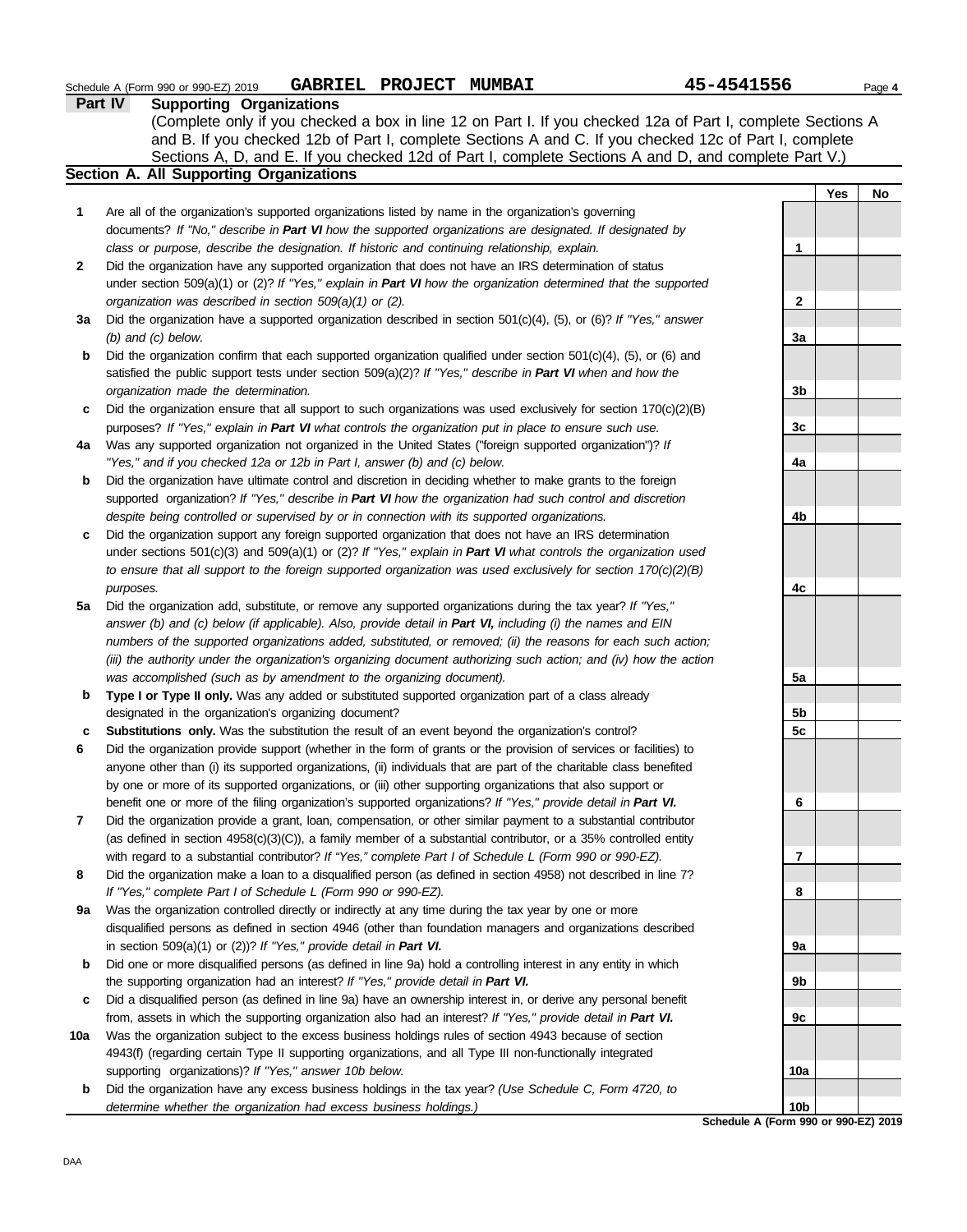Schedule A (Form 990 or 990-EZ) 2019 **GABRIEL PROJECT MUMBAI** **45-4541556** Page **4**

## Part IV Supporting Organizations

(Complete only if you checked a box in line 12 on Part I. If you checked 12a of Part I, complete Sections A and B. If you checked 12b of Part I, complete Sections A and C. If you checked 12c of Part I, complete Sections A, D, and E. If you checked 12d of Part I, complete Sections A and D, and complete Part V.)

### Section A. All Supporting Organizations

| | | | Yes | No |
|---|---|---|---|---|
| **1** | Are all of the organization's supported organizations listed by name in the organization's governing documents? *If "No," describe in **Part VI** how the supported organizations are designated. If designated by class or purpose, describe the designation. If historic and continuing relationship, explain.* | **1** | | |
| **2** | Did the organization have any supported organization that does not have an IRS determination of status under section 509(a)(1) or (2)? *If "Yes," explain in **Part VI** how the organization determined that the supported organization was described in section 509(a)(1) or (2).* | **2** | | |
| **3a** | Did the organization have a supported organization described in section 501(c)(4), (5), or (6)? *If "Yes," answer (b) and (c) below.* | **3a** | | |
| **b** | Did the organization confirm that each supported organization qualified under section 501(c)(4), (5), or (6) and satisfied the public support tests under section 509(a)(2)? *If "Yes," describe in **Part VI** when and how the organization made the determination.* | **3b** | | |
| **c** | Did the organization ensure that all support to such organizations was used exclusively for section 170(c)(2)(B) purposes? *If "Yes," explain in **Part VI** what controls the organization put in place to ensure such use.* | **3c** | | |
| **4a** | Was any supported organization not organized in the United States ("foreign supported organization")? *If "Yes," and if you checked 12a or 12b in Part I, answer (b) and (c) below.* | **4a** | | |
| **b** | Did the organization have ultimate control and discretion in deciding whether to make grants to the foreign supported organization? *If "Yes," describe in **Part VI** how the organization had such control and discretion despite being controlled or supervised by or in connection with its supported organizations.* | **4b** | | |
| **c** | Did the organization support any foreign supported organization that does not have an IRS determination under sections 501(c)(3) and 509(a)(1) or (2)? *If "Yes," explain in **Part VI** what controls the organization used to ensure that all support to the foreign supported organization was used exclusively for section 170(c)(2)(B) purposes.* | **4c** | | |
| **5a** | Did the organization add, substitute, or remove any supported organizations during the tax year? *If "Yes," answer (b) and (c) below (if applicable). Also, provide detail in **Part VI,** including (i) the names and EIN numbers of the supported organizations added, substituted, or removed; (ii) the reasons for each such action; (iii) the authority under the organization's organizing document authorizing such action; and (iv) how the action was accomplished (such as by amendment to the organizing document).* | **5a** | | |
| **b** | **Type I or Type II only.** Was any added or substituted supported organization part of a class already designated in the organization's organizing document? | **5b** | | |
| **c** | **Substitutions only.** Was the substitution the result of an event beyond the organization's control? | **5c** | | |
| **6** | Did the organization provide support (whether in the form of grants or the provision of services or facilities) to anyone other than (i) its supported organizations, (ii) individuals that are part of the charitable class benefited by one or more of its supported organizations, or (iii) other supporting organizations that also support or benefit one or more of the filing organization's supported organizations? *If "Yes," provide detail in **Part VI.*** | **6** | | |
| **7** | Did the organization provide a grant, loan, compensation, or other similar payment to a substantial contributor (as defined in section 4958(c)(3)(C)), a family member of a substantial contributor, or a 35% controlled entity with regard to a substantial contributor? *If "Yes," complete Part I of Schedule L (Form 990 or 990-EZ).* | **7** | | |
| **8** | Did the organization make a loan to a disqualified person (as defined in section 4958) not described in line 7? *If "Yes," complete Part I of Schedule L (Form 990 or 990-EZ).* | **8** | | |
| **9a** | Was the organization controlled directly or indirectly at any time during the tax year by one or more disqualified persons as defined in section 4946 (other than foundation managers and organizations described in section 509(a)(1) or (2))? *If "Yes," provide detail in **Part VI.*** | **9a** | | |
| **b** | Did one or more disqualified persons (as defined in line 9a) hold a controlling interest in any entity in which the supporting organization had an interest? *If "Yes," provide detail in **Part VI.*** | **9b** | | |
| **c** | Did a disqualified person (as defined in line 9a) have an ownership interest in, or derive any personal benefit from, assets in which the supporting organization also had an interest? *If "Yes," provide detail in **Part VI.*** | **9c** | | |
| **10a** | Was the organization subject to the excess business holdings rules of section 4943 because of section 4943(f) (regarding certain Type II supporting organizations, and all Type III non-functionally integrated supporting organizations)? *If "Yes," answer 10b below.* | **10a** | | |
| **b** | Did the organization have any excess business holdings in the tax year? *(Use Schedule C, Form 4720, to determine whether the organization had excess business holdings.)* | **10b** | | |

**Schedule A (Form 990 or 990-EZ) 2019**

DAA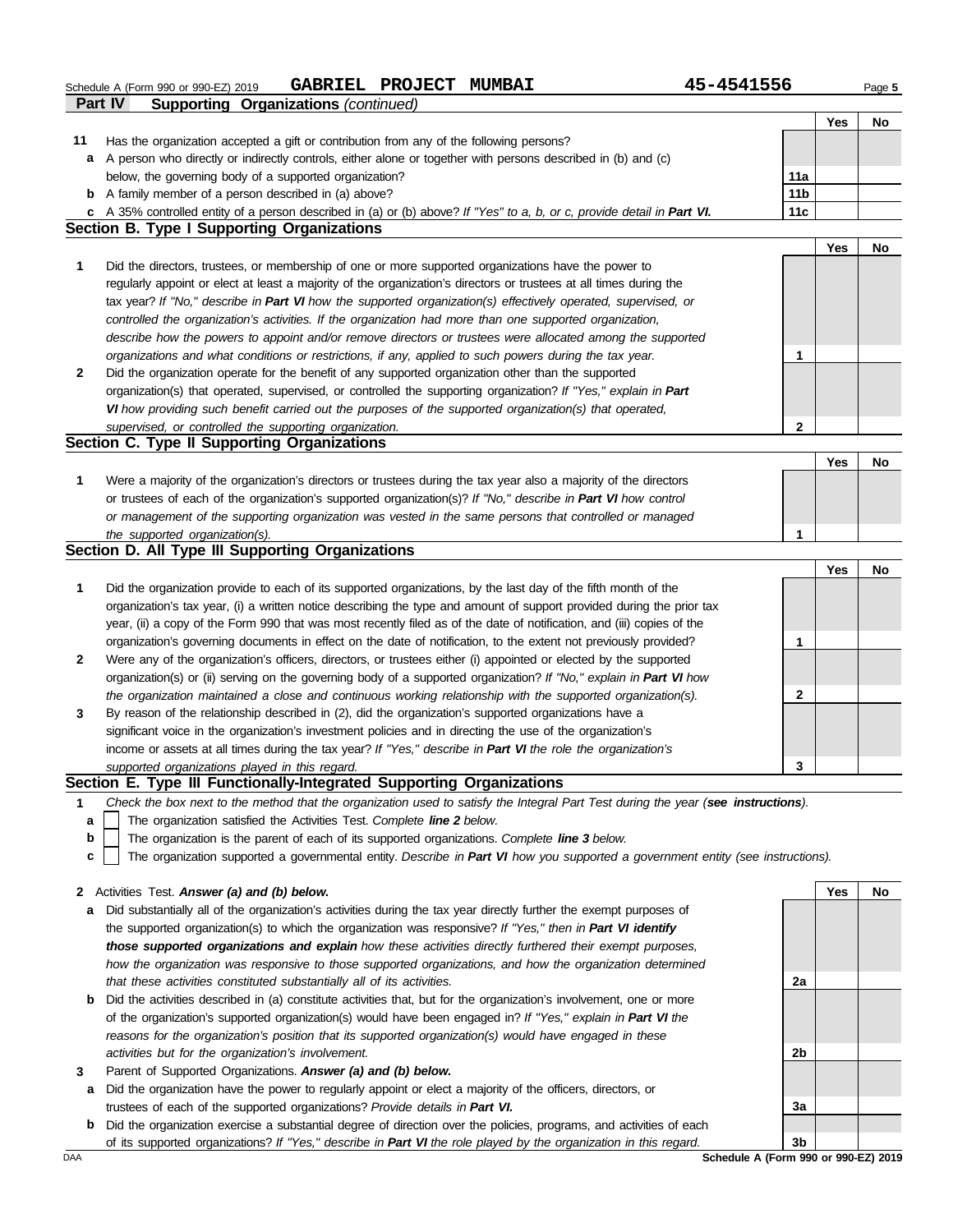Schedule A (Form 990 or 990-EZ) 2019 **GABRIEL PROJECT MUMBAI** **45-4541556**

**Part IV Supporting Organizations** *(continued)*

| | | | Yes | No |
|---|---|---|---|---|
| **11** | Has the organization accepted a gift or contribution from any of the following persons? | | | |
| **a** | A person who directly or indirectly controls, either alone or together with persons described in (b) and (c) below, the governing body of a supported organization? | 11a | | |
| **b** | A family member of a person described in (a) above? | 11b | | |
| **c** | A 35% controlled entity of a person described in (a) or (b) above? *If "Yes" to a, b, or c, provide detail in **Part VI.*** | 11c | | |

## Section B. Type I Supporting Organizations

| | | | Yes | No |
|---|---|---|---|---|
| **1** | Did the directors, trustees, or membership of one or more supported organizations have the power to regularly appoint or elect at least a majority of the organization's directors or trustees at all times during the tax year? *If "No," describe in **Part VI** how the supported organization(s) effectively operated, supervised, or controlled the organization's activities. If the organization had more than one supported organization, describe how the powers to appoint and/or remove directors or trustees were allocated among the supported organizations and what conditions or restrictions, if any, applied to such powers during the tax year.* | 1 | | |
| **2** | Did the organization operate for the benefit of any supported organization other than the supported organization(s) that operated, supervised, or controlled the supporting organization? *If "Yes," explain in **Part VI** how providing such benefit carried out the purposes of the supported organization(s) that operated, supervised, or controlled the supporting organization.* | 2 | | |

## Section C. Type II Supporting Organizations

| | | | Yes | No |
|---|---|---|---|---|
| **1** | Were a majority of the organization's directors or trustees during the tax year also a majority of the directors or trustees of each of the organization's supported organization(s)? *If "No," describe in **Part VI** how control or management of the supporting organization was vested in the same persons that controlled or managed the supported organization(s).* | 1 | | |

## Section D. All Type III Supporting Organizations

| | | | Yes | No |
|---|---|---|---|---|
| **1** | Did the organization provide to each of its supported organizations, by the last day of the fifth month of the organization's tax year, (i) a written notice describing the type and amount of support provided during the prior tax year, (ii) a copy of the Form 990 that was most recently filed as of the date of notification, and (iii) copies of the organization's governing documents in effect on the date of notification, to the extent not previously provided? | 1 | | |
| **2** | Were any of the organization's officers, directors, or trustees either (i) appointed or elected by the supported organization(s) or (ii) serving on the governing body of a supported organization? *If "No," explain in **Part VI** how the organization maintained a close and continuous working relationship with the supported organization(s).* | 2 | | |
| **3** | By reason of the relationship described in (2), did the organization's supported organizations have a significant voice in the organization's investment policies and in directing the use of the organization's income or assets at all times during the tax year? *If "Yes," describe in **Part VI** the role the organization's supported organizations played in this regard.* | 3 | | |

## Section E. Type III Functionally-Integrated Supporting Organizations

**1** *Check the box next to the method that the organization used to satisfy the Integral Part Test during the year (**see instructions**).*

- **a** ☐ The organization satisfied the Activities Test. *Complete **line 2** below.*
- **b** ☐ The organization is the parent of each of its supported organizations. *Complete **line 3** below.*
- **c** ☐ The organization supported a governmental entity. *Describe in **Part VI** how you supported a government entity (see instructions).*

| | | | Yes | No |
|---|---|---|---|---|
| **2** | Activities Test. ***Answer (a) and (b) below.*** | | | |
| **a** | Did substantially all of the organization's activities during the tax year directly further the exempt purposes of the supported organization(s) to which the organization was responsive? *If "Yes," then in **Part VI identify those supported organizations and explain** how these activities directly furthered their exempt purposes, how the organization was responsive to those supported organizations, and how the organization determined that these activities constituted substantially all of its activities.* | 2a | | |
| **b** | Did the activities described in (a) constitute activities that, but for the organization's involvement, one or more of the organization's supported organization(s) would have been engaged in? *If "Yes," explain in **Part VI** the reasons for the organization's position that its supported organization(s) would have engaged in these activities but for the organization's involvement.* | 2b | | |
| **3** | Parent of Supported Organizations. ***Answer (a) and (b) below.*** | | | |
| **a** | Did the organization have the power to regularly appoint or elect a majority of the officers, directors, or trustees of each of the supported organizations? *Provide details in **Part VI.*** | 3a | | |
| **b** | Did the organization exercise a substantial degree of direction over the policies, programs, and activities of each of its supported organizations? *If "Yes," describe in **Part VI** the role played by the organization in this regard.* | 3b | | |

DAA **Schedule A (Form 990 or 990-EZ) 2019**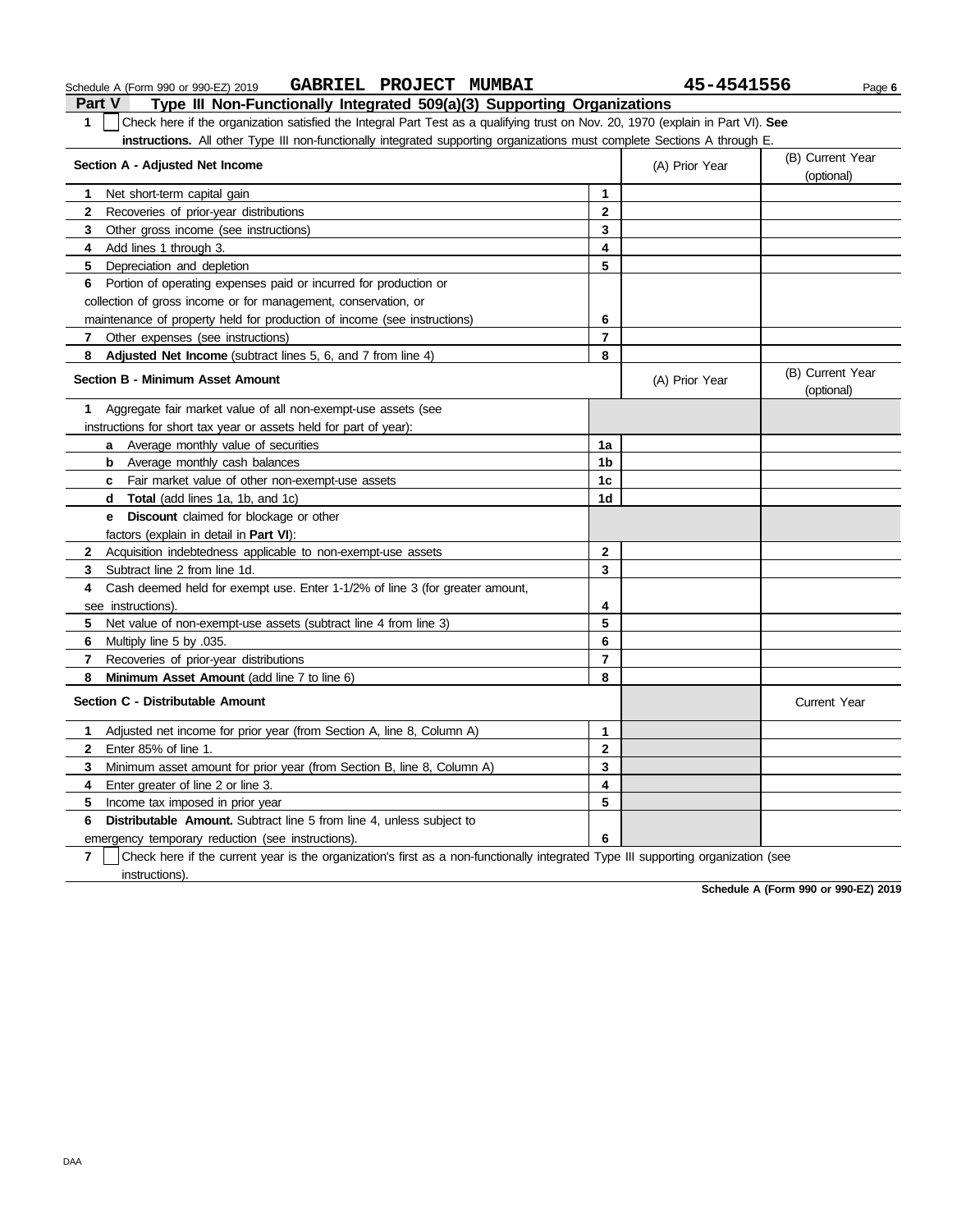Schedule A (Form 990 or 990-EZ) 2019 **GABRIEL PROJECT MUMBAI** **45-4541556**

## Part V Type III Non-Functionally Integrated 509(a)(3) Supporting Organizations

**1** ☐ Check here if the organization satisfied the Integral Part Test as a qualifying trust on Nov. 20, 1970 (explain in Part VI). **See instructions.** All other Type III non-functionally integrated supporting organizations must complete Sections A through E.

| Section A - Adjusted Net Income | | (A) Prior Year | (B) Current Year (optional) |
|---|---|---|---|
| **1** Net short-term capital gain | 1 | | |
| **2** Recoveries of prior-year distributions | 2 | | |
| **3** Other gross income (see instructions) | 3 | | |
| **4** Add lines 1 through 3. | 4 | | |
| **5** Depreciation and depletion | 5 | | |
| **6** Portion of operating expenses paid or incurred for production or collection of gross income or for management, conservation, or maintenance of property held for production of income (see instructions) | 6 | | |
| **7** Other expenses (see instructions) | 7 | | |
| **8** **Adjusted Net Income** (subtract lines 5, 6, and 7 from line 4) | 8 | | |

| Section B - Minimum Asset Amount | | (A) Prior Year | (B) Current Year (optional) |
|---|---|---|---|
| **1** Aggregate fair market value of all non-exempt-use assets (see instructions for short tax year or assets held for part of year): | | | |
| **a** Average monthly value of securities | 1a | | |
| **b** Average monthly cash balances | 1b | | |
| **c** Fair market value of other non-exempt-use assets | 1c | | |
| **d** **Total** (add lines 1a, 1b, and 1c) | 1d | | |
| **e** **Discount** claimed for blockage or other factors (explain in detail in **Part VI**): | | | |
| **2** Acquisition indebtedness applicable to non-exempt-use assets | 2 | | |
| **3** Subtract line 2 from line 1d. | 3 | | |
| **4** Cash deemed held for exempt use. Enter 1-1/2% of line 3 (for greater amount, see instructions). | 4 | | |
| **5** Net value of non-exempt-use assets (subtract line 4 from line 3) | 5 | | |
| **6** Multiply line 5 by .035. | 6 | | |
| **7** Recoveries of prior-year distributions | 7 | | |
| **8** **Minimum Asset Amount** (add line 7 to line 6) | 8 | | |

| Section C - Distributable Amount | | | Current Year |
|---|---|---|---|
| **1** Adjusted net income for prior year (from Section A, line 8, Column A) | 1 | | |
| **2** Enter 85% of line 1. | 2 | | |
| **3** Minimum asset amount for prior year (from Section B, line 8, Column A) | 3 | | |
| **4** Enter greater of line 2 or line 3. | 4 | | |
| **5** Income tax imposed in prior year | 5 | | |
| **6** **Distributable Amount.** Subtract line 5 from line 4, unless subject to emergency temporary reduction (see instructions). | 6 | | |

**7** ☐ Check here if the current year is the organization's first as a non-functionally integrated Type III supporting organization (see instructions).

**Schedule A (Form 990 or 990-EZ) 2019**

DAA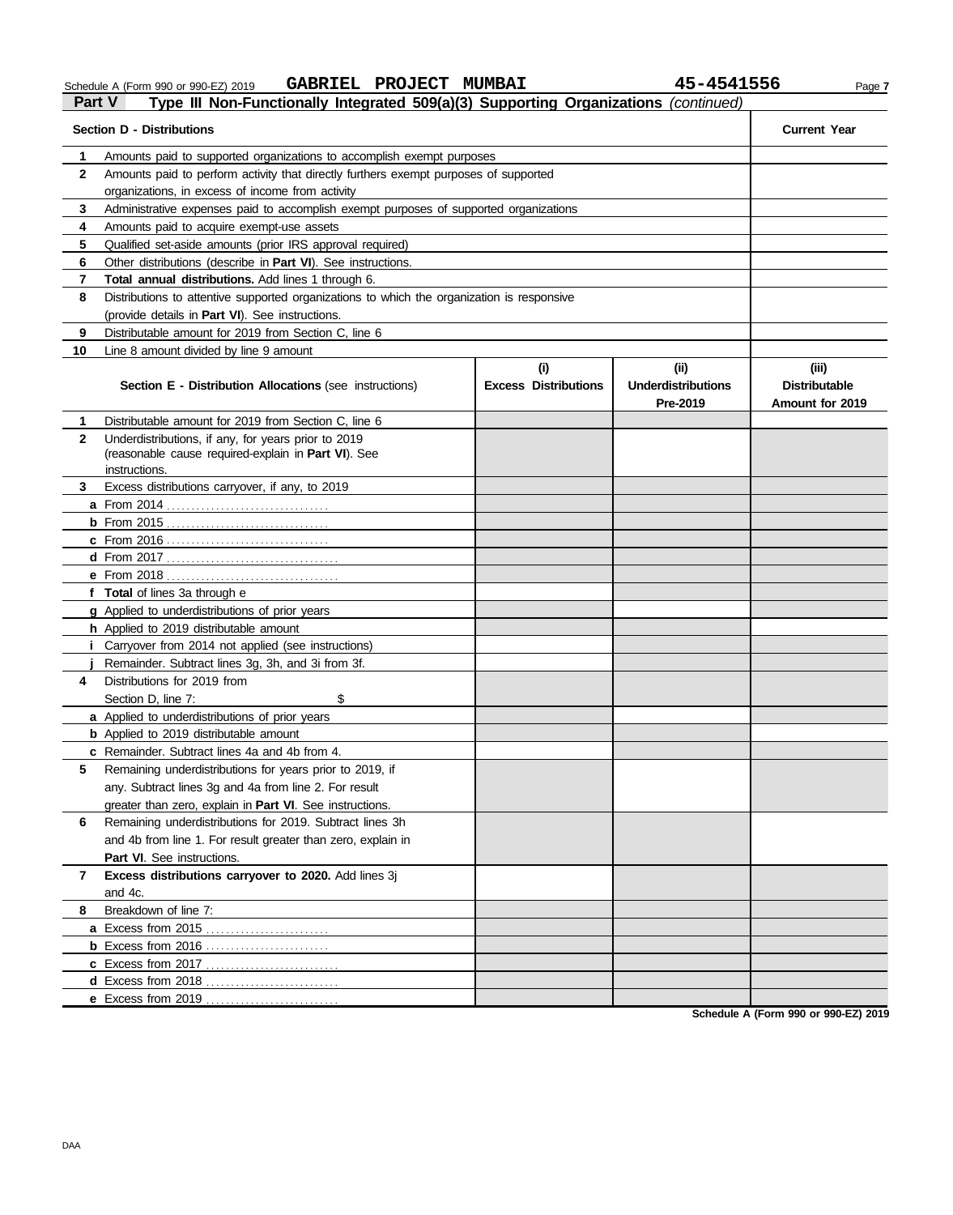Schedule A (Form 990 or 990-EZ) 2019 **GABRIEL PROJECT MUMBAI** **45-4541556**

## Part V Type III Non-Functionally Integrated 509(a)(3) Supporting Organizations *(continued)*

| Section D - Distributions | | Current Year |
|---|---|---|
| 1 | Amounts paid to supported organizations to accomplish exempt purposes | |
| 2 | Amounts paid to perform activity that directly furthers exempt purposes of supported organizations, in excess of income from activity | |
| 3 | Administrative expenses paid to accomplish exempt purposes of supported organizations | |
| 4 | Amounts paid to acquire exempt-use assets | |
| 5 | Qualified set-aside amounts (prior IRS approval required) | |
| 6 | Other distributions (describe in **Part VI**). See instructions. | |
| 7 | **Total annual distributions.** Add lines 1 through 6. | |
| 8 | Distributions to attentive supported organizations to which the organization is responsive (provide details in **Part VI**). See instructions. | |
| 9 | Distributable amount for 2019 from Section C, line 6 | |
| 10 | Line 8 amount divided by line 9 amount | |

| Section E - Distribution Allocations (see instructions) | (i) Excess Distributions | (ii) Underdistributions Pre-2019 | (iii) Distributable Amount for 2019 |
|---|---|---|---|
| **1** Distributable amount for 2019 from Section C, line 6 | | | |
| **2** Underdistributions, if any, for years prior to 2019 (reasonable cause required-explain in **Part VI**). See instructions. | | | |
| **3** Excess distributions carryover, if any, to 2019 | | | |
| **a** From 2014 | | | |
| **b** From 2015 | | | |
| **c** From 2016 | | | |
| **d** From 2017 | | | |
| **e** From 2018 | | | |
| **f Total** of lines 3a through e | | | |
| **g** Applied to underdistributions of prior years | | | |
| **h** Applied to 2019 distributable amount | | | |
| **i** Carryover from 2014 not applied (see instructions) | | | |
| **j** Remainder. Subtract lines 3g, 3h, and 3i from 3f. | | | |
| **4** Distributions for 2019 from Section D, line 7: $ | | | |
| **a** Applied to underdistributions of prior years | | | |
| **b** Applied to 2019 distributable amount | | | |
| **c** Remainder. Subtract lines 4a and 4b from 4. | | | |
| **5** Remaining underdistributions for years prior to 2019, if any. Subtract lines 3g and 4a from line 2. For result greater than zero, explain in **Part VI**. See instructions. | | | |
| **6** Remaining underdistributions for 2019. Subtract lines 3h and 4b from line 1. For result greater than zero, explain in **Part VI**. See instructions. | | | |
| **7 Excess distributions carryover to 2020.** Add lines 3j and 4c. | | | |
| **8** Breakdown of line 7: | | | |
| **a** Excess from 2015 | | | |
| **b** Excess from 2016 | | | |
| **c** Excess from 2017 | | | |
| **d** Excess from 2018 | | | |
| **e** Excess from 2019 | | | |

**Schedule A (Form 990 or 990-EZ) 2019**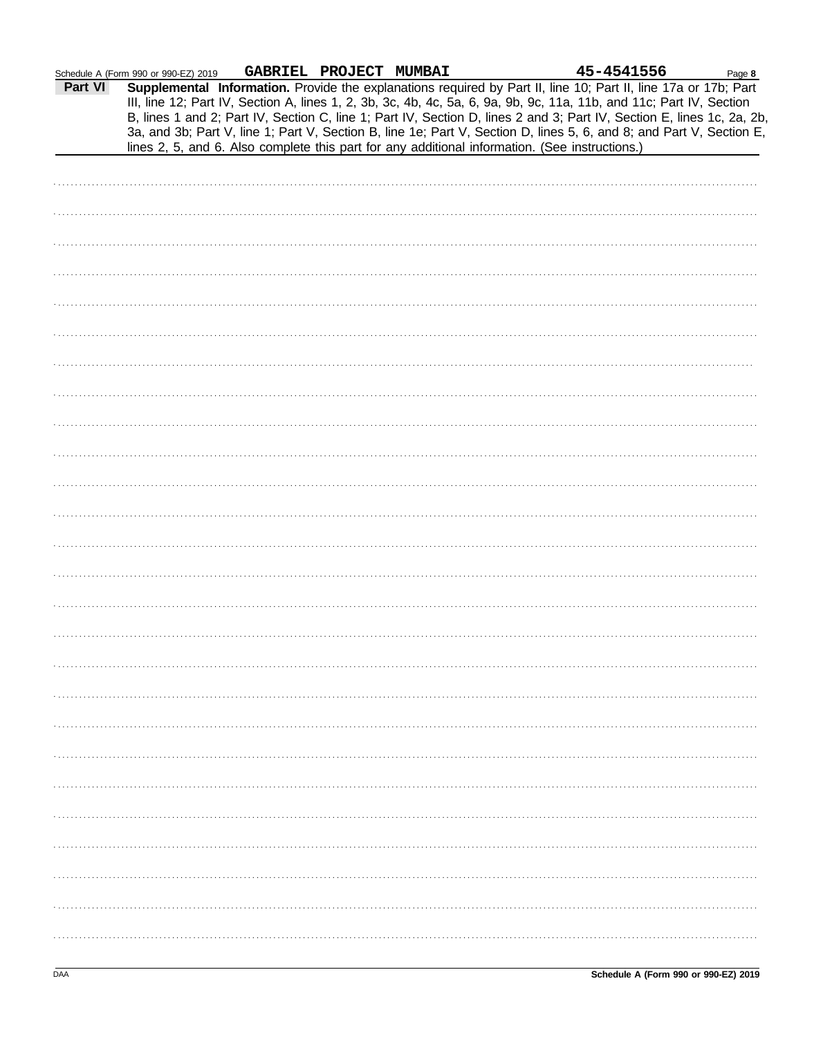Schedule A (Form 990 or 990-EZ) 2019 **GABRIEL PROJECT MUMBAI** **45-4541556**

**Part VI** **Supplemental Information.** Provide the explanations required by Part II, line 10; Part II, line 17a or 17b; Part III, line 12; Part IV, Section A, lines 1, 2, 3b, 3c, 4b, 4c, 5a, 6, 9a, 9b, 9c, 11a, 11b, and 11c; Part IV, Section B, lines 1 and 2; Part IV, Section C, line 1; Part IV, Section D, lines 2 and 3; Part IV, Section E, lines 1c, 2a, 2b, 3a, and 3b; Part V, line 1; Part V, Section B, line 1e; Part V, Section D, lines 5, 6, and 8; and Part V, Section E, lines 2, 5, and 6. Also complete this part for any additional information. (See instructions.)

DAA

**Schedule A (Form 990 or 990-EZ) 2019**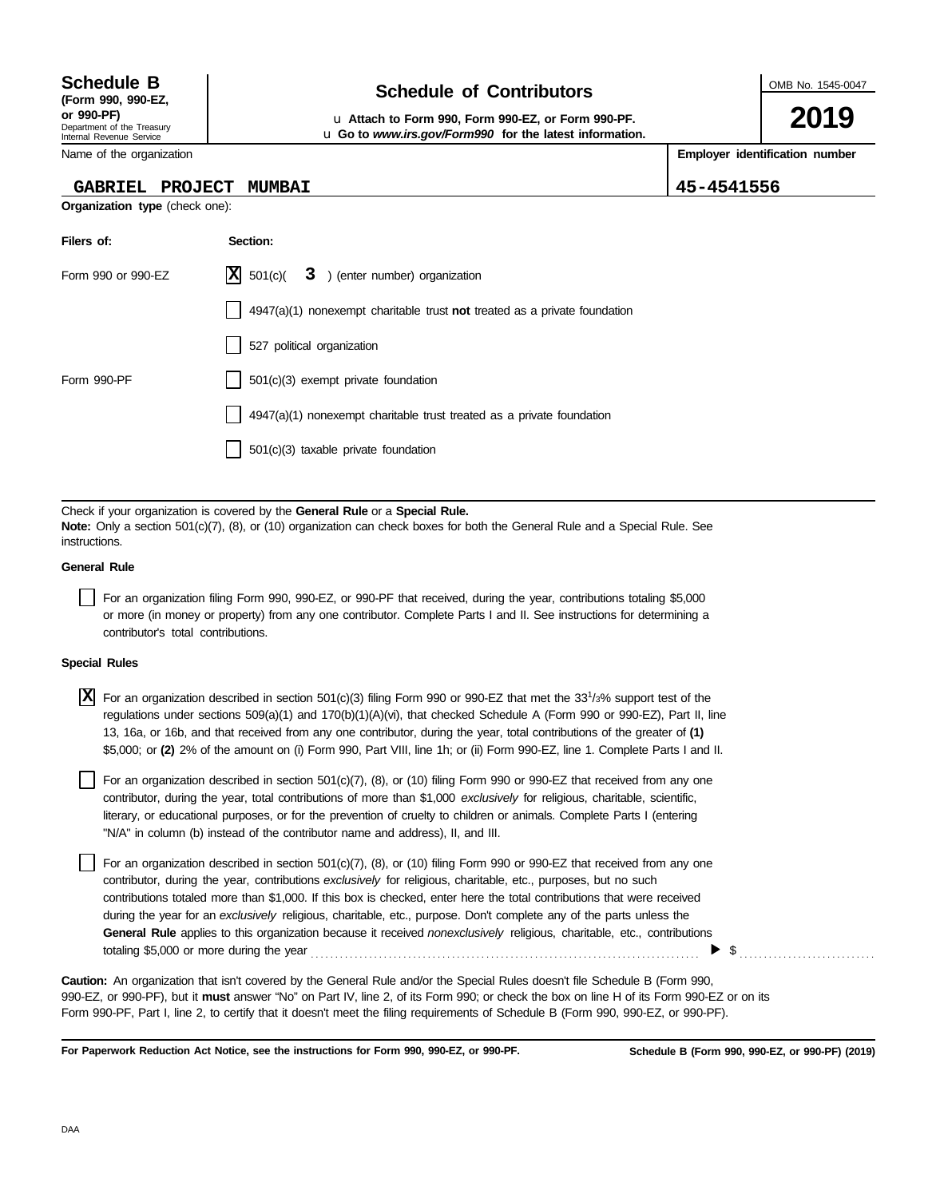**Schedule B**
**(Form 990, 990-EZ, or 990-PF)**
Department of the Treasury
Internal Revenue Service

# Schedule of Contributors

u **Attach to Form 990, Form 990-EZ, or Form 990-PF.**
u **Go to *www.irs.gov/Form990* for the latest information.**

OMB No. 1545-0047

**2019**

| Name of the organization | Employer identification number |
|---|---|
| GABRIEL PROJECT MUMBAI | 45-4541556 |

**Organization type** (check one):

| Filers of: | Section: |
|---|---|
| Form 990 or 990-EZ | [X] 501(c)( 3 ) (enter number) organization |
| | [ ] 4947(a)(1) nonexempt charitable trust **not** treated as a private foundation |
| | [ ] 527 political organization |
| Form 990-PF | [ ] 501(c)(3) exempt private foundation |
| | [ ] 4947(a)(1) nonexempt charitable trust treated as a private foundation |
| | [ ] 501(c)(3) taxable private foundation |

Check if your organization is covered by the **General Rule** or a **Special Rule.**
**Note:** Only a section 501(c)(7), (8), or (10) organization can check boxes for both the General Rule and a Special Rule. See instructions.

**General Rule**

[ ] For an organization filing Form 990, 990-EZ, or 990-PF that received, during the year, contributions totaling $5,000 or more (in money or property) from any one contributor. Complete Parts I and II. See instructions for determining a contributor's total contributions.

**Special Rules**

[X] For an organization described in section 501(c)(3) filing Form 990 or 990-EZ that met the 33 1/3% support test of the regulations under sections 509(a)(1) and 170(b)(1)(A)(vi), that checked Schedule A (Form 990 or 990-EZ), Part II, line 13, 16a, or 16b, and that received from any one contributor, during the year, total contributions of the greater of **(1)** $5,000; or **(2)** 2% of the amount on (i) Form 990, Part VIII, line 1h; or (ii) Form 990-EZ, line 1. Complete Parts I and II.

[ ] For an organization described in section 501(c)(7), (8), or (10) filing Form 990 or 990-EZ that received from any one contributor, during the year, total contributions of more than $1,000 *exclusively* for religious, charitable, scientific, literary, or educational purposes, or for the prevention of cruelty to children or animals. Complete Parts I (entering "N/A" in column (b) instead of the contributor name and address), II, and III.

[ ] For an organization described in section 501(c)(7), (8), or (10) filing Form 990 or 990-EZ that received from any one contributor, during the year, contributions *exclusively* for religious, charitable, etc., purposes, but no such contributions totaled more than $1,000. If this box is checked, enter here the total contributions that were received during the year for an *exclusively* religious, charitable, etc., purpose. Don't complete any of the parts unless the **General Rule** applies to this organization because it received *nonexclusively* religious, charitable, etc., contributions totaling $5,000 or more during the year . . . . . . . . . . ▶ $ . . . . . . . . . .

**Caution:** An organization that isn't covered by the General Rule and/or the Special Rules doesn't file Schedule B (Form 990, 990-EZ, or 990-PF), but it **must** answer "No" on Part IV, line 2, of its Form 990; or check the box on line H of its Form 990-EZ or on its Form 990-PF, Part I, line 2, to certify that it doesn't meet the filing requirements of Schedule B (Form 990, 990-EZ, or 990-PF).

**For Paperwork Reduction Act Notice, see the instructions for Form 990, 990-EZ, or 990-PF.** **Schedule B (Form 990, 990-EZ, or 990-PF) (2019)**

DAA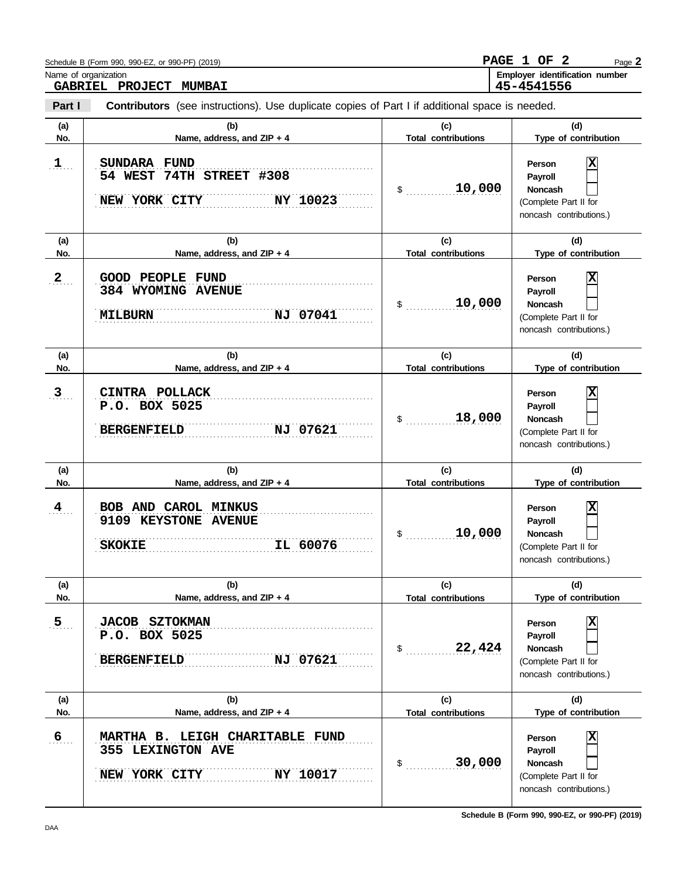Schedule B (Form 990, 990-EZ, or 990-PF) (2019)

**PAGE 1 OF 2**

Name of organization: **GABRIEL PROJECT MUMBAI**

**Employer identification number: 45-4541556**

**Part I** **Contributors** (see instructions). Use duplicate copies of Part I if additional space is needed.

| (a) No. | (b) Name, address, and ZIP + 4 | (c) Total contributions | (d) Type of contribution |
|---|---|---|---|
| 1 | SUNDARA FUND<br>54 WEST 74TH STREET #308<br>NEW YORK CITY NY 10023 | $ 10,000 | Person [X]<br>Payroll [ ]<br>Noncash [ ]<br>(Complete Part II for noncash contributions.) |
| 2 | GOOD PEOPLE FUND<br>384 WYOMING AVENUE<br>MILBURN NJ 07041 | $ 10,000 | Person [X]<br>Payroll [ ]<br>Noncash [ ]<br>(Complete Part II for noncash contributions.) |
| 3 | CINTRA POLLACK<br>P.O. BOX 5025<br>BERGENFIELD NJ 07621 | $ 18,000 | Person [X]<br>Payroll [ ]<br>Noncash [ ]<br>(Complete Part II for noncash contributions.) |
| 4 | BOB AND CAROL MINKUS<br>9109 KEYSTONE AVENUE<br>SKOKIE IL 60076 | $ 10,000 | Person [X]<br>Payroll [ ]<br>Noncash [ ]<br>(Complete Part II for noncash contributions.) |
| 5 | JACOB SZTOKMAN<br>P.O. BOX 5025<br>BERGENFIELD NJ 07621 | $ 22,424 | Person [X]<br>Payroll [ ]<br>Noncash [ ]<br>(Complete Part II for noncash contributions.) |
| 6 | MARTHA B. LEIGH CHARITABLE FUND<br>355 LEXINGTON AVE<br>NEW YORK CITY NY 10017 | $ 30,000 | Person [X]<br>Payroll [ ]<br>Noncash [ ]<br>(Complete Part II for noncash contributions.) |

DAA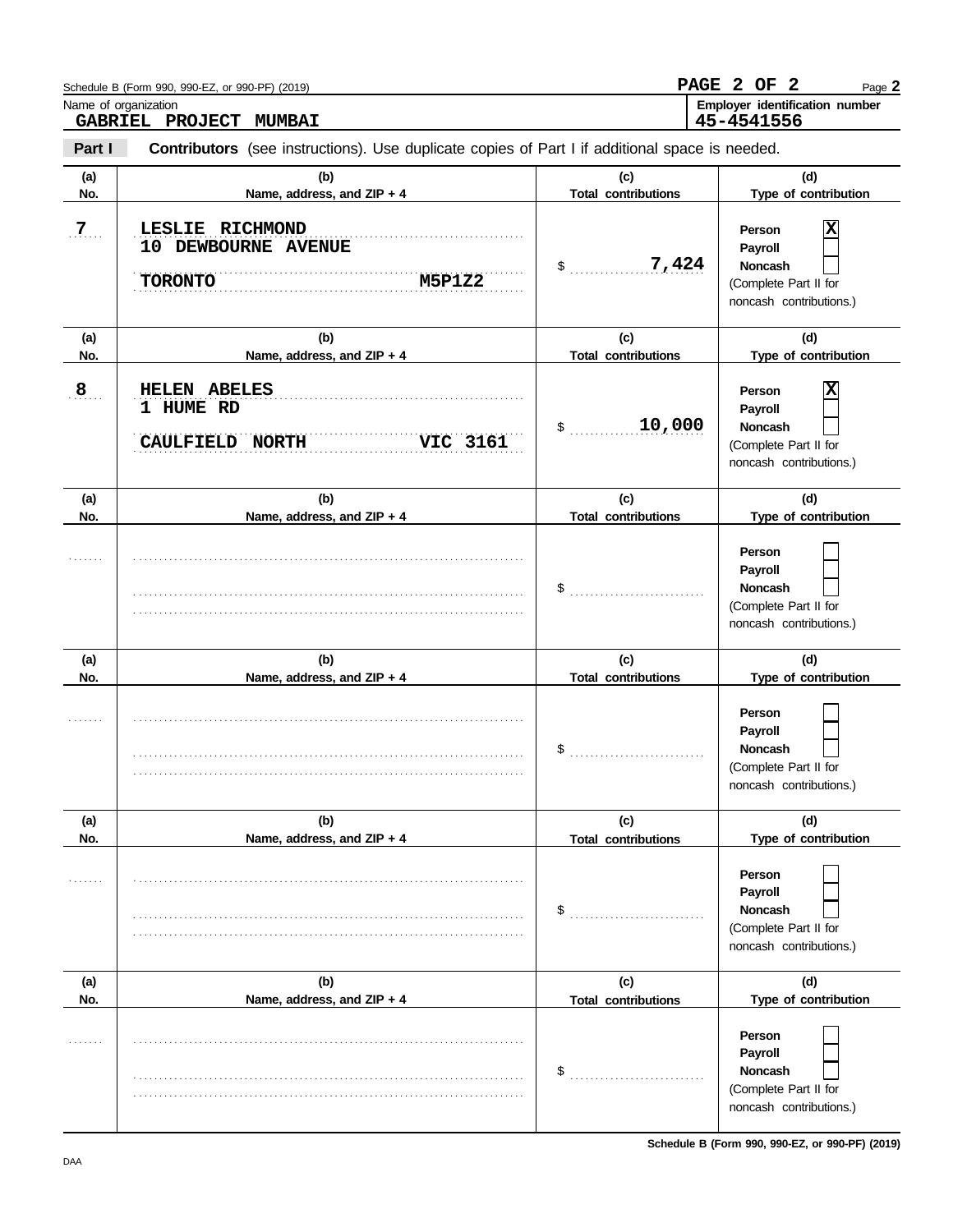Schedule B (Form 990, 990-EZ, or 990-PF) (2019)

Name of organization: **GABRIEL PROJECT MUMBAI**

Employer identification number: **45-4541556**

**Part I** **Contributors** (see instructions). Use duplicate copies of Part I if additional space is needed.

| (a) No. | (b) Name, address, and ZIP + 4 | (c) Total contributions | (d) Type of contribution |
|---|---|---|---|
| 7 | LESLIE RICHMOND<br>10 DEWBOURNE AVENUE<br>TORONTO M5P1Z2 | $ 7,424 | Person [X]<br>Payroll [ ]<br>Noncash [ ]<br>(Complete Part II for noncash contributions.) |
| 8 | HELEN ABELES<br>1 HUME RD<br>CAULFIELD NORTH VIC 3161 | $ 10,000 | Person [X]<br>Payroll [ ]<br>Noncash [ ]<br>(Complete Part II for noncash contributions.) |
| | | $ | Person [ ]<br>Payroll [ ]<br>Noncash [ ]<br>(Complete Part II for noncash contributions.) |
| | | $ | Person [ ]<br>Payroll [ ]<br>Noncash [ ]<br>(Complete Part II for noncash contributions.) |
| | | $ | Person [ ]<br>Payroll [ ]<br>Noncash [ ]<br>(Complete Part II for noncash contributions.) |
| | | $ | Person [ ]<br>Payroll [ ]<br>Noncash [ ]<br>(Complete Part II for noncash contributions.) |

Schedule B (Form 990, 990-EZ, or 990-PF) (2019)

DAA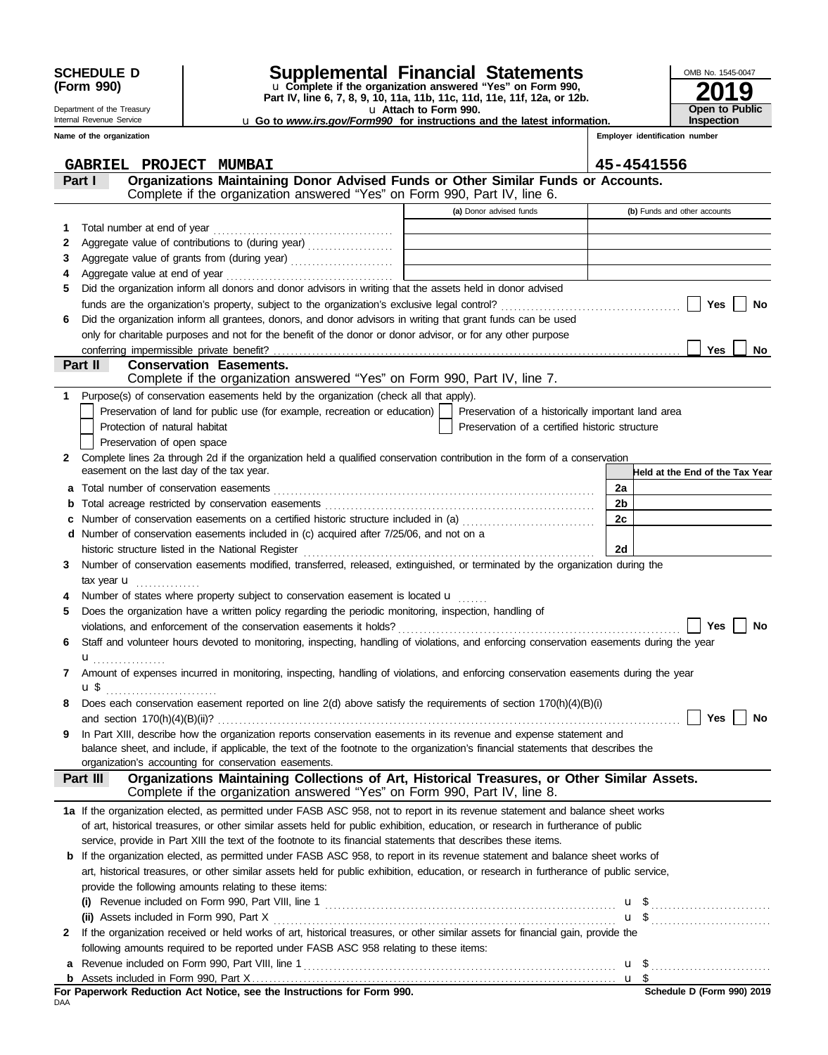**SCHEDULE D (Form 990)**

Department of the Treasury
Internal Revenue Service

# Supplemental Financial Statements

u Complete if the organization answered "Yes" on Form 990, Part IV, line 6, 7, 8, 9, 10, 11a, 11b, 11c, 11d, 11e, 11f, 12a, or 12b.
u Attach to Form 990.
u Go to *www.irs.gov/Form990* for instructions and the latest information.

OMB No. 1545-0047
**2019**
**Open to Public Inspection**

| Name of the organization | Employer identification number |
|---|---|
| GABRIEL PROJECT MUMBAI | 45-4541556 |

## Part I Organizations Maintaining Donor Advised Funds or Other Similar Funds or Accounts.
Complete if the organization answered "Yes" on Form 990, Part IV, line 6.

| | | (a) Donor advised funds | (b) Funds and other accounts |
|---|---|---|---|
| 1 | Total number at end of year | | |
| 2 | Aggregate value of contributions to (during year) | | |
| 3 | Aggregate value of grants from (during year) | | |
| 4 | Aggregate value at end of year | | |

5 Did the organization inform all donors and donor advisors in writing that the assets held in donor advised funds are the organization's property, subject to the organization's exclusive legal control? ☐ Yes ☐ No

6 Did the organization inform all grantees, donors, and donor advisors in writing that grant funds can be used only for charitable purposes and not for the benefit of the donor or donor advisor, or for any other purpose conferring impermissible private benefit? ☐ Yes ☐ No

## Part II Conservation Easements.
Complete if the organization answered "Yes" on Form 990, Part IV, line 7.

1 Purpose(s) of conservation easements held by the organization (check all that apply).

☐ Preservation of land for public use (for example, recreation or education)
☐ Preservation of a historically important land area
☐ Protection of natural habitat
☐ Preservation of a certified historic structure
☐ Preservation of open space

2 Complete lines 2a through 2d if the organization held a qualified conservation contribution in the form of a conservation easement on the last day of the tax year.

| | | | Held at the End of the Tax Year |
|---|---|---|---|
| a | Total number of conservation easements | 2a | |
| b | Total acreage restricted by conservation easements | 2b | |
| c | Number of conservation easements on a certified historic structure included in (a) | 2c | |
| d | Number of conservation easements included in (c) acquired after 7/25/06, and not on a historic structure listed in the National Register | 2d | |

3 Number of conservation easements modified, transferred, released, extinguished, or terminated by the organization during the tax year u

4 Number of states where property subject to conservation easement is located u

5 Does the organization have a written policy regarding the periodic monitoring, inspection, handling of violations, and enforcement of the conservation easements it holds? ☐ Yes ☐ No

6 Staff and volunteer hours devoted to monitoring, inspecting, handling of violations, and enforcing conservation easements during the year u

7 Amount of expenses incurred in monitoring, inspecting, handling of violations, and enforcing conservation easements during the year u $

8 Does each conservation easement reported on line 2(d) above satisfy the requirements of section 170(h)(4)(B)(i) and section 170(h)(4)(B)(ii)? ☐ Yes ☐ No

9 In Part XIII, describe how the organization reports conservation easements in its revenue and expense statement and balance sheet, and include, if applicable, the text of the footnote to the organization's financial statements that describes the organization's accounting for conservation easements.

## Part III Organizations Maintaining Collections of Art, Historical Treasures, or Other Similar Assets.
Complete if the organization answered "Yes" on Form 990, Part IV, line 8.

1a If the organization elected, as permitted under FASB ASC 958, not to report in its revenue statement and balance sheet works of art, historical treasures, or other similar assets held for public exhibition, education, or research in furtherance of public service, provide in Part XIII the text of the footnote to its financial statements that describes these items.

b If the organization elected, as permitted under FASB ASC 958, to report in its revenue statement and balance sheet works of art, historical treasures, or other similar assets held for public exhibition, education, or research in furtherance of public service, provide the following amounts relating to these items:

(i) Revenue included on Form 990, Part VIII, line 1 u $

(ii) Assets included in Form 990, Part X u $

2 If the organization received or held works of art, historical treasures, or other similar assets for financial gain, provide the following amounts required to be reported under FASB ASC 958 relating to these items:

a Revenue included on Form 990, Part VIII, line 1 u $

b Assets included in Form 990, Part X u $

**For Paperwork Reduction Act Notice, see the Instructions for Form 990.**
DAA
**Schedule D (Form 990) 2019**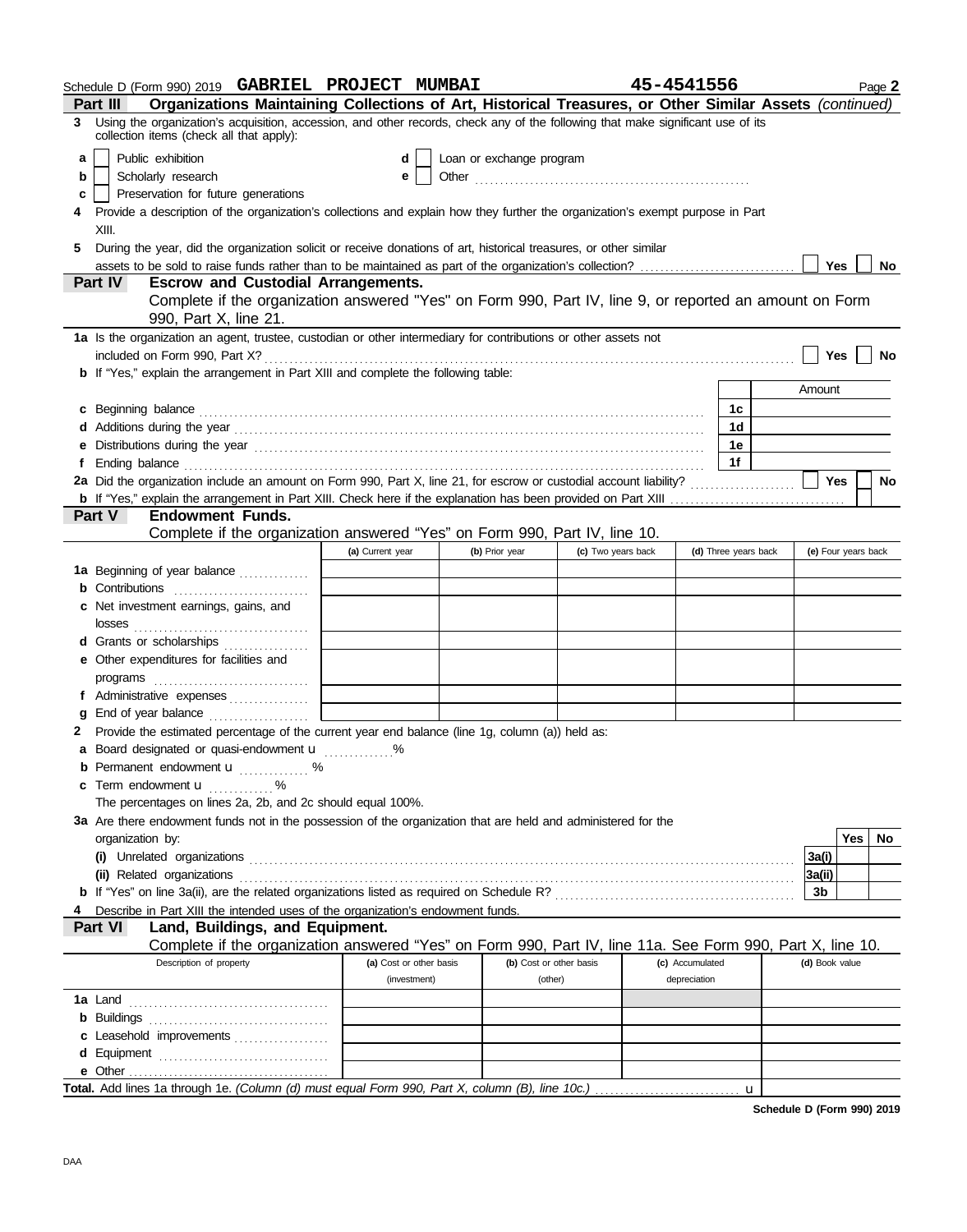Schedule D (Form 990) 2019 **GABRIEL PROJECT MUMBAI** **45-4541556** Page **2**

## Part III Organizations Maintaining Collections of Art, Historical Treasures, or Other Similar Assets *(continued)*

**3** Using the organization's acquisition, accession, and other records, check any of the following that make significant use of its collection items (check all that apply):

- **a** ☐ Public exhibition
- **b** ☐ Scholarly research
- **c** ☐ Preservation for future generations
- **d** ☐ Loan or exchange program
- **e** ☐ Other ........................................

**4** Provide a description of the organization's collections and explain how they further the organization's exempt purpose in Part XIII.

**5** During the year, did the organization solicit or receive donations of art, historical treasures, or other similar assets to be sold to raise funds rather than to be maintained as part of the organization's collection? ☐ Yes ☐ No

## Part IV Escrow and Custodial Arrangements.

Complete if the organization answered "Yes" on Form 990, Part IV, line 9, or reported an amount on Form 990, Part X, line 21.

**1a** Is the organization an agent, trustee, custodian or other intermediary for contributions or other assets not included on Form 990, Part X? ☐ Yes ☐ No

**b** If "Yes," explain the arrangement in Part XIII and complete the following table:

| | | Amount |
|---|---|---|
| **c** Beginning balance | 1c | |
| **d** Additions during the year | 1d | |
| **e** Distributions during the year | 1e | |
| **f** Ending balance | 1f | |

**2a** Did the organization include an amount on Form 990, Part X, line 21, for escrow or custodial account liability? ☐ Yes ☐ No

**b** If "Yes," explain the arrangement in Part XIII. Check here if the explanation has been provided on Part XIII ☐

## Part V Endowment Funds.

Complete if the organization answered "Yes" on Form 990, Part IV, line 10.

| | (a) Current year | (b) Prior year | (c) Two years back | (d) Three years back | (e) Four years back |
|---|---|---|---|---|---|
| **1a** Beginning of year balance | | | | | |
| **b** Contributions | | | | | |
| **c** Net investment earnings, gains, and losses | | | | | |
| **d** Grants or scholarships | | | | | |
| **e** Other expenditures for facilities and programs | | | | | |
| **f** Administrative expenses | | | | | |
| **g** End of year balance | | | | | |

**2** Provide the estimated percentage of the current year end balance (line 1g, column (a)) held as:

- **a** Board designated or quasi-endowment u ............%
- **b** Permanent endowment u ............%
- **c** Term endowment u ............%

The percentages on lines 2a, 2b, and 2c should equal 100%.

**3a** Are there endowment funds not in the possession of the organization that are held and administered for the organization by:

| | | Yes | No |
|---|---|---|---|
| **(i)** Unrelated organizations | 3a(i) | | |
| **(ii)** Related organizations | 3a(ii) | | |
| **b** If "Yes" on line 3a(ii), are the related organizations listed as required on Schedule R? | 3b | | |

**4** Describe in Part XIII the intended uses of the organization's endowment funds.

## Part VI Land, Buildings, and Equipment.

Complete if the organization answered "Yes" on Form 990, Part IV, line 11a. See Form 990, Part X, line 10.

| Description of property | (a) Cost or other basis (investment) | (b) Cost or other basis (other) | (c) Accumulated depreciation | (d) Book value |
|---|---|---|---|---|
| **1a** Land | | | | |
| **b** Buildings | | | | |
| **c** Leasehold improvements | | | | |
| **d** Equipment | | | | |
| **e** Other | | | | |

**Total.** Add lines 1a through 1e. *(Column (d) must equal Form 990, Part X, column (B), line 10c.)* u

**Schedule D (Form 990) 2019**

DAA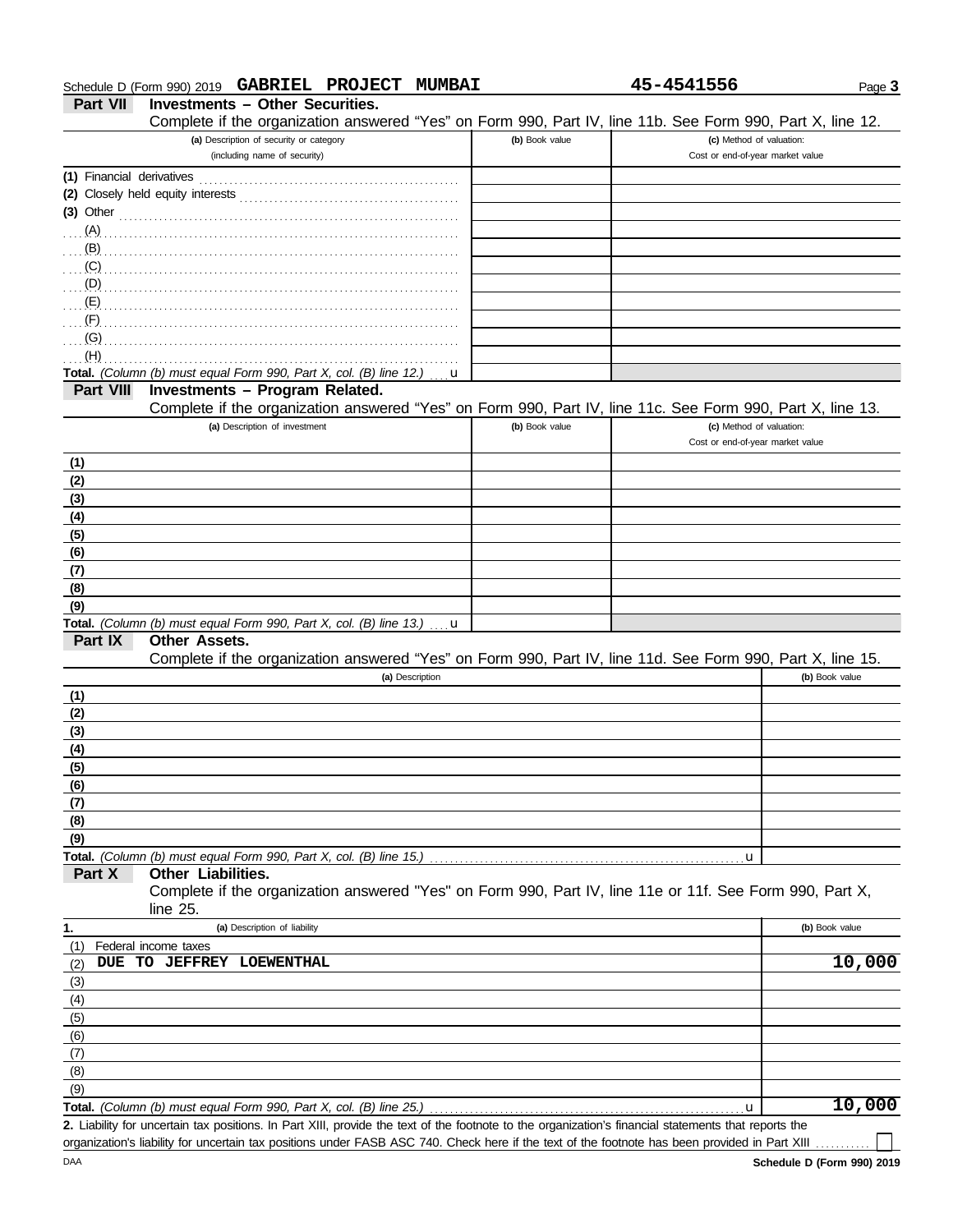Schedule D (Form 990) 2019 **GABRIEL PROJECT MUMBAI** **45-4541556** Page **3**

## Part VII Investments – Other Securities.

Complete if the organization answered "Yes" on Form 990, Part IV, line 11b. See Form 990, Part X, line 12.

| (a) Description of security or category (including name of security) | (b) Book value | (c) Method of valuation: Cost or end-of-year market value |
|---|---|---|
| (1) Financial derivatives | | |
| (2) Closely held equity interests | | |
| (3) Other | | |
| (A) | | |
| (B) | | |
| (C) | | |
| (D) | | |
| (E) | | |
| (F) | | |
| (G) | | |
| (H) | | |
| **Total.** *(Column (b) must equal Form 990, Part X, col. (B) line 12.)* u | | |

## Part VIII Investments – Program Related.

Complete if the organization answered "Yes" on Form 990, Part IV, line 11c. See Form 990, Part X, line 13.

| (a) Description of investment | (b) Book value | (c) Method of valuation: Cost or end-of-year market value |
|---|---|---|
| (1) | | |
| (2) | | |
| (3) | | |
| (4) | | |
| (5) | | |
| (6) | | |
| (7) | | |
| (8) | | |
| (9) | | |
| **Total.** *(Column (b) must equal Form 990, Part X, col. (B) line 13.)* u | | |

## Part IX Other Assets.

Complete if the organization answered "Yes" on Form 990, Part IV, line 11d. See Form 990, Part X, line 15.

| (a) Description | (b) Book value |
|---|---|
| (1) | |
| (2) | |
| (3) | |
| (4) | |
| (5) | |
| (6) | |
| (7) | |
| (8) | |
| (9) | |
| **Total.** *(Column (b) must equal Form 990, Part X, col. (B) line 15.)* u | |

## Part X Other Liabilities.

Complete if the organization answered "Yes" on Form 990, Part IV, line 11e or 11f. See Form 990, Part X, line 25.

| 1. (a) Description of liability | (b) Book value |
|---|---|
| (1) Federal income taxes | |
| (2) DUE TO JEFFREY LOEWENTHAL | 10,000 |
| (3) | |
| (4) | |
| (5) | |
| (6) | |
| (7) | |
| (8) | |
| (9) | |
| **Total.** *(Column (b) must equal Form 990, Part X, col. (B) line 25.)* u | 10,000 |

**2.** Liability for uncertain tax positions. In Part XIII, provide the text of the footnote to the organization's financial statements that reports the organization's liability for uncertain tax positions under FASB ASC 740. Check here if the text of the footnote has been provided in Part XIII ☐

DAA **Schedule D (Form 990) 2019**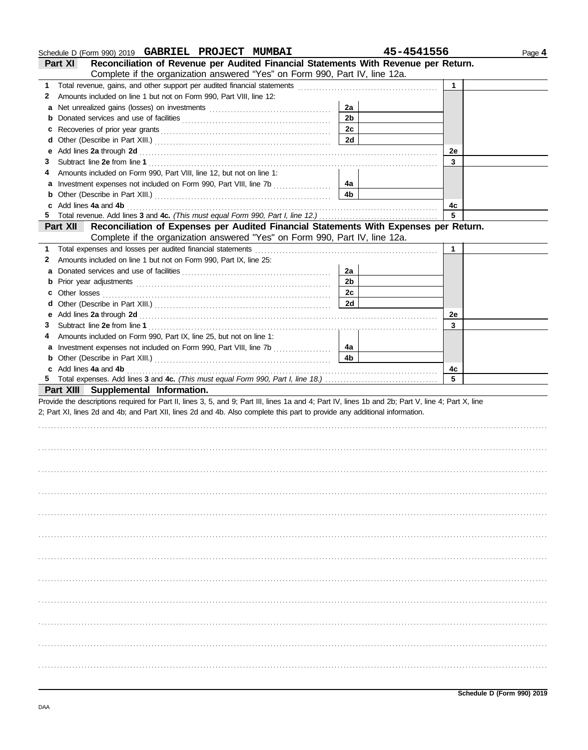Schedule D (Form 990) 2019 **GABRIEL PROJECT MUMBAI** **45-4541556** Page **4**

## Part XI Reconciliation of Revenue per Audited Financial Statements With Revenue per Return.

Complete if the organization answered "Yes" on Form 990, Part IV, line 12a.

| | | | | | |
|---|---|---|---|---|---|
| **1** | Total revenue, gains, and other support per audited financial statements | | | 1 | |
| **2** | Amounts included on line 1 but not on Form 990, Part VIII, line 12: | | | | |
| **a** | Net unrealized gains (losses) on investments | 2a | | | |
| **b** | Donated services and use of facilities | 2b | | | |
| **c** | Recoveries of prior year grants | 2c | | | |
| **d** | Other (Describe in Part XIII.) | 2d | | | |
| **e** | Add lines **2a** through **2d** | | | 2e | |
| **3** | Subtract line **2e** from line **1** | | | 3 | |
| **4** | Amounts included on Form 990, Part VIII, line 12, but not on line 1: | | | | |
| **a** | Investment expenses not included on Form 990, Part VIII, line 7b | 4a | | | |
| **b** | Other (Describe in Part XIII.) | 4b | | | |
| **c** | Add lines **4a** and **4b** | | | 4c | |
| **5** | Total revenue. Add lines **3** and **4c.** *(This must equal Form 990, Part I, line 12.)* | | | 5 | |

## Part XII Reconciliation of Expenses per Audited Financial Statements With Expenses per Return.

Complete if the organization answered "Yes" on Form 990, Part IV, line 12a.

| | | | | | |
|---|---|---|---|---|---|
| **1** | Total expenses and losses per audited financial statements | | | 1 | |
| **2** | Amounts included on line 1 but not on Form 990, Part IX, line 25: | | | | |
| **a** | Donated services and use of facilities | 2a | | | |
| **b** | Prior year adjustments | 2b | | | |
| **c** | Other losses | 2c | | | |
| **d** | Other (Describe in Part XIII.) | 2d | | | |
| **e** | Add lines **2a** through **2d** | | | 2e | |
| **3** | Subtract line **2e** from line **1** | | | 3 | |
| **4** | Amounts included on Form 990, Part IX, line 25, but not on line 1: | | | | |
| **a** | Investment expenses not included on Form 990, Part VIII, line 7b | 4a | | | |
| **b** | Other (Describe in Part XIII.) | 4b | | | |
| **c** | Add lines **4a** and **4b** | | | 4c | |
| **5** | Total expenses. Add lines **3** and **4c.** *(This must equal Form 990, Part I, line 18.)* | | | 5 | |

## Part XIII Supplemental Information.

Provide the descriptions required for Part II, lines 3, 5, and 9; Part III, lines 1a and 4; Part IV, lines 1b and 2b; Part V, line 4; Part X, line 2; Part XI, lines 2d and 4b; and Part XII, lines 2d and 4b. Also complete this part to provide any additional information.

**Schedule D (Form 990) 2019**

DAA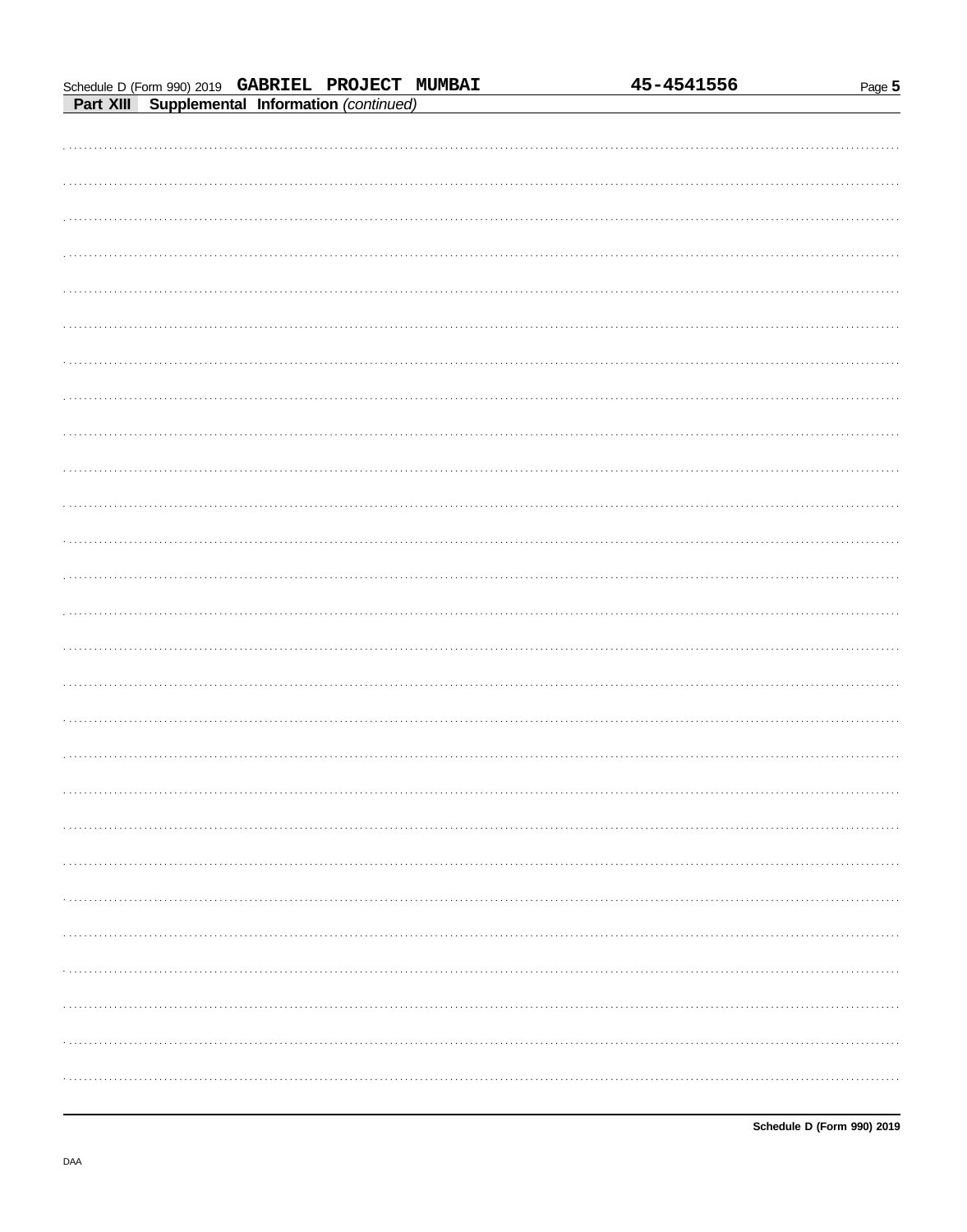Schedule D (Form 990) 2019 **GABRIEL PROJECT MUMBAI** **45-4541556**

**Part XIII** **Supplemental Information** *(continued)*

**Schedule D (Form 990) 2019**

DAA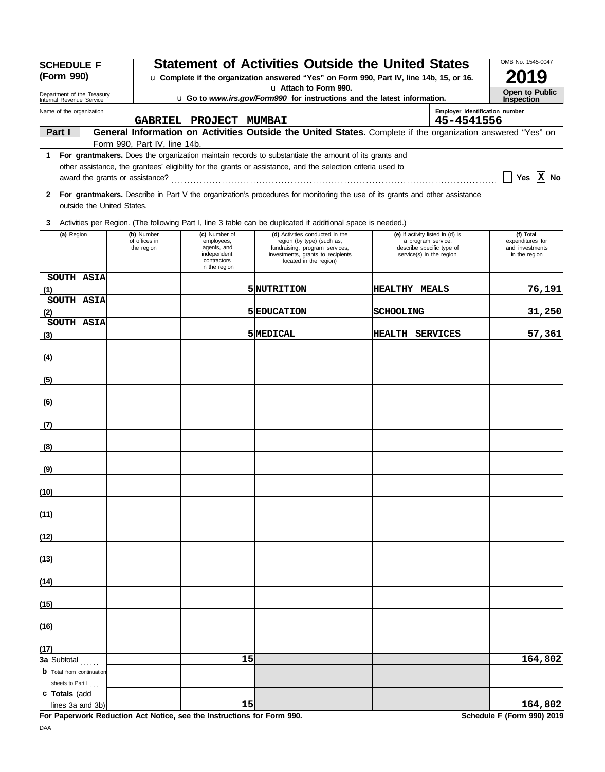**SCHEDULE F (Form 990)**

Department of the Treasury
Internal Revenue Service

# Statement of Activities Outside the United States

u Complete if the organization answered "Yes" on Form 990, Part IV, line 14b, 15, or 16.
u Attach to Form 990.
u Go to *www.irs.gov/Form990* for instructions and the latest information.

OMB No. 1545-0047

**2019**

**Open to Public Inspection**

Name of the organization: GABRIEL PROJECT MUMBAI

Employer identification number: 45-4541556

**Part I** **General Information on Activities Outside the United States.** Complete if the organization answered "Yes" on Form 990, Part IV, line 14b.

**1** **For grantmakers.** Does the organization maintain records to substantiate the amount of its grants and other assistance, the grantees' eligibility for the grants or assistance, and the selection criteria used to award the grants or assistance? ☐ Yes ☒ No

**2** **For grantmakers.** Describe in Part V the organization's procedures for monitoring the use of its grants and other assistance outside the United States.

**3** Activities per Region. (The following Part I, line 3 table can be duplicated if additional space is needed.)

| (a) Region | (b) Number of offices in the region | (c) Number of employees, agents, and independent contractors in the region | (d) Activities conducted in the region (by type) (such as, fundraising, program services, investments, grants to recipients located in the region) | (e) If activity listed in (d) is a program service, describe specific type of service(s) in the region | (f) Total expenditures for and investments in the region |
|---|---|---|---|---|---|
| (1) SOUTH ASIA | | 5 | NUTRITION | HEALTHY MEALS | 76,191 |
| (2) SOUTH ASIA | | 5 | EDUCATION | SCHOOLING | 31,250 |
| (3) SOUTH ASIA | | 5 | MEDICAL | HEALTH SERVICES | 57,361 |
| (4) | | | | | |
| (5) | | | | | |
| (6) | | | | | |
| (7) | | | | | |
| (8) | | | | | |
| (9) | | | | | |
| (10) | | | | | |
| (11) | | | | | |
| (12) | | | | | |
| (13) | | | | | |
| (14) | | | | | |
| (15) | | | | | |
| (16) | | | | | |
| (17) | | | | | |
| **3a** Subtotal | | 15 | | | 164,802 |
| **b** Total from continuation sheets to Part I | | | | | |
| **c Totals** (add lines 3a and 3b) | | 15 | | | 164,802 |

**For Paperwork Reduction Act Notice, see the Instructions for Form 990.** **Schedule F (Form 990) 2019**

DAA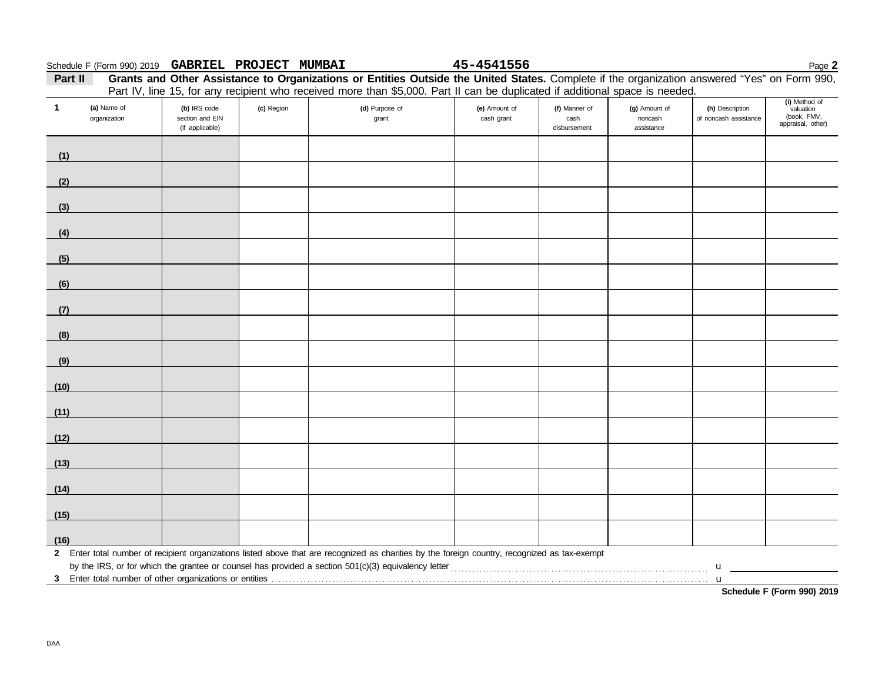Schedule F (Form 990) 2019 **GABRIEL PROJECT MUMBAI** **45-4541556**

**Part II** **Grants and Other Assistance to Organizations or Entities Outside the United States.** Complete if the organization answered "Yes" on Form 990, Part IV, line 15, for any recipient who received more than $5,000. Part II can be duplicated if additional space is needed.

| 1 (a) Name of organization | (b) IRS code section and EIN (if applicable) | (c) Region | (d) Purpose of grant | (e) Amount of cash grant | (f) Manner of cash disbursement | (g) Amount of noncash assistance | (h) Description of noncash assistance | (i) Method of valuation (book, FMV, appraisal, other) |
|---|---|---|---|---|---|---|---|---|
| (1) | | | | | | | | |
| (2) | | | | | | | | |
| (3) | | | | | | | | |
| (4) | | | | | | | | |
| (5) | | | | | | | | |
| (6) | | | | | | | | |
| (7) | | | | | | | | |
| (8) | | | | | | | | |
| (9) | | | | | | | | |
| (10) | | | | | | | | |
| (11) | | | | | | | | |
| (12) | | | | | | | | |
| (13) | | | | | | | | |
| (14) | | | | | | | | |
| (15) | | | | | | | | |
| (16) | | | | | | | | |

**2** Enter total number of recipient organizations listed above that are recognized as charities by the foreign country, recognized as tax-exempt by the IRS, or for which the grantee or counsel has provided a section 501(c)(3) equivalency letter . . . . . u

**3** Enter total number of other organizations or entities . . . . . u

**Schedule F (Form 990) 2019**

DAA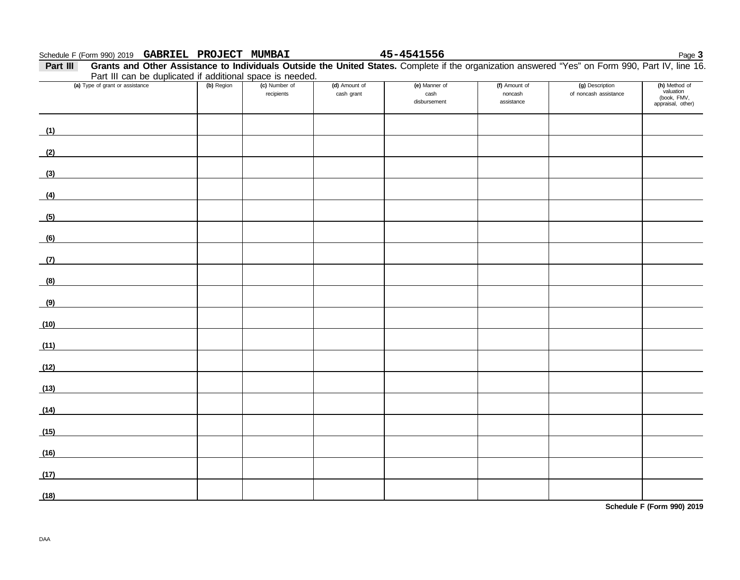Schedule F (Form 990) 2019 **GABRIEL PROJECT MUMBAI** **45-4541556**

**Part III** **Grants and Other Assistance to Individuals Outside the United States.** Complete if the organization answered "Yes" on Form 990, Part IV, line 16. Part III can be duplicated if additional space is needed.

| (a) Type of grant or assistance | (b) Region | (c) Number of recipients | (d) Amount of cash grant | (e) Manner of cash disbursement | (f) Amount of noncash assistance | (g) Description of noncash assistance | (h) Method of valuation (book, FMV, appraisal, other) |
|---|---|---|---|---|---|---|---|
| (1) | | | | | | | |
| (2) | | | | | | | |
| (3) | | | | | | | |
| (4) | | | | | | | |
| (5) | | | | | | | |
| (6) | | | | | | | |
| (7) | | | | | | | |
| (8) | | | | | | | |
| (9) | | | | | | | |
| (10) | | | | | | | |
| (11) | | | | | | | |
| (12) | | | | | | | |
| (13) | | | | | | | |
| (14) | | | | | | | |
| (15) | | | | | | | |
| (16) | | | | | | | |
| (17) | | | | | | | |
| (18) | | | | | | | |

**Schedule F (Form 990) 2019**

DAA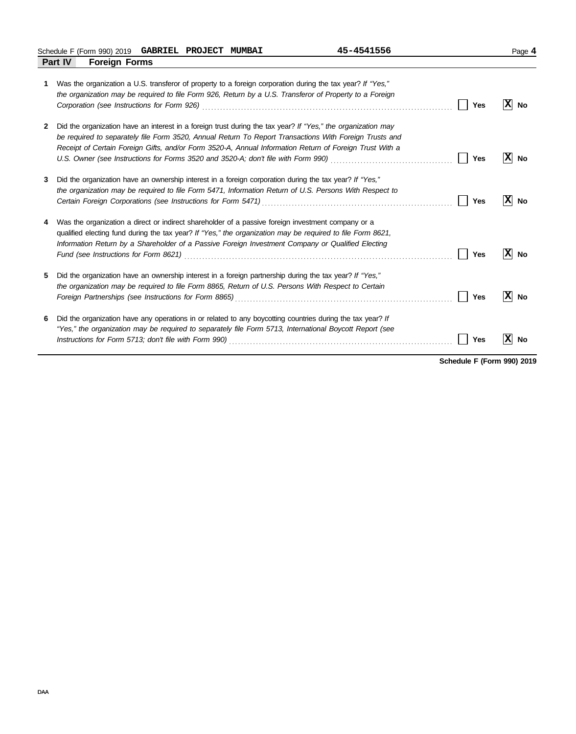Schedule F (Form 990) 2019 **GABRIEL PROJECT MUMBAI** **45-4541556** Page **4**

## Part IV Foreign Forms

**1** Was the organization a U.S. transferor of property to a foreign corporation during the tax year? *If "Yes," the organization may be required to file Form 926, Return by a U.S. Transferor of Property to a Foreign Corporation (see Instructions for Form 926)* ☐ **Yes** ☒ **No**

**2** Did the organization have an interest in a foreign trust during the tax year? *If "Yes," the organization may be required to separately file Form 3520, Annual Return To Report Transactions With Foreign Trusts and Receipt of Certain Foreign Gifts, and/or Form 3520-A, Annual Information Return of Foreign Trust With a U.S. Owner (see Instructions for Forms 3520 and 3520-A; don't file with Form 990)* ☐ **Yes** ☒ **No**

**3** Did the organization have an ownership interest in a foreign corporation during the tax year? *If "Yes," the organization may be required to file Form 5471, Information Return of U.S. Persons With Respect to Certain Foreign Corporations (see Instructions for Form 5471)* ☐ **Yes** ☒ **No**

**4** Was the organization a direct or indirect shareholder of a passive foreign investment company or a qualified electing fund during the tax year? *If "Yes," the organization may be required to file Form 8621, Information Return by a Shareholder of a Passive Foreign Investment Company or Qualified Electing Fund (see Instructions for Form 8621)* ☐ **Yes** ☒ **No**

**5** Did the organization have an ownership interest in a foreign partnership during the tax year? *If "Yes," the organization may be required to file Form 8865, Return of U.S. Persons With Respect to Certain Foreign Partnerships (see Instructions for Form 8865)* ☐ **Yes** ☒ **No**

**6** Did the organization have any operations in or related to any boycotting countries during the tax year? *If "Yes," the organization may be required to separately file Form 5713, International Boycott Report (see Instructions for Form 5713; don't file with Form 990)* ☐ **Yes** ☒ **No**

**Schedule F (Form 990) 2019**

DAA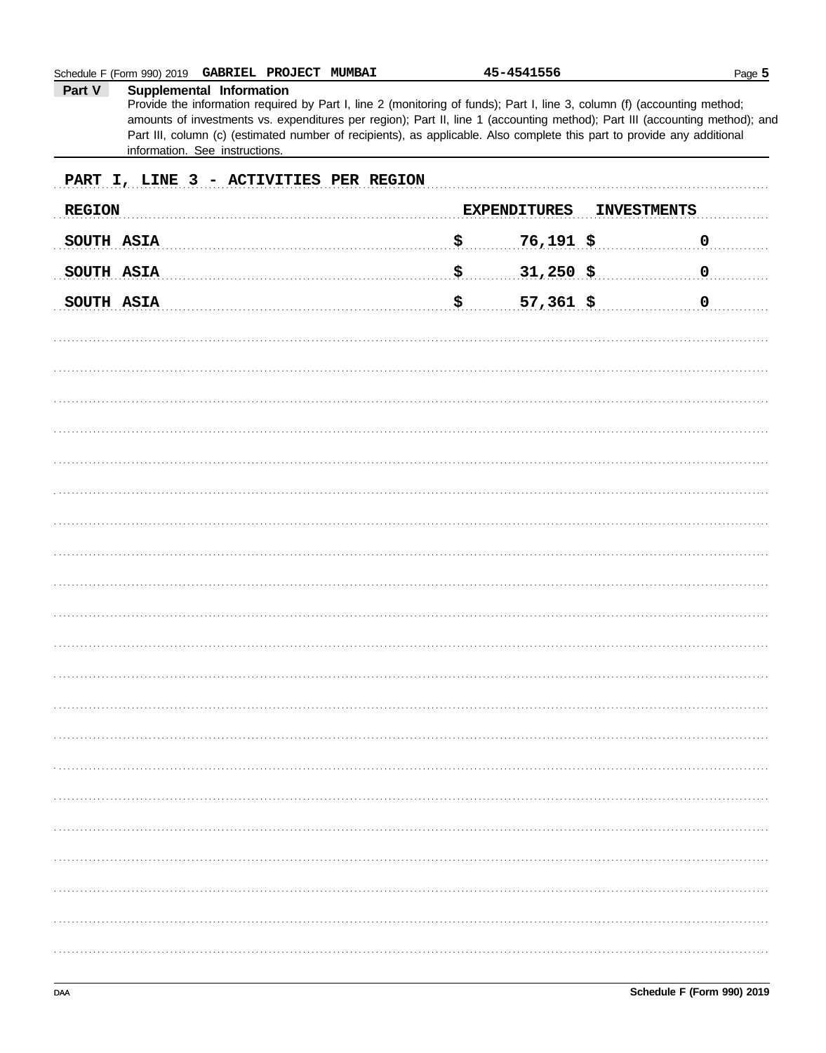Schedule F (Form 990) 2019 GABRIEL PROJECT MUMBAI 45-4541556

**Part V Supplemental Information**

Provide the information required by Part I, line 2 (monitoring of funds); Part I, line 3, column (f) (accounting method; amounts of investments vs. expenditures per region); Part II, line 1 (accounting method); Part III (accounting method); and Part III, column (c) (estimated number of recipients), as applicable. Also complete this part to provide any additional information. See instructions.

PART I, LINE 3 - ACTIVITIES PER REGION

| REGION | EXPENDITURES | INVESTMENTS |
|---|---|---|
| SOUTH ASIA | $ 76,191 | $ 0 |
| SOUTH ASIA | $ 31,250 | $ 0 |
| SOUTH ASIA | $ 57,361 | $ 0 |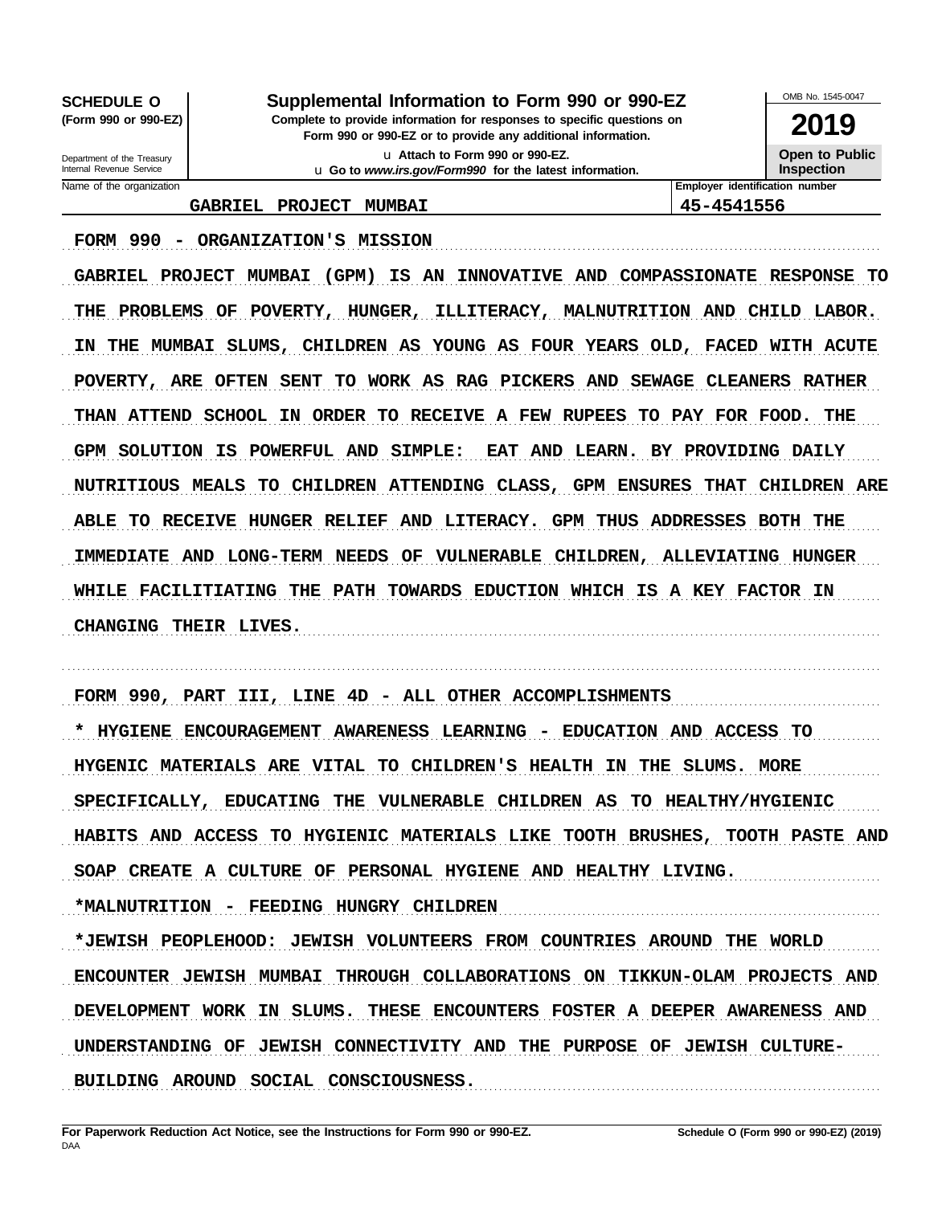**SCHEDULE O** (Form 990 or 990-EZ)

Department of the Treasury
Internal Revenue Service

# Supplemental Information to Form 990 or 990-EZ

**Complete to provide information for responses to specific questions on Form 990 or 990-EZ or to provide any additional information.**

u Attach to Form 990 or 990-EZ.

u Go to *www.irs.gov/Form990* for the latest information.

OMB No. 1545-0047

**2019**

**Open to Public Inspection**

| Name of the organization | Employer identification number |
|---|---|
| GABRIEL PROJECT MUMBAI | 45-4541556 |

FORM 990 - ORGANIZATION'S MISSION

GABRIEL PROJECT MUMBAI (GPM) IS AN INNOVATIVE AND COMPASSIONATE RESPONSE TO THE PROBLEMS OF POVERTY, HUNGER, ILLITERACY, MALNUTRITION AND CHILD LABOR. IN THE MUMBAI SLUMS, CHILDREN AS YOUNG AS FOUR YEARS OLD, FACED WITH ACUTE POVERTY, ARE OFTEN SENT TO WORK AS RAG PICKERS AND SEWAGE CLEANERS RATHER THAN ATTEND SCHOOL IN ORDER TO RECEIVE A FEW RUPEES TO PAY FOR FOOD. THE GPM SOLUTION IS POWERFUL AND SIMPLE: EAT AND LEARN. BY PROVIDING DAILY NUTRITIOUS MEALS TO CHILDREN ATTENDING CLASS, GPM ENSURES THAT CHILDREN ARE ABLE TO RECEIVE HUNGER RELIEF AND LITERACY. GPM THUS ADDRESSES BOTH THE IMMEDIATE AND LONG-TERM NEEDS OF VULNERABLE CHILDREN, ALLEVIATING HUNGER WHILE FACILITIATING THE PATH TOWARDS EDUCTION WHICH IS A KEY FACTOR IN CHANGING THEIR LIVES.

FORM 990, PART III, LINE 4D - ALL OTHER ACCOMPLISHMENTS

* HYGIENE ENCOURAGEMENT AWARENESS LEARNING - EDUCATION AND ACCESS TO HYGENIC MATERIALS ARE VITAL TO CHILDREN'S HEALTH IN THE SLUMS. MORE SPECIFICALLY, EDUCATING THE VULNERABLE CHILDREN AS TO HEALTHY/HYGIENIC HABITS AND ACCESS TO HYGIENIC MATERIALS LIKE TOOTH BRUSHES, TOOTH PASTE AND SOAP CREATE A CULTURE OF PERSONAL HYGIENE AND HEALTHY LIVING.

*MALNUTRITION - FEEDING HUNGRY CHILDREN

*JEWISH PEOPLEHOOD: JEWISH VOLUNTEERS FROM COUNTRIES AROUND THE WORLD ENCOUNTER JEWISH MUMBAI THROUGH COLLABORATIONS ON TIKKUN-OLAM PROJECTS AND DEVELOPMENT WORK IN SLUMS. THESE ENCOUNTERS FOSTER A DEEPER AWARENESS AND UNDERSTANDING OF JEWISH CONNECTIVITY AND THE PURPOSE OF JEWISH CULTURE-BUILDING AROUND SOCIAL CONSCIOUSNESS.

**For Paperwork Reduction Act Notice, see the Instructions for Form 990 or 990-EZ.** **Schedule O (Form 990 or 990-EZ) (2019)**

DAA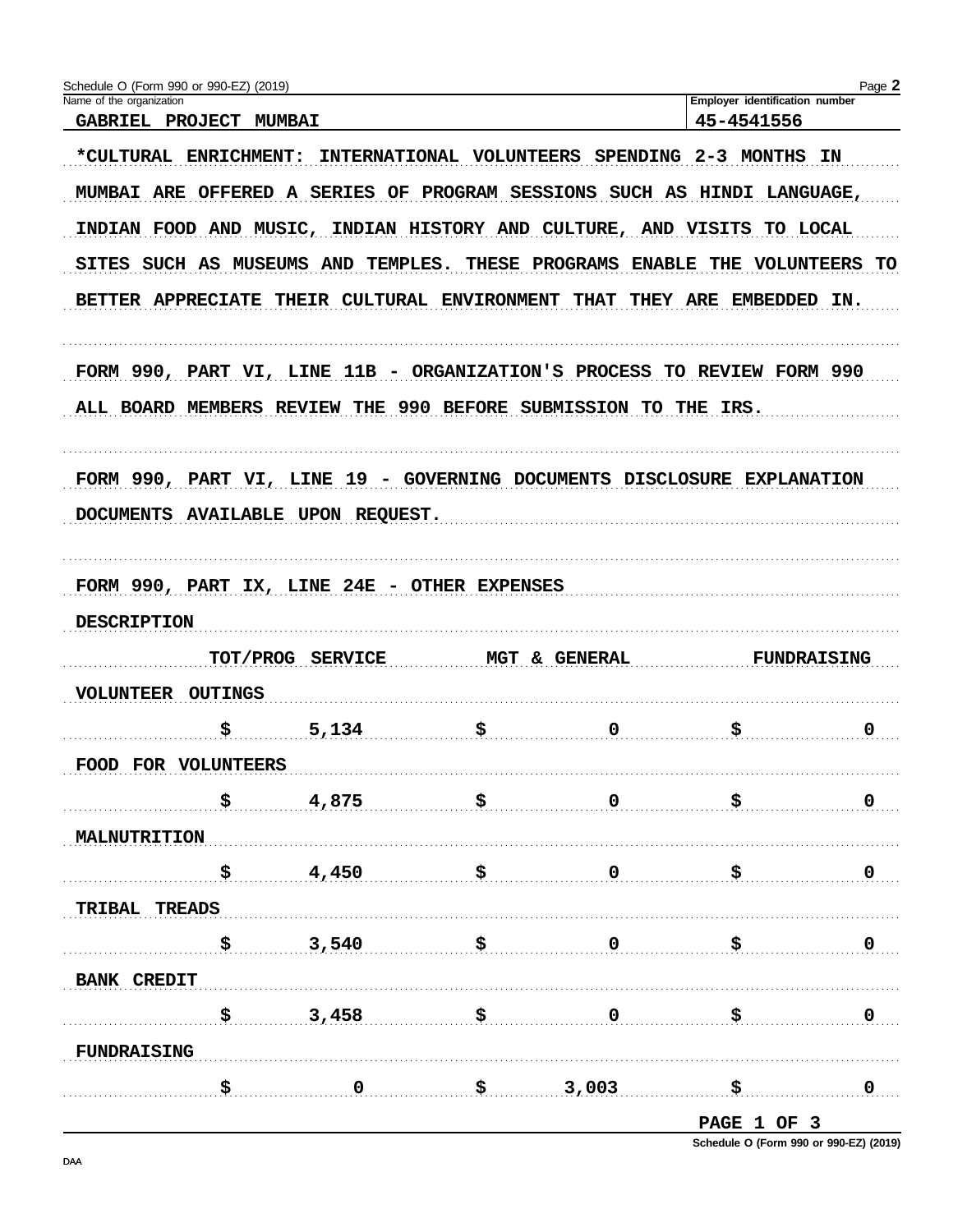Name of the organization: GABRIEL PROJECT MUMBAI

Employer identification number: 45-4541556

*CULTURAL ENRICHMENT: INTERNATIONAL VOLUNTEERS SPENDING 2-3 MONTHS IN MUMBAI ARE OFFERED A SERIES OF PROGRAM SESSIONS SUCH AS HINDI LANGUAGE, INDIAN FOOD AND MUSIC, INDIAN HISTORY AND CULTURE, AND VISITS TO LOCAL SITES SUCH AS MUSEUMS AND TEMPLES. THESE PROGRAMS ENABLE THE VOLUNTEERS TO BETTER APPRECIATE THEIR CULTURAL ENVIRONMENT THAT THEY ARE EMBEDDED IN.

FORM 990, PART VI, LINE 11B - ORGANIZATION'S PROCESS TO REVIEW FORM 990

ALL BOARD MEMBERS REVIEW THE 990 BEFORE SUBMISSION TO THE IRS.

FORM 990, PART VI, LINE 19 - GOVERNING DOCUMENTS DISCLOSURE EXPLANATION

DOCUMENTS AVAILABLE UPON REQUEST.

FORM 990, PART IX, LINE 24E - OTHER EXPENSES

| DESCRIPTION | TOT/PROG SERVICE | MGT & GENERAL | FUNDRAISING |
|---|---|---|---|
| VOLUNTEER OUTINGS | $ 5,134 | $ 0 | $ 0 |
| FOOD FOR VOLUNTEERS | $ 4,875 | $ 0 | $ 0 |
| MALNUTRITION | $ 4,450 | $ 0 | $ 0 |
| TRIBAL TREADS | $ 3,540 | $ 0 | $ 0 |
| BANK CREDIT | $ 3,458 | $ 0 | $ 0 |
| FUNDRAISING | $ 0 | $ 3,003 | $ 0 |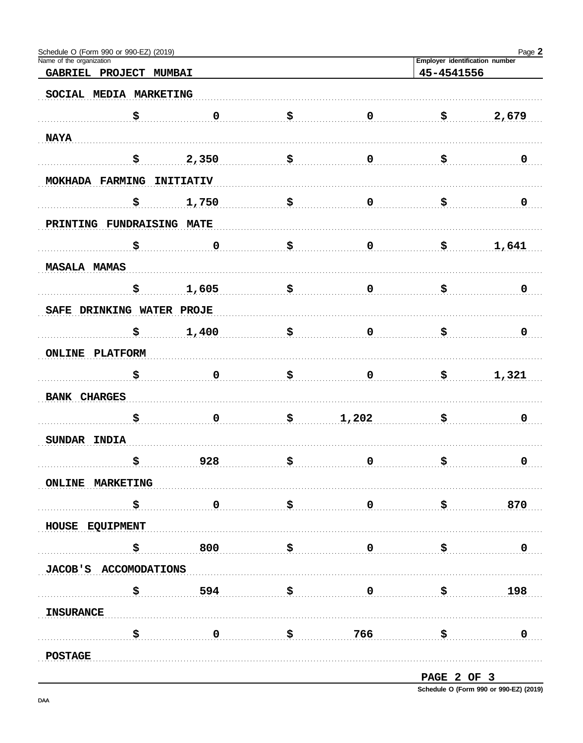Schedule O (Form 990 or 990-EZ) (2019)

Name of the organization: **GABRIEL PROJECT MUMBAI**

Employer identification number: **45-4541556**

| Description | | | |
|---|---|---|---|
| SOCIAL MEDIA MARKETING | $ 0 | $ 0 | $ 2,679 |
| NAYA | $ 2,350 | $ 0 | $ 0 |
| MOKHADA FARMING INITIATIV | $ 1,750 | $ 0 | $ 0 |
| PRINTING FUNDRAISING MATE | $ 0 | $ 0 | $ 1,641 |
| MASALA MAMAS | $ 1,605 | $ 0 | $ 0 |
| SAFE DRINKING WATER PROJE | $ 1,400 | $ 0 | $ 0 |
| ONLINE PLATFORM | $ 0 | $ 0 | $ 1,321 |
| BANK CHARGES | $ 0 | $ 1,202 | $ 0 |
| SUNDAR INDIA | $ 928 | $ 0 | $ 0 |
| ONLINE MARKETING | $ 0 | $ 0 | $ 870 |
| HOUSE EQUIPMENT | $ 800 | $ 0 | $ 0 |
| JACOB'S ACCOMODATIONS | $ 594 | $ 0 | $ 198 |
| INSURANCE | $ 0 | $ 766 | $ 0 |
| POSTAGE | | | |

PAGE 2 OF 3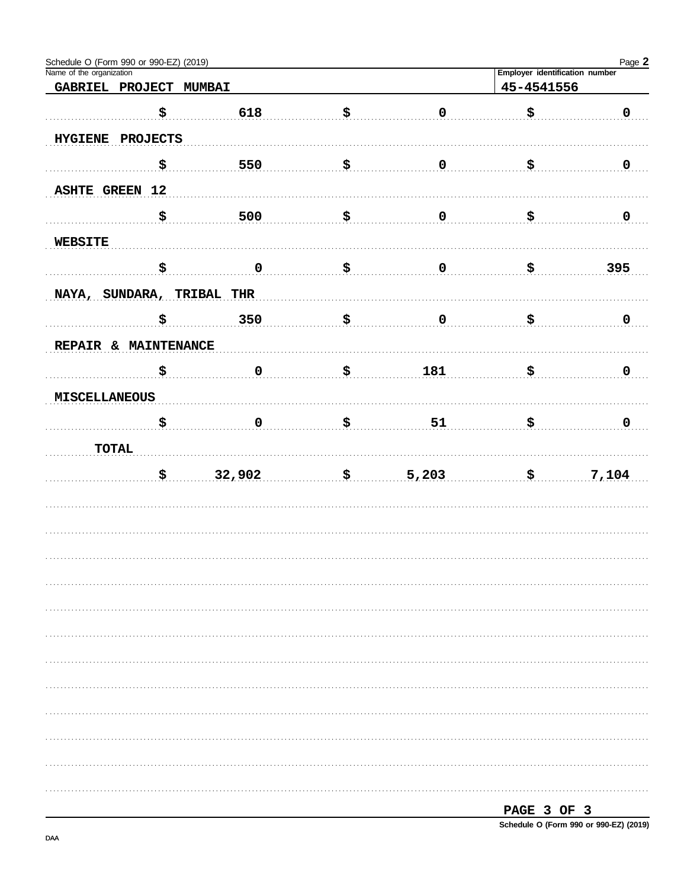Schedule O (Form 990 or 990-EZ) (2019)

Name of the organization: GABRIEL PROJECT MUMBAI

Employer identification number: 45-4541556

| | | | |
|---|---|---|---|
| | $ 618 | $ 0 | $ 0 |
| HYGIENE PROJECTS | | | |
| | $ 550 | $ 0 | $ 0 |
| ASHTE GREEN 12 | | | |
| | $ 500 | $ 0 | $ 0 |
| WEBSITE | | | |
| | $ 0 | $ 0 | $ 395 |
| NAYA, SUNDARA, TRIBAL THR | | | |
| | $ 350 | $ 0 | $ 0 |
| REPAIR & MAINTENANCE | | | |
| | $ 0 | $ 181 | $ 0 |
| MISCELLANEOUS | | | |
| | $ 0 | $ 51 | $ 0 |
| TOTAL | | | |
| | $ 32,902 | $ 5,203 | $ 7,104 |

PAGE 3 OF 3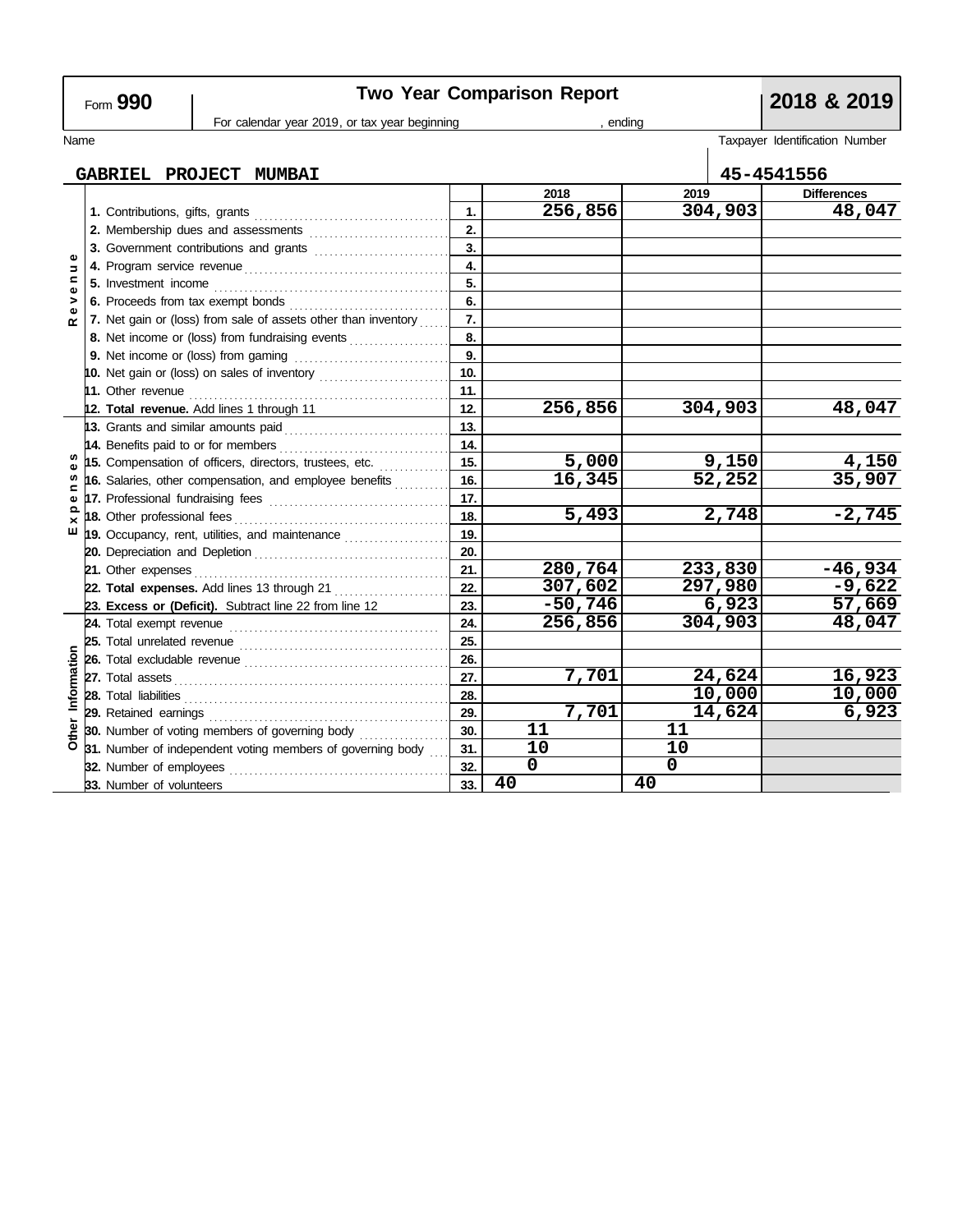# Form 990 — Two Year Comparison Report — 2018 & 2019

For calendar year 2019, or tax year beginning , ending

| Name | Taxpayer Identification Number |
|---|---|
| GABRIEL PROJECT MUMBAI | 45-4541556 |

| Section | Line | No. | 2018 | 2019 | Differences |
|---|---|---|---|---|---|
| Revenue | 1. Contributions, gifts, grants | 1. | 256,856 | 304,903 | 48,047 |
| | 2. Membership dues and assessments | 2. | | | |
| | 3. Government contributions and grants | 3. | | | |
| | 4. Program service revenue | 4. | | | |
| | 5. Investment income | 5. | | | |
| | 6. Proceeds from tax exempt bonds | 6. | | | |
| | 7. Net gain or (loss) from sale of assets other than inventory | 7. | | | |
| | 8. Net income or (loss) from fundraising events | 8. | | | |
| | 9. Net income or (loss) from gaming | 9. | | | |
| | 10. Net gain or (loss) on sales of inventory | 10. | | | |
| | 11. Other revenue | 11. | | | |
| | 12. **Total revenue.** Add lines 1 through 11 | 12. | 256,856 | 304,903 | 48,047 |
| Expenses | 13. Grants and similar amounts paid | 13. | | | |
| | 14. Benefits paid to or for members | 14. | | | |
| | 15. Compensation of officers, directors, trustees, etc. | 15. | 5,000 | 9,150 | 4,150 |
| | 16. Salaries, other compensation, and employee benefits | 16. | 16,345 | 52,252 | 35,907 |
| | 17. Professional fundraising fees | 17. | | | |
| | 18. Other professional fees | 18. | 5,493 | 2,748 | -2,745 |
| | 19. Occupancy, rent, utilities, and maintenance | 19. | | | |
| | 20. Depreciation and Depletion | 20. | | | |
| | 21. Other expenses | 21. | 280,764 | 233,830 | -46,934 |
| | 22. **Total expenses.** Add lines 13 through 21 | 22. | 307,602 | 297,980 | -9,622 |
| | 23. **Excess or (Deficit).** Subtract line 22 from line 12 | 23. | -50,746 | 6,923 | 57,669 |
| Other Information | 24. Total exempt revenue | 24. | 256,856 | 304,903 | 48,047 |
| | 25. Total unrelated revenue | 25. | | | |
| | 26. Total excludable revenue | 26. | | | |
| | 27. Total assets | 27. | 7,701 | 24,624 | 16,923 |
| | 28. Total liabilities | 28. | | 10,000 | 10,000 |
| | 29. Retained earnings | 29. | 7,701 | 14,624 | 6,923 |
| | 30. Number of voting members of governing body | 30. | 11 | 11 | |
| | 31. Number of independent voting members of governing body | 31. | 10 | 10 | |
| | 32. Number of employees | 32. | 0 | 0 | |
| | 33. Number of volunteers | 33. | 40 | 40 | |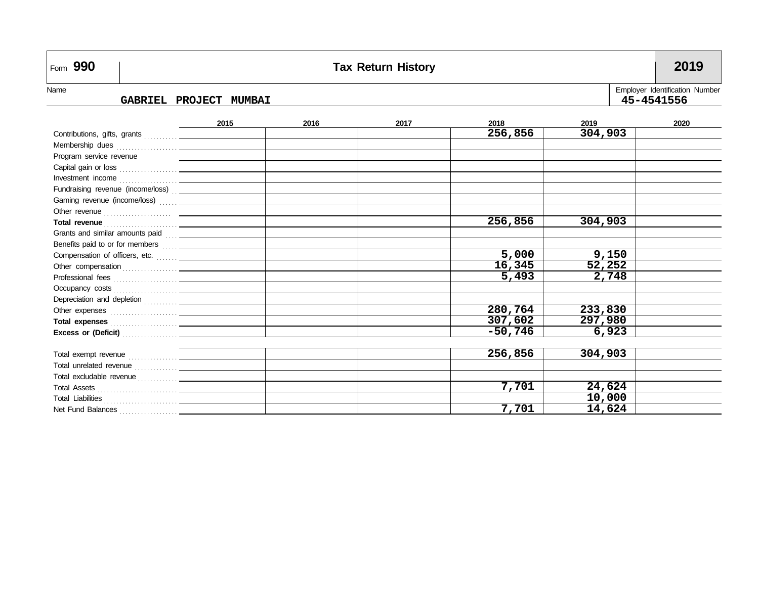Form **990** | **Tax Return History** | **2019**

Name: **GABRIEL PROJECT MUMBAI**

Employer Identification Number: **45-4541556**

| | 2015 | 2016 | 2017 | 2018 | 2019 | 2020 |
|---|---|---|---|---|---|---|
| Contributions, gifts, grants | | | | 256,856 | 304,903 | |
| Membership dues | | | | | | |
| Program service revenue | | | | | | |
| Capital gain or loss | | | | | | |
| Investment income | | | | | | |
| Fundraising revenue (income/loss) | | | | | | |
| Gaming revenue (income/loss) | | | | | | |
| Other revenue | | | | | | |
| **Total revenue** | | | | 256,856 | 304,903 | |
| Grants and similar amounts paid | | | | | | |
| Benefits paid to or for members | | | | | | |
| Compensation of officers, etc. | | | | 5,000 | 9,150 | |
| Other compensation | | | | 16,345 | 52,252 | |
| Professional fees | | | | 5,493 | 2,748 | |
| Occupancy costs | | | | | | |
| Depreciation and depletion | | | | | | |
| Other expenses | | | | 280,764 | 233,830 | |
| **Total expenses** | | | | 307,602 | 297,980 | |
| **Excess or (Deficit)** | | | | -50,746 | 6,923 | |
| | | | | | | |
| Total exempt revenue | | | | 256,856 | 304,903 | |
| Total unrelated revenue | | | | | | |
| Total excludable revenue | | | | | | |
| Total Assets | | | | 7,701 | 24,624 | |
| Total Liabilities | | | | | 10,000 | |
| Net Fund Balances | | | | 7,701 | 14,624 | |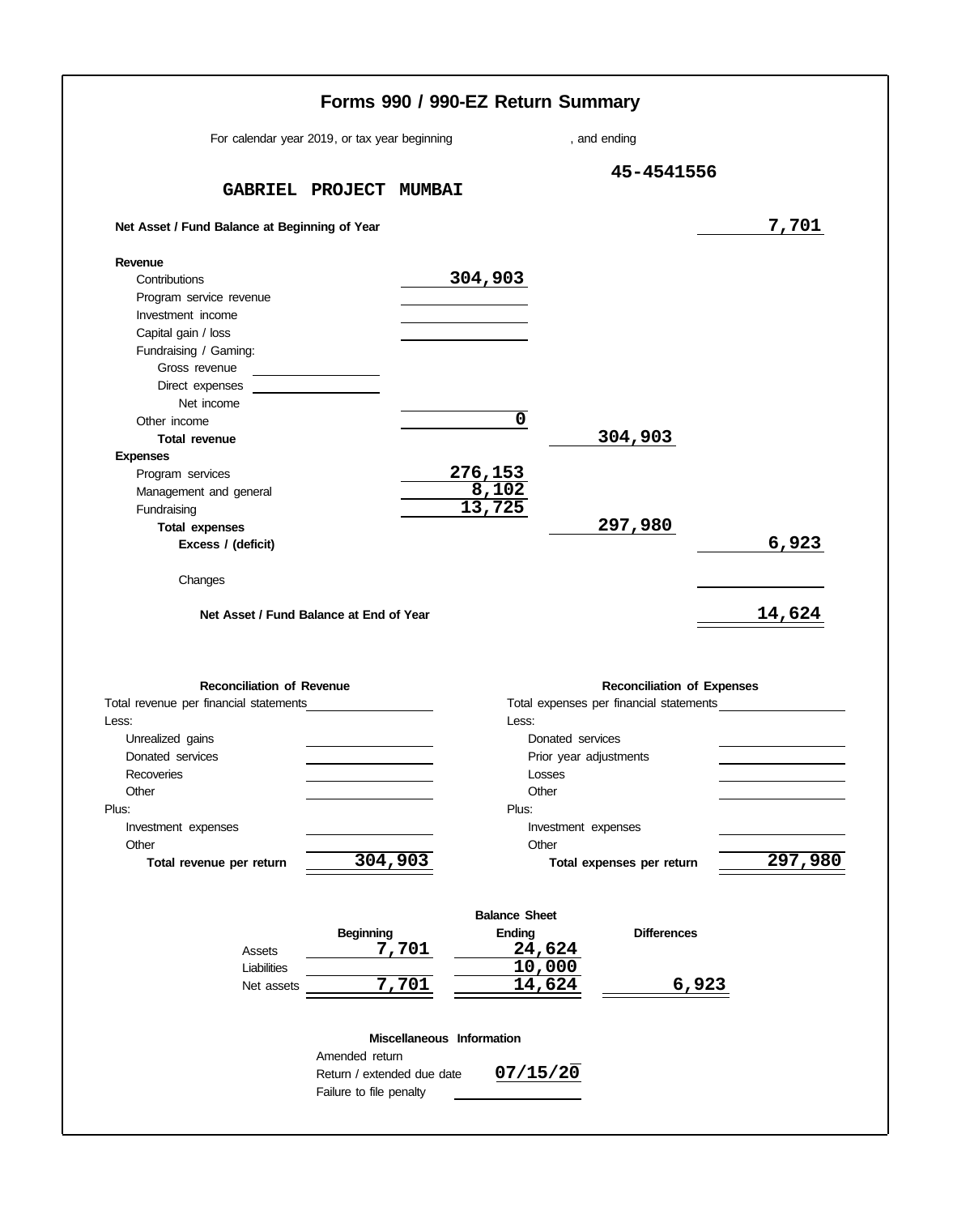# Forms 990 / 990-EZ Return Summary

For calendar year 2019, or tax year beginning , and ending

**GABRIEL PROJECT MUMBAI** 45-4541556

| | | | |
|---|---|---|---|
| **Net Asset / Fund Balance at Beginning of Year** | | | 7,701 |
| **Revenue** | | | |
| Contributions | 304,903 | | |
| Program service revenue | | | |
| Investment income | | | |
| Capital gain / loss | | | |
| Fundraising / Gaming: | | | |
| Gross revenue | | | |
| Direct expenses | | | |
| Net income | | | |
| Other income | 0 | | |
| **Total revenue** | | 304,903 | |
| **Expenses** | | | |
| Program services | 276,153 | | |
| Management and general | 8,102 | | |
| Fundraising | 13,725 | | |
| **Total expenses** | | 297,980 | |
| **Excess / (deficit)** | | | 6,923 |
| Changes | | | |
| **Net Asset / Fund Balance at End of Year** | | | 14,624 |

## Reconciliation of Revenue

| | |
|---|---|
| Total revenue per financial statements | |
| Less: | |
| Unrealized gains | |
| Donated services | |
| Recoveries | |
| Other | |
| Plus: | |
| Investment expenses | |
| Other | |
| **Total revenue per return** | 304,903 |

## Reconciliation of Expenses

| | |
|---|---|
| Total expenses per financial statements | |
| Less: | |
| Donated services | |
| Prior year adjustments | |
| Losses | |
| Other | |
| Plus: | |
| Investment expenses | |
| Other | |
| **Total expenses per return** | 297,980 |

## Balance Sheet

| | Beginning | Ending | Differences |
|---|---|---|---|
| Assets | 7,701 | 24,624 | |
| Liabilities | | 10,000 | |
| Net assets | 7,701 | 14,624 | 6,923 |

## Miscellaneous Information

| | |
|---|---|
| Amended return | |
| Return / extended due date | 07/15/20 |
| Failure to file penalty | |